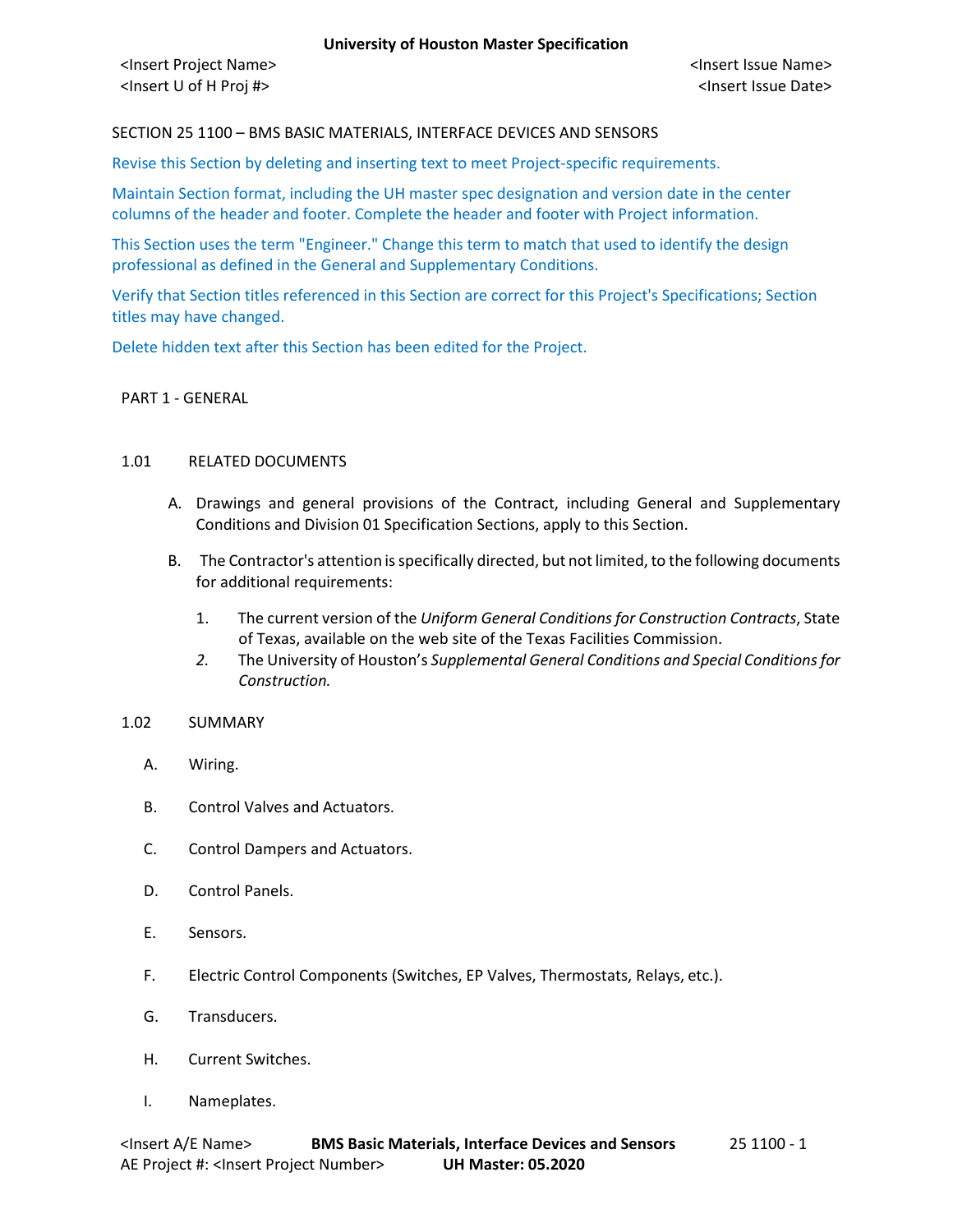SECTION 25 1100 – BMS BASIC MATERIALS, INTERFACE DEVICES AND SENSORS

Revise this Section by deleting and inserting text to meet Project-specific requirements.

Maintain Section format, including the UH master spec designation and version date in the center columns of the header and footer. Complete the header and footer with Project information.

This Section uses the term "Engineer." Change this term to match that used to identify the design professional as defined in the General and Supplementary Conditions.

Verify that Section titles referenced in this Section are correct for this Project's Specifications; Section titles may have changed.

Delete hidden text after this Section has been edited for the Project.

## PART 1 - GENERAL

### 1.01 RELATED DOCUMENTS

A. Drawings and general provisions of the Contract, including General and Supplementary Conditions and Division 01 Specification Sections, apply to this Section.

B. The Contractor's attention is specifically directed, but not limited, to the following documents for additional requirements:

1. The current version of the *Uniform General Conditions for Construction Contracts*, State of Texas, available on the web site of the Texas Facilities Commission.
2. The University of Houston's *Supplemental General Conditions and Special Conditions for Construction.*

### 1.02 SUMMARY

A. Wiring.

B. Control Valves and Actuators.

C. Control Dampers and Actuators.

D. Control Panels.

E. Sensors.

F. Electric Control Components (Switches, EP Valves, Thermostats, Relays, etc.).

G. Transducers.

H. Current Switches.

I. Nameplates.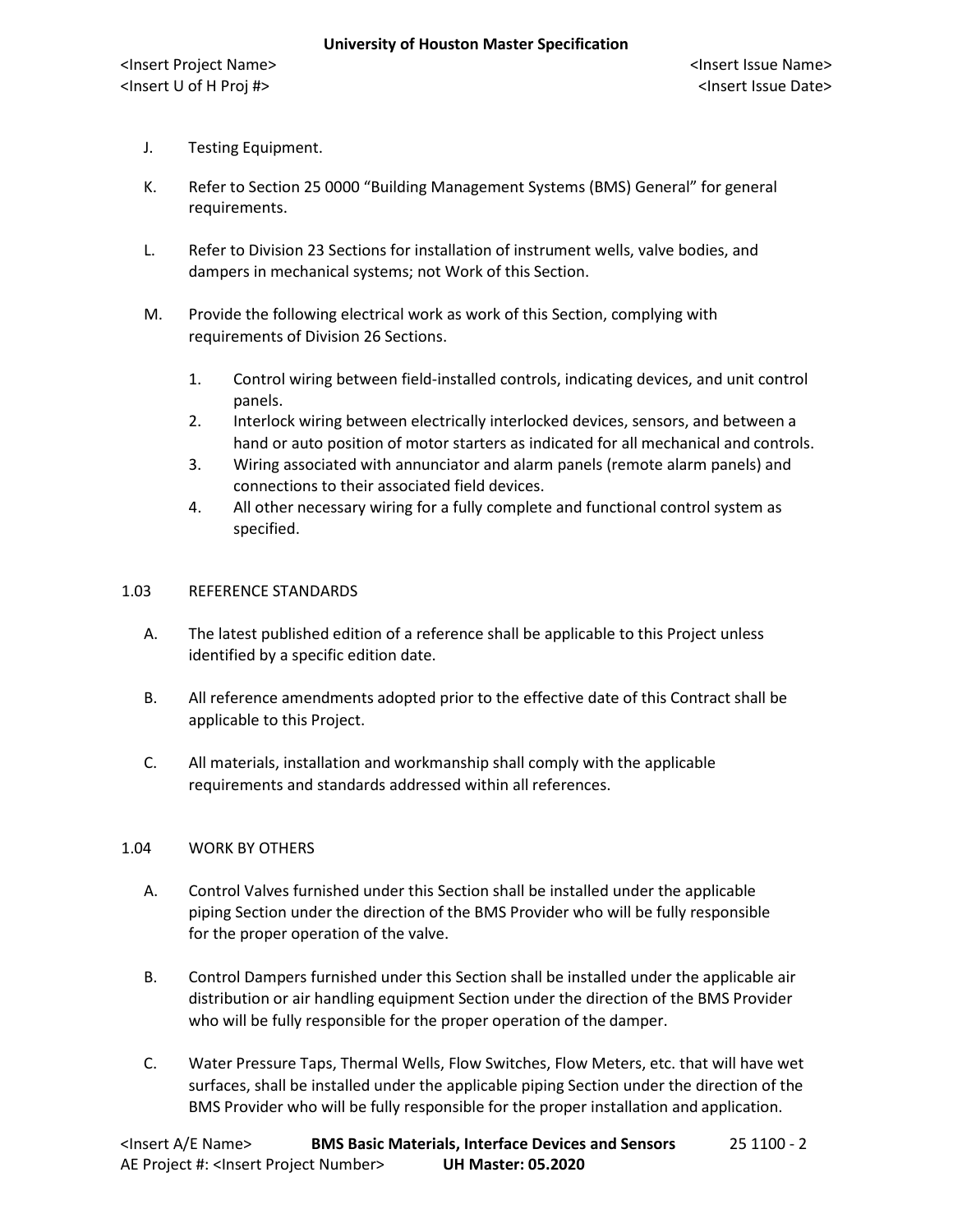J. Testing Equipment.

K. Refer to Section 25 0000 “Building Management Systems (BMS) General” for general requirements.

L. Refer to Division 23 Sections for installation of instrument wells, valve bodies, and dampers in mechanical systems; not Work of this Section.

M. Provide the following electrical work as work of this Section, complying with requirements of Division 26 Sections.

1. Control wiring between field-installed controls, indicating devices, and unit control panels.
2. Interlock wiring between electrically interlocked devices, sensors, and between a hand or auto position of motor starters as indicated for all mechanical and controls.
3. Wiring associated with annunciator and alarm panels (remote alarm panels) and connections to their associated field devices.
4. All other necessary wiring for a fully complete and functional control system as specified.

## 1.03 REFERENCE STANDARDS

A. The latest published edition of a reference shall be applicable to this Project unless identified by a specific edition date.

B. All reference amendments adopted prior to the effective date of this Contract shall be applicable to this Project.

C. All materials, installation and workmanship shall comply with the applicable requirements and standards addressed within all references.

## 1.04 WORK BY OTHERS

A. Control Valves furnished under this Section shall be installed under the applicable piping Section under the direction of the BMS Provider who will be fully responsible for the proper operation of the valve.

B. Control Dampers furnished under this Section shall be installed under the applicable air distribution or air handling equipment Section under the direction of the BMS Provider who will be fully responsible for the proper operation of the damper.

C. Water Pressure Taps, Thermal Wells, Flow Switches, Flow Meters, etc. that will have wet surfaces, shall be installed under the applicable piping Section under the direction of the BMS Provider who will be fully responsible for the proper installation and application.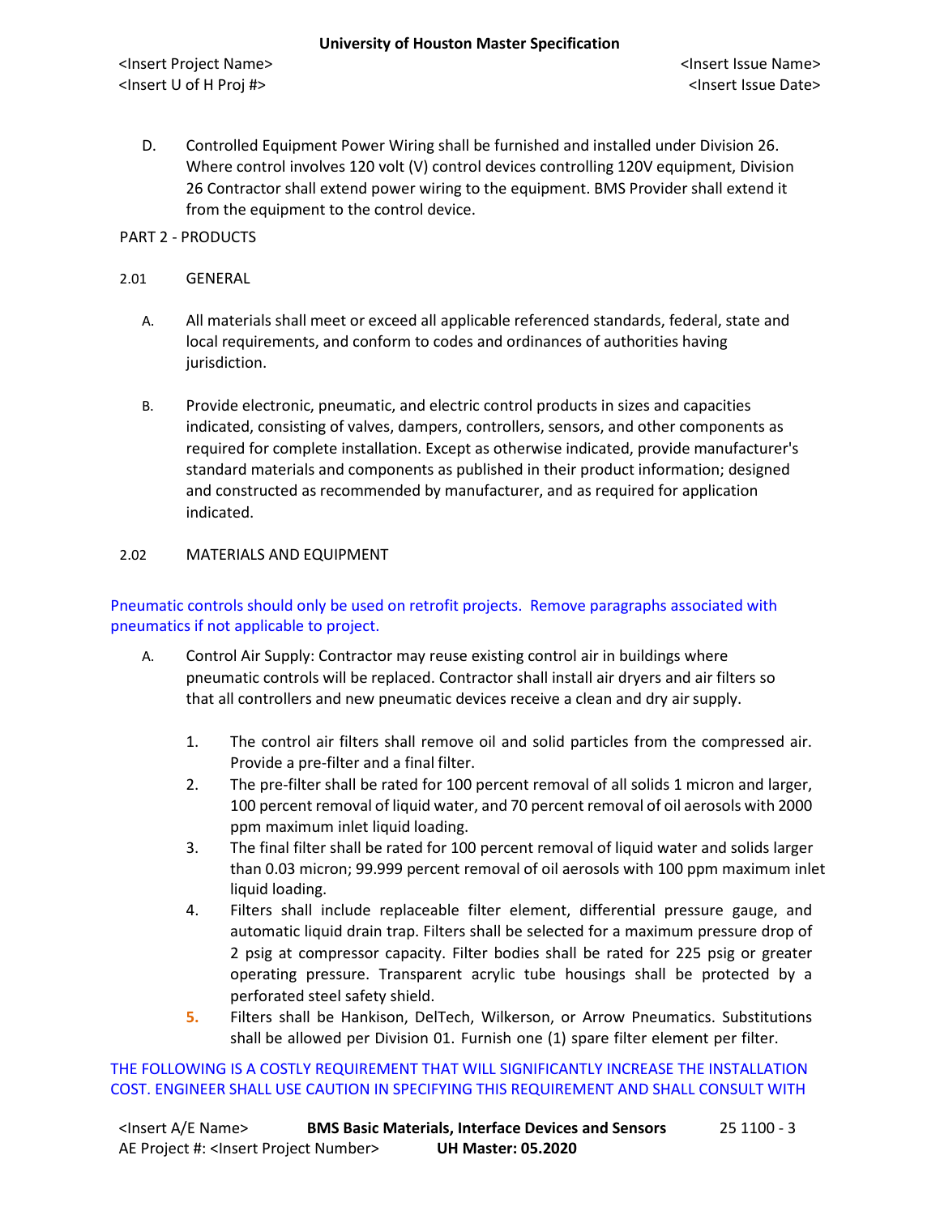D. Controlled Equipment Power Wiring shall be furnished and installed under Division 26. Where control involves 120 volt (V) control devices controlling 120V equipment, Division 26 Contractor shall extend power wiring to the equipment. BMS Provider shall extend it from the equipment to the control device.

## PART 2 - PRODUCTS

### 2.01 GENERAL

A. All materials shall meet or exceed all applicable referenced standards, federal, state and local requirements, and conform to codes and ordinances of authorities having jurisdiction.

B. Provide electronic, pneumatic, and electric control products in sizes and capacities indicated, consisting of valves, dampers, controllers, sensors, and other components as required for complete installation. Except as otherwise indicated, provide manufacturer's standard materials and components as published in their product information; designed and constructed as recommended by manufacturer, and as required for application indicated.

### 2.02 MATERIALS AND EQUIPMENT

Pneumatic controls should only be used on retrofit projects. Remove paragraphs associated with pneumatics if not applicable to project.

A. Control Air Supply: Contractor may reuse existing control air in buildings where pneumatic controls will be replaced. Contractor shall install air dryers and air filters so that all controllers and new pneumatic devices receive a clean and dry air supply.

1. The control air filters shall remove oil and solid particles from the compressed air. Provide a pre-filter and a final filter.
2. The pre-filter shall be rated for 100 percent removal of all solids 1 micron and larger, 100 percent removal of liquid water, and 70 percent removal of oil aerosols with 2000 ppm maximum inlet liquid loading.
3. The final filter shall be rated for 100 percent removal of liquid water and solids larger than 0.03 micron; 99.999 percent removal of oil aerosols with 100 ppm maximum inlet liquid loading.
4. Filters shall include replaceable filter element, differential pressure gauge, and automatic liquid drain trap. Filters shall be selected for a maximum pressure drop of 2 psig at compressor capacity. Filter bodies shall be rated for 225 psig or greater operating pressure. Transparent acrylic tube housings shall be protected by a perforated steel safety shield.
5. Filters shall be Hankison, DelTech, Wilkerson, or Arrow Pneumatics. Substitutions shall be allowed per Division 01. Furnish one (1) spare filter element per filter.

THE FOLLOWING IS A COSTLY REQUIREMENT THAT WILL SIGNIFICANTLY INCREASE THE INSTALLATION COST. ENGINEER SHALL USE CAUTION IN SPECIFYING THIS REQUIREMENT AND SHALL CONSULT WITH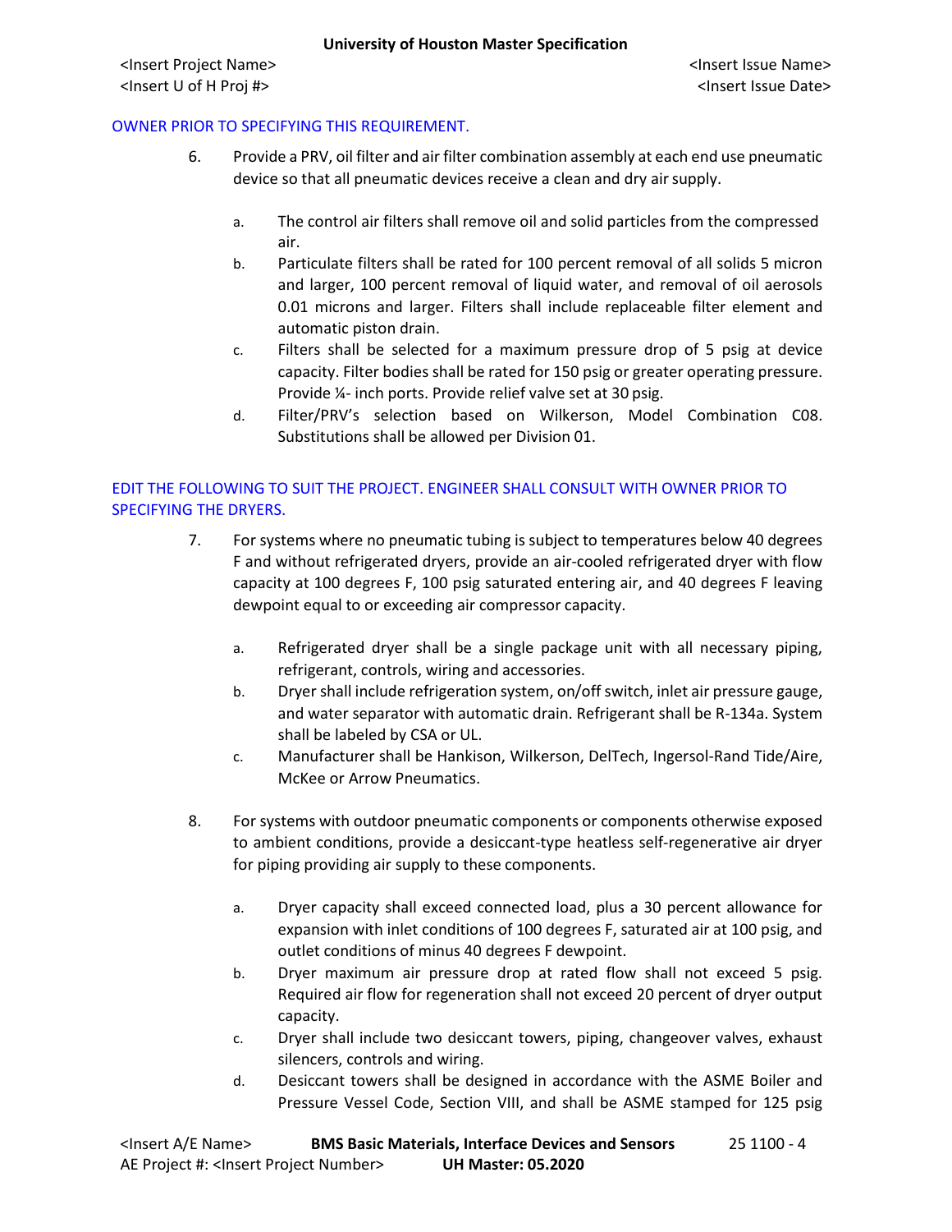OWNER PRIOR TO SPECIFYING THIS REQUIREMENT.

6. Provide a PRV, oil filter and air filter combination assembly at each end use pneumatic device so that all pneumatic devices receive a clean and dry air supply.

   a. The control air filters shall remove oil and solid particles from the compressed air.
   b. Particulate filters shall be rated for 100 percent removal of all solids 5 micron and larger, 100 percent removal of liquid water, and removal of oil aerosols 0.01 microns and larger. Filters shall include replaceable filter element and automatic piston drain.
   c. Filters shall be selected for a maximum pressure drop of 5 psig at device capacity. Filter bodies shall be rated for 150 psig or greater operating pressure. Provide ¼- inch ports. Provide relief valve set at 30 psig.
   d. Filter/PRV's selection based on Wilkerson, Model Combination C08. Substitutions shall be allowed per Division 01.

EDIT THE FOLLOWING TO SUIT THE PROJECT. ENGINEER SHALL CONSULT WITH OWNER PRIOR TO SPECIFYING THE DRYERS.

7. For systems where no pneumatic tubing is subject to temperatures below 40 degrees F and without refrigerated dryers, provide an air-cooled refrigerated dryer with flow capacity at 100 degrees F, 100 psig saturated entering air, and 40 degrees F leaving dewpoint equal to or exceeding air compressor capacity.

   a. Refrigerated dryer shall be a single package unit with all necessary piping, refrigerant, controls, wiring and accessories.
   b. Dryer shall include refrigeration system, on/off switch, inlet air pressure gauge, and water separator with automatic drain. Refrigerant shall be R-134a. System shall be labeled by CSA or UL.
   c. Manufacturer shall be Hankison, Wilkerson, DelTech, Ingersol-Rand Tide/Aire, McKee or Arrow Pneumatics.

8. For systems with outdoor pneumatic components or components otherwise exposed to ambient conditions, provide a desiccant-type heatless self-regenerative air dryer for piping providing air supply to these components.

   a. Dryer capacity shall exceed connected load, plus a 30 percent allowance for expansion with inlet conditions of 100 degrees F, saturated air at 100 psig, and outlet conditions of minus 40 degrees F dewpoint.
   b. Dryer maximum air pressure drop at rated flow shall not exceed 5 psig. Required air flow for regeneration shall not exceed 20 percent of dryer output capacity.
   c. Dryer shall include two desiccant towers, piping, changeover valves, exhaust silencers, controls and wiring.
   d. Desiccant towers shall be designed in accordance with the ASME Boiler and Pressure Vessel Code, Section VIII, and shall be ASME stamped for 125 psig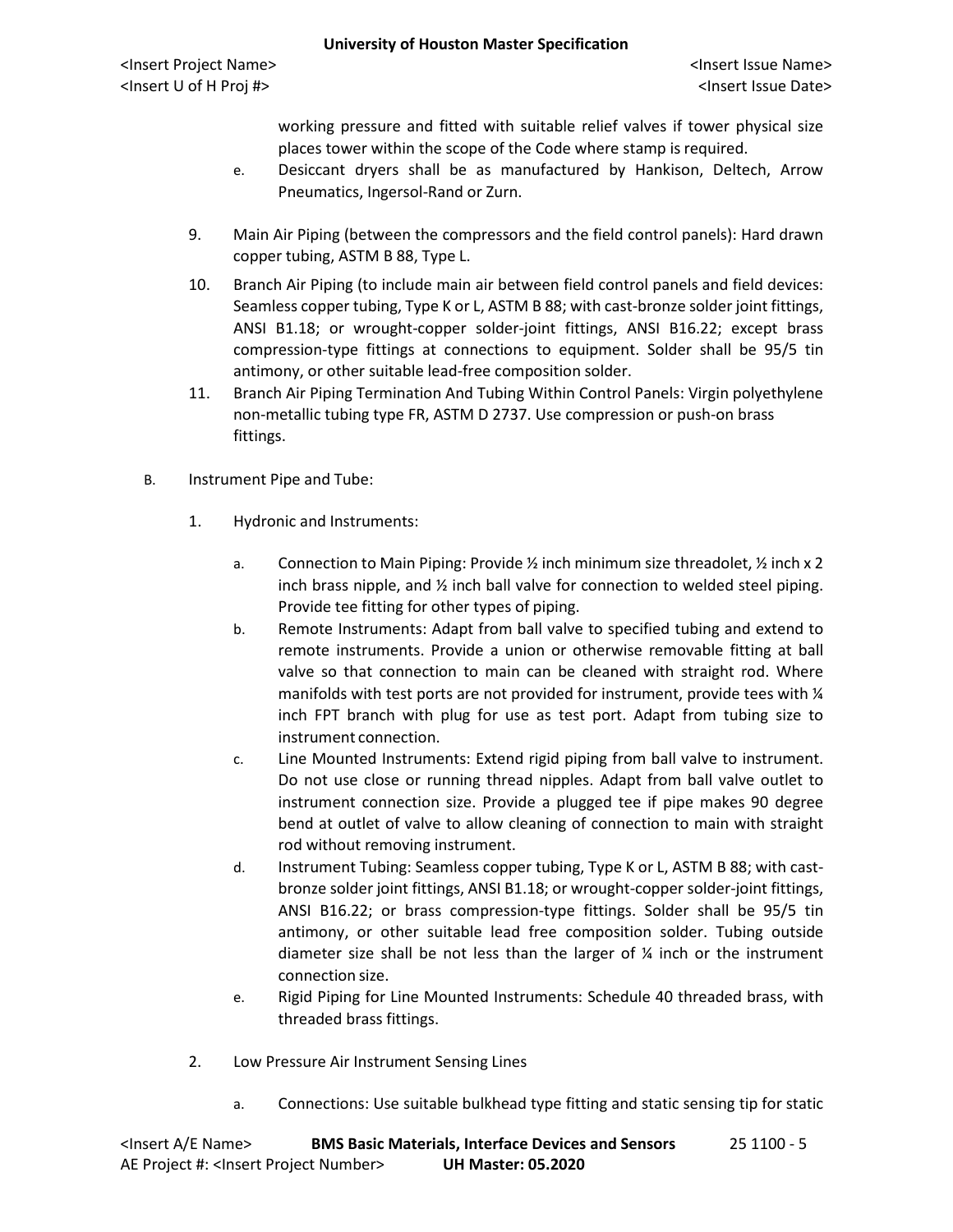working pressure and fitted with suitable relief valves if tower physical size places tower within the scope of the Code where stamp is required.

e. Desiccant dryers shall be as manufactured by Hankison, Deltech, Arrow Pneumatics, Ingersol-Rand or Zurn.

9. Main Air Piping (between the compressors and the field control panels): Hard drawn copper tubing, ASTM B 88, Type L.

10. Branch Air Piping (to include main air between field control panels and field devices: Seamless copper tubing, Type K or L, ASTM B 88; with cast-bronze solder joint fittings, ANSI B1.18; or wrought-copper solder-joint fittings, ANSI B16.22; except brass compression-type fittings at connections to equipment. Solder shall be 95/5 tin antimony, or other suitable lead-free composition solder.

11. Branch Air Piping Termination And Tubing Within Control Panels: Virgin polyethylene non-metallic tubing type FR, ASTM D 2737. Use compression or push-on brass fittings.

B. Instrument Pipe and Tube:

1. Hydronic and Instruments:

a. Connection to Main Piping: Provide ½ inch minimum size threadolet, ½ inch x 2 inch brass nipple, and ½ inch ball valve for connection to welded steel piping. Provide tee fitting for other types of piping.

b. Remote Instruments: Adapt from ball valve to specified tubing and extend to remote instruments. Provide a union or otherwise removable fitting at ball valve so that connection to main can be cleaned with straight rod. Where manifolds with test ports are not provided for instrument, provide tees with ¼ inch FPT branch with plug for use as test port. Adapt from tubing size to instrument connection.

c. Line Mounted Instruments: Extend rigid piping from ball valve to instrument. Do not use close or running thread nipples. Adapt from ball valve outlet to instrument connection size. Provide a plugged tee if pipe makes 90 degree bend at outlet of valve to allow cleaning of connection to main with straight rod without removing instrument.

d. Instrument Tubing: Seamless copper tubing, Type K or L, ASTM B 88; with cast-bronze solder joint fittings, ANSI B1.18; or wrought-copper solder-joint fittings, ANSI B16.22; or brass compression-type fittings. Solder shall be 95/5 tin antimony, or other suitable lead free composition solder. Tubing outside diameter size shall be not less than the larger of ¼ inch or the instrument connection size.

e. Rigid Piping for Line Mounted Instruments: Schedule 40 threaded brass, with threaded brass fittings.

2. Low Pressure Air Instrument Sensing Lines

a. Connections: Use suitable bulkhead type fitting and static sensing tip for static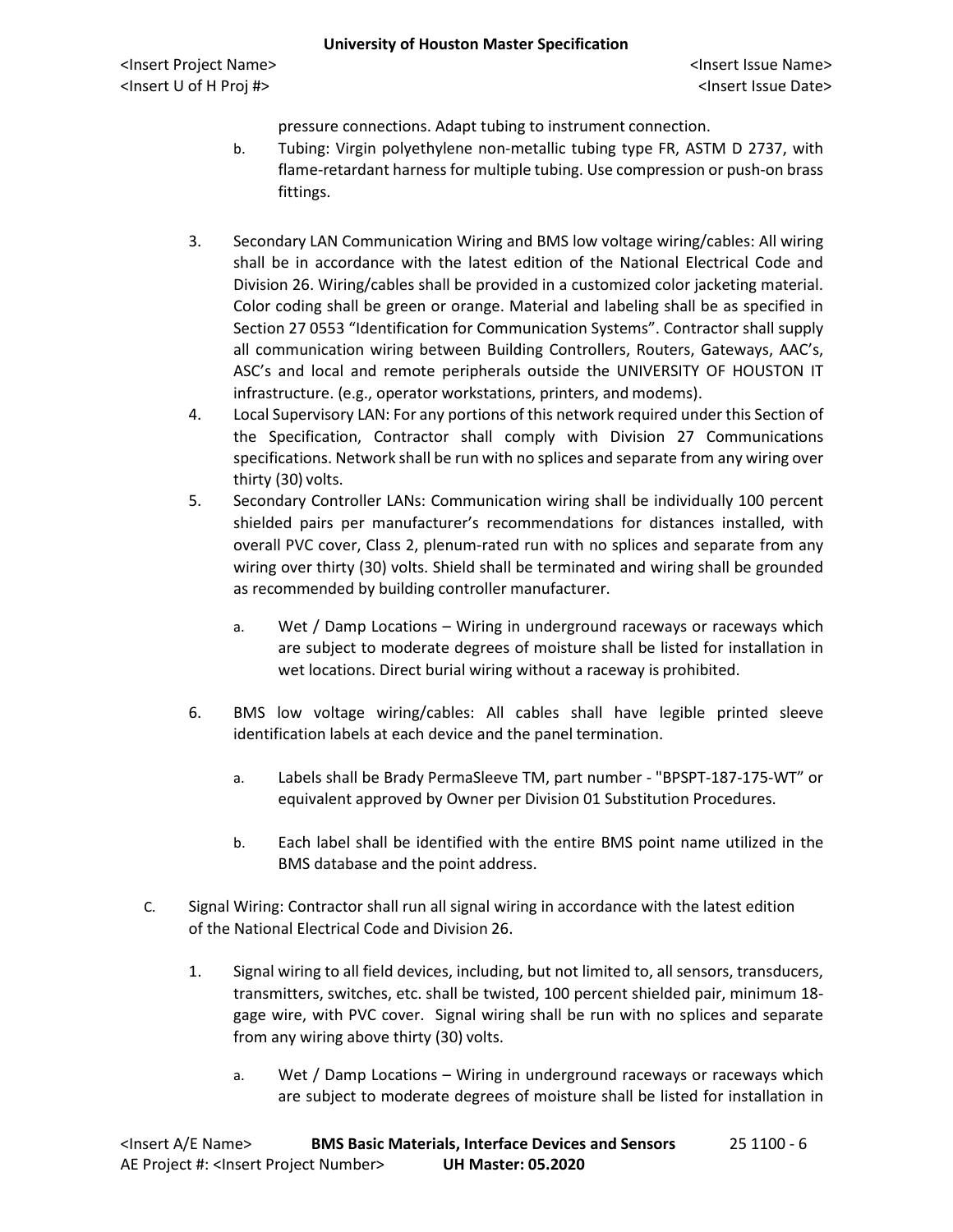pressure connections. Adapt tubing to instrument connection.

b. Tubing: Virgin polyethylene non-metallic tubing type FR, ASTM D 2737, with flame-retardant harness for multiple tubing. Use compression or push-on brass fittings.

3. Secondary LAN Communication Wiring and BMS low voltage wiring/cables: All wiring shall be in accordance with the latest edition of the National Electrical Code and Division 26. Wiring/cables shall be provided in a customized color jacketing material. Color coding shall be green or orange. Material and labeling shall be as specified in Section 27 0553 "Identification for Communication Systems". Contractor shall supply all communication wiring between Building Controllers, Routers, Gateways, AAC's, ASC's and local and remote peripherals outside the UNIVERSITY OF HOUSTON IT infrastructure. (e.g., operator workstations, printers, and modems).

4. Local Supervisory LAN: For any portions of this network required under this Section of the Specification, Contractor shall comply with Division 27 Communications specifications. Network shall be run with no splices and separate from any wiring over thirty (30) volts.

5. Secondary Controller LANs: Communication wiring shall be individually 100 percent shielded pairs per manufacturer's recommendations for distances installed, with overall PVC cover, Class 2, plenum-rated run with no splices and separate from any wiring over thirty (30) volts. Shield shall be terminated and wiring shall be grounded as recommended by building controller manufacturer.

   a. Wet / Damp Locations – Wiring in underground raceways or raceways which are subject to moderate degrees of moisture shall be listed for installation in wet locations. Direct burial wiring without a raceway is prohibited.

6. BMS low voltage wiring/cables: All cables shall have legible printed sleeve identification labels at each device and the panel termination.

   a. Labels shall be Brady PermaSleeve TM, part number - "BPSPT-187-175-WT" or equivalent approved by Owner per Division 01 Substitution Procedures.

   b. Each label shall be identified with the entire BMS point name utilized in the BMS database and the point address.

C. Signal Wiring: Contractor shall run all signal wiring in accordance with the latest edition of the National Electrical Code and Division 26.

1. Signal wiring to all field devices, including, but not limited to, all sensors, transducers, transmitters, switches, etc. shall be twisted, 100 percent shielded pair, minimum 18-gage wire, with PVC cover. Signal wiring shall be run with no splices and separate from any wiring above thirty (30) volts.

   a. Wet / Damp Locations – Wiring in underground raceways or raceways which are subject to moderate degrees of moisture shall be listed for installation in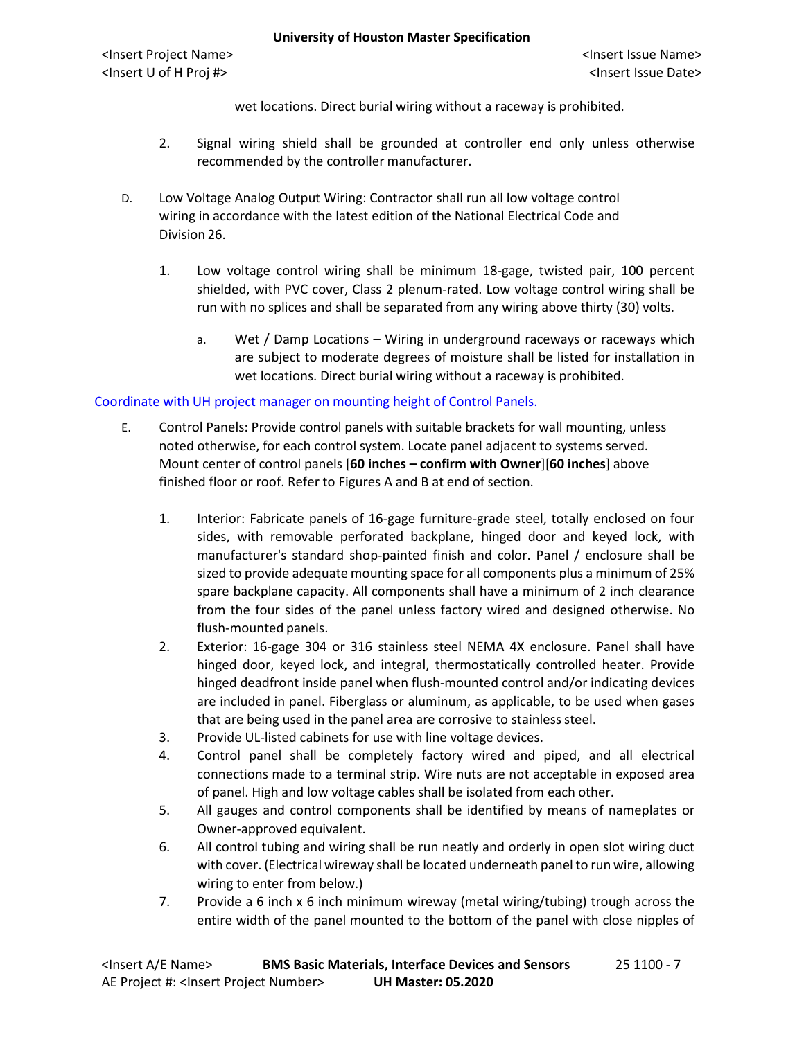wet locations. Direct burial wiring without a raceway is prohibited.

2. Signal wiring shield shall be grounded at controller end only unless otherwise recommended by the controller manufacturer.

D. Low Voltage Analog Output Wiring: Contractor shall run all low voltage control wiring in accordance with the latest edition of the National Electrical Code and Division 26.

1. Low voltage control wiring shall be minimum 18-gage, twisted pair, 100 percent shielded, with PVC cover, Class 2 plenum-rated. Low voltage control wiring shall be run with no splices and shall be separated from any wiring above thirty (30) volts.

   a. Wet / Damp Locations – Wiring in underground raceways or raceways which are subject to moderate degrees of moisture shall be listed for installation in wet locations. Direct burial wiring without a raceway is prohibited.

Coordinate with UH project manager on mounting height of Control Panels.

E. Control Panels: Provide control panels with suitable brackets for wall mounting, unless noted otherwise, for each control system. Locate panel adjacent to systems served. Mount center of control panels [**60 inches – confirm with Owner**][**60 inches**] above finished floor or roof. Refer to Figures A and B at end of section.

1. Interior: Fabricate panels of 16-gage furniture-grade steel, totally enclosed on four sides, with removable perforated backplane, hinged door and keyed lock, with manufacturer's standard shop-painted finish and color. Panel / enclosure shall be sized to provide adequate mounting space for all components plus a minimum of 25% spare backplane capacity. All components shall have a minimum of 2 inch clearance from the four sides of the panel unless factory wired and designed otherwise. No flush-mounted panels.
2. Exterior: 16-gage 304 or 316 stainless steel NEMA 4X enclosure. Panel shall have hinged door, keyed lock, and integral, thermostatically controlled heater. Provide hinged deadfront inside panel when flush-mounted control and/or indicating devices are included in panel. Fiberglass or aluminum, as applicable, to be used when gases that are being used in the panel area are corrosive to stainless steel.
3. Provide UL-listed cabinets for use with line voltage devices.
4. Control panel shall be completely factory wired and piped, and all electrical connections made to a terminal strip. Wire nuts are not acceptable in exposed area of panel. High and low voltage cables shall be isolated from each other.
5. All gauges and control components shall be identified by means of nameplates or Owner-approved equivalent.
6. All control tubing and wiring shall be run neatly and orderly in open slot wiring duct with cover. (Electrical wireway shall be located underneath panel to run wire, allowing wiring to enter from below.)
7. Provide a 6 inch x 6 inch minimum wireway (metal wiring/tubing) trough across the entire width of the panel mounted to the bottom of the panel with close nipples of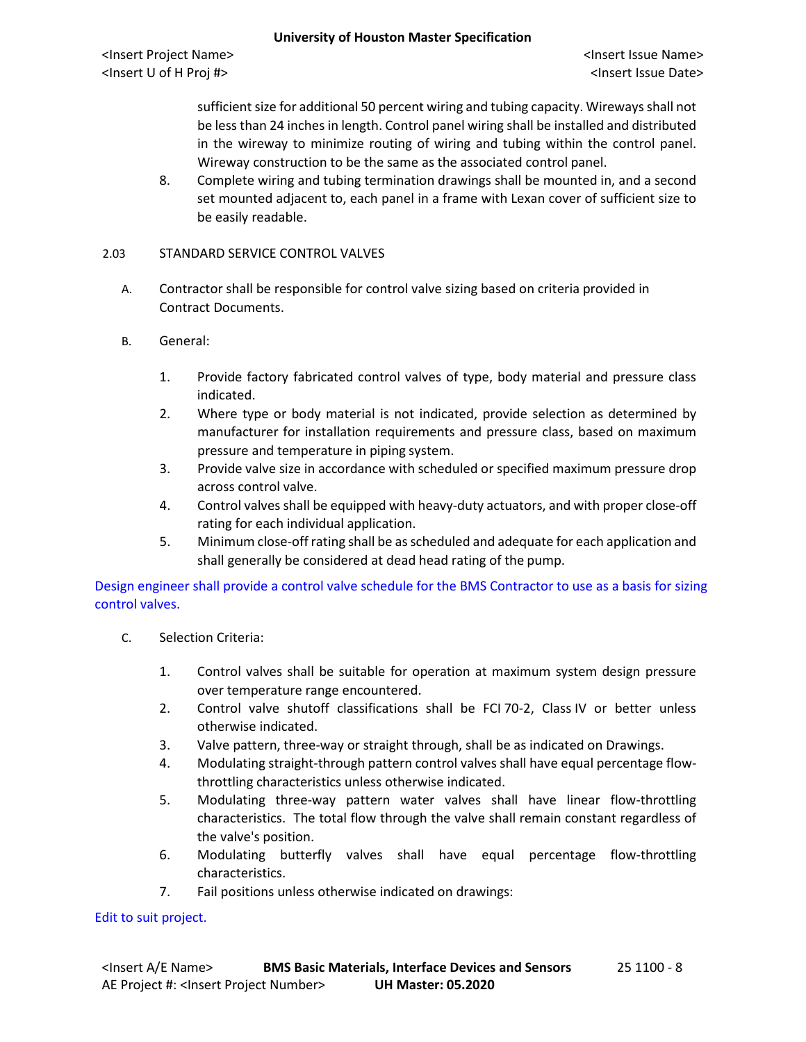sufficient size for additional 50 percent wiring and tubing capacity. Wireways shall not be less than 24 inches in length. Control panel wiring shall be installed and distributed in the wireway to minimize routing of wiring and tubing within the control panel. Wireway construction to be the same as the associated control panel.

8. Complete wiring and tubing termination drawings shall be mounted in, and a second set mounted adjacent to, each panel in a frame with Lexan cover of sufficient size to be easily readable.

2.03 STANDARD SERVICE CONTROL VALVES

A. Contractor shall be responsible for control valve sizing based on criteria provided in Contract Documents.

B. General:

1. Provide factory fabricated control valves of type, body material and pressure class indicated.
2. Where type or body material is not indicated, provide selection as determined by manufacturer for installation requirements and pressure class, based on maximum pressure and temperature in piping system.
3. Provide valve size in accordance with scheduled or specified maximum pressure drop across control valve.
4. Control valves shall be equipped with heavy-duty actuators, and with proper close-off rating for each individual application.
5. Minimum close-off rating shall be as scheduled and adequate for each application and shall generally be considered at dead head rating of the pump.

Design engineer shall provide a control valve schedule for the BMS Contractor to use as a basis for sizing control valves.

C. Selection Criteria:

1. Control valves shall be suitable for operation at maximum system design pressure over temperature range encountered.
2. Control valve shutoff classifications shall be FCI 70-2, Class IV or better unless otherwise indicated.
3. Valve pattern, three-way or straight through, shall be as indicated on Drawings.
4. Modulating straight-through pattern control valves shall have equal percentage flow-throttling characteristics unless otherwise indicated.
5. Modulating three-way pattern water valves shall have linear flow-throttling characteristics. The total flow through the valve shall remain constant regardless of the valve's position.
6. Modulating butterfly valves shall have equal percentage flow-throttling characteristics.
7. Fail positions unless otherwise indicated on drawings:

Edit to suit project.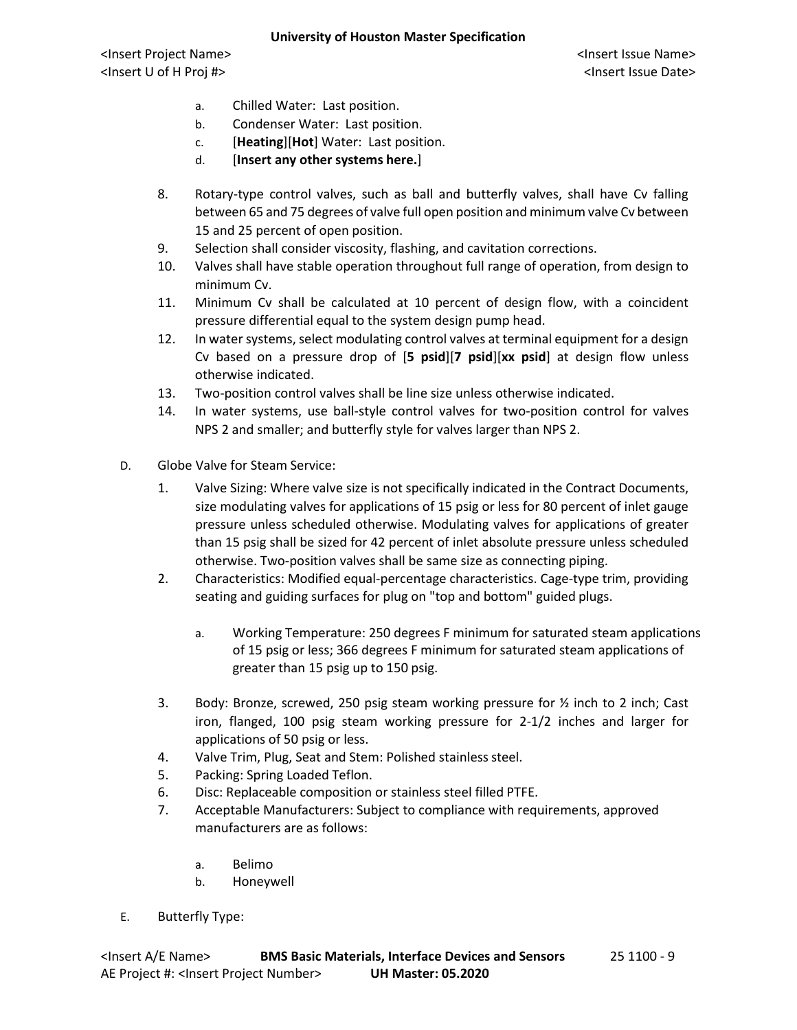a. Chilled Water: Last position.
b. Condenser Water: Last position.
c. [**Heating**][**Hot**] Water: Last position.
d. [**Insert any other systems here.**]

8. Rotary-type control valves, such as ball and butterfly valves, shall have Cv falling between 65 and 75 degrees of valve full open position and minimum valve Cv between 15 and 25 percent of open position.
9. Selection shall consider viscosity, flashing, and cavitation corrections.
10. Valves shall have stable operation throughout full range of operation, from design to minimum Cv.
11. Minimum Cv shall be calculated at 10 percent of design flow, with a coincident pressure differential equal to the system design pump head.
12. In water systems, select modulating control valves at terminal equipment for a design Cv based on a pressure drop of [**5 psid**][**7 psid**][**xx psid**] at design flow unless otherwise indicated.
13. Two-position control valves shall be line size unless otherwise indicated.
14. In water systems, use ball-style control valves for two-position control for valves NPS 2 and smaller; and butterfly style for valves larger than NPS 2.

D. Globe Valve for Steam Service:

1. Valve Sizing: Where valve size is not specifically indicated in the Contract Documents, size modulating valves for applications of 15 psig or less for 80 percent of inlet gauge pressure unless scheduled otherwise. Modulating valves for applications of greater than 15 psig shall be sized for 42 percent of inlet absolute pressure unless scheduled otherwise. Two-position valves shall be same size as connecting piping.
2. Characteristics: Modified equal-percentage characteristics. Cage-type trim, providing seating and guiding surfaces for plug on "top and bottom" guided plugs.

   a. Working Temperature: 250 degrees F minimum for saturated steam applications of 15 psig or less; 366 degrees F minimum for saturated steam applications of greater than 15 psig up to 150 psig.

3. Body: Bronze, screwed, 250 psig steam working pressure for ½ inch to 2 inch; Cast iron, flanged, 100 psig steam working pressure for 2-1/2 inches and larger for applications of 50 psig or less.
4. Valve Trim, Plug, Seat and Stem: Polished stainless steel.
5. Packing: Spring Loaded Teflon.
6. Disc: Replaceable composition or stainless steel filled PTFE.
7. Acceptable Manufacturers: Subject to compliance with requirements, approved manufacturers are as follows:

   a. Belimo
   b. Honeywell

E. Butterfly Type: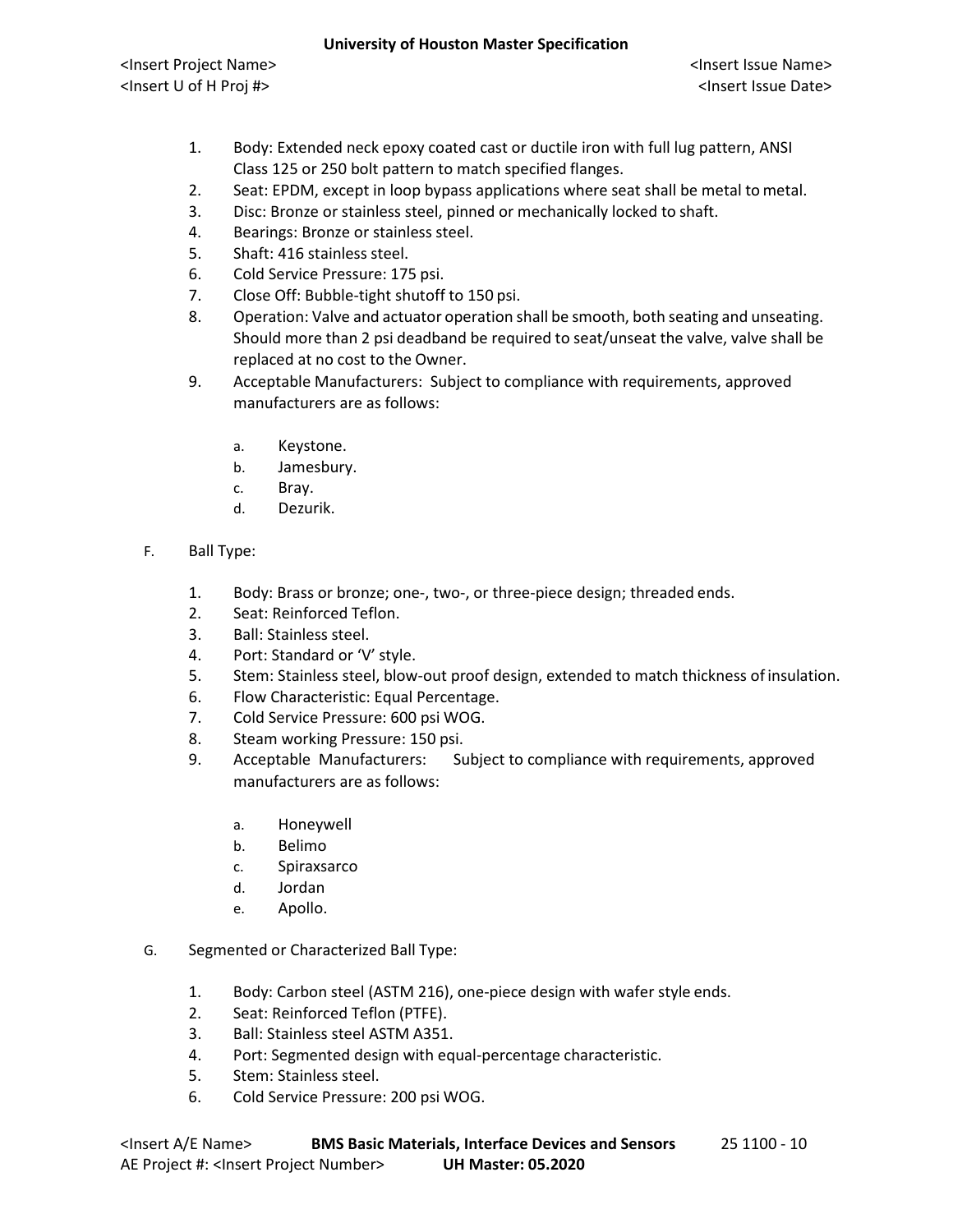1. Body: Extended neck epoxy coated cast or ductile iron with full lug pattern, ANSI Class 125 or 250 bolt pattern to match specified flanges.
2. Seat: EPDM, except in loop bypass applications where seat shall be metal to metal.
3. Disc: Bronze or stainless steel, pinned or mechanically locked to shaft.
4. Bearings: Bronze or stainless steel.
5. Shaft: 416 stainless steel.
6. Cold Service Pressure: 175 psi.
7. Close Off: Bubble-tight shutoff to 150 psi.
8. Operation: Valve and actuator operation shall be smooth, both seating and unseating. Should more than 2 psi deadband be required to seat/unseat the valve, valve shall be replaced at no cost to the Owner.
9. Acceptable Manufacturers: Subject to compliance with requirements, approved manufacturers are as follows:

   a. Keystone.
   b. Jamesbury.
   c. Bray.
   d. Dezurik.

F. Ball Type:

1. Body: Brass or bronze; one-, two-, or three-piece design; threaded ends.
2. Seat: Reinforced Teflon.
3. Ball: Stainless steel.
4. Port: Standard or ‘V’ style.
5. Stem: Stainless steel, blow-out proof design, extended to match thickness of insulation.
6. Flow Characteristic: Equal Percentage.
7. Cold Service Pressure: 600 psi WOG.
8. Steam working Pressure: 150 psi.
9. Acceptable Manufacturers: Subject to compliance with requirements, approved manufacturers are as follows:

   a. Honeywell
   b. Belimo
   c. Spiraxsarco
   d. Jordan
   e. Apollo.

G. Segmented or Characterized Ball Type:

1. Body: Carbon steel (ASTM 216), one-piece design with wafer style ends.
2. Seat: Reinforced Teflon (PTFE).
3. Ball: Stainless steel ASTM A351.
4. Port: Segmented design with equal-percentage characteristic.
5. Stem: Stainless steel.
6. Cold Service Pressure: 200 psi WOG.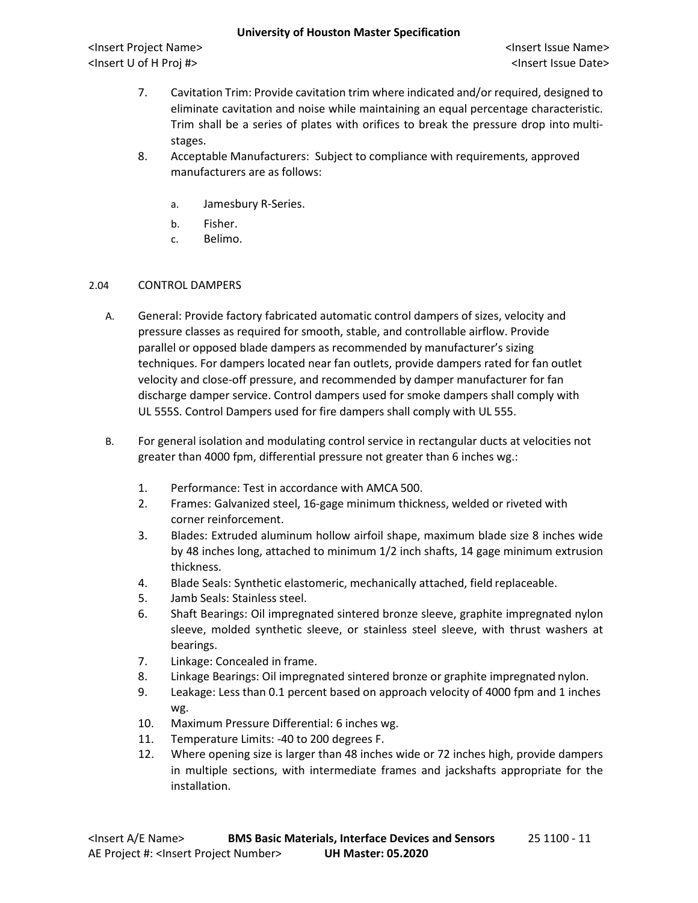7. Cavitation Trim: Provide cavitation trim where indicated and/or required, designed to eliminate cavitation and noise while maintaining an equal percentage characteristic. Trim shall be a series of plates with orifices to break the pressure drop into multi-stages.
8. Acceptable Manufacturers: Subject to compliance with requirements, approved manufacturers are as follows:

   a. Jamesbury R-Series.
   b. Fisher.
   c. Belimo.

## 2.04 CONTROL DAMPERS

A. General: Provide factory fabricated automatic control dampers of sizes, velocity and pressure classes as required for smooth, stable, and controllable airflow. Provide parallel or opposed blade dampers as recommended by manufacturer's sizing techniques. For dampers located near fan outlets, provide dampers rated for fan outlet velocity and close-off pressure, and recommended by damper manufacturer for fan discharge damper service. Control dampers used for smoke dampers shall comply with UL 555S. Control Dampers used for fire dampers shall comply with UL 555.

B. For general isolation and modulating control service in rectangular ducts at velocities not greater than 4000 fpm, differential pressure not greater than 6 inches wg.:

1. Performance: Test in accordance with AMCA 500.
2. Frames: Galvanized steel, 16-gage minimum thickness, welded or riveted with corner reinforcement.
3. Blades: Extruded aluminum hollow airfoil shape, maximum blade size 8 inches wide by 48 inches long, attached to minimum 1/2 inch shafts, 14 gage minimum extrusion thickness.
4. Blade Seals: Synthetic elastomeric, mechanically attached, field replaceable.
5. Jamb Seals: Stainless steel.
6. Shaft Bearings: Oil impregnated sintered bronze sleeve, graphite impregnated nylon sleeve, molded synthetic sleeve, or stainless steel sleeve, with thrust washers at bearings.
7. Linkage: Concealed in frame.
8. Linkage Bearings: Oil impregnated sintered bronze or graphite impregnated nylon.
9. Leakage: Less than 0.1 percent based on approach velocity of 4000 fpm and 1 inches wg.
10. Maximum Pressure Differential: 6 inches wg.
11. Temperature Limits: -40 to 200 degrees F.
12. Where opening size is larger than 48 inches wide or 72 inches high, provide dampers in multiple sections, with intermediate frames and jackshafts appropriate for the installation.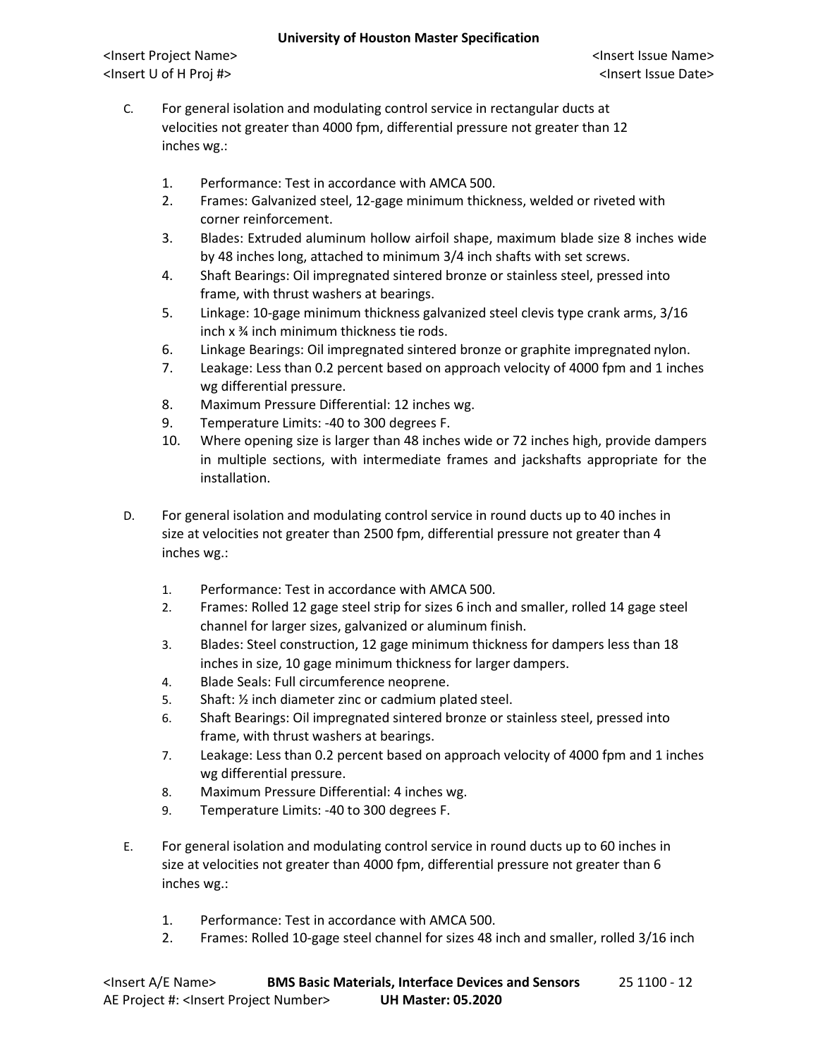C. For general isolation and modulating control service in rectangular ducts at velocities not greater than 4000 fpm, differential pressure not greater than 12 inches wg.:

1. Performance: Test in accordance with AMCA 500.
2. Frames: Galvanized steel, 12-gage minimum thickness, welded or riveted with corner reinforcement.
3. Blades: Extruded aluminum hollow airfoil shape, maximum blade size 8 inches wide by 48 inches long, attached to minimum 3/4 inch shafts with set screws.
4. Shaft Bearings: Oil impregnated sintered bronze or stainless steel, pressed into frame, with thrust washers at bearings.
5. Linkage: 10-gage minimum thickness galvanized steel clevis type crank arms, 3/16 inch x ¾ inch minimum thickness tie rods.
6. Linkage Bearings: Oil impregnated sintered bronze or graphite impregnated nylon.
7. Leakage: Less than 0.2 percent based on approach velocity of 4000 fpm and 1 inches wg differential pressure.
8. Maximum Pressure Differential: 12 inches wg.
9. Temperature Limits: -40 to 300 degrees F.
10. Where opening size is larger than 48 inches wide or 72 inches high, provide dampers in multiple sections, with intermediate frames and jackshafts appropriate for the installation.

D. For general isolation and modulating control service in round ducts up to 40 inches in size at velocities not greater than 2500 fpm, differential pressure not greater than 4 inches wg.:

1. Performance: Test in accordance with AMCA 500.
2. Frames: Rolled 12 gage steel strip for sizes 6 inch and smaller, rolled 14 gage steel channel for larger sizes, galvanized or aluminum finish.
3. Blades: Steel construction, 12 gage minimum thickness for dampers less than 18 inches in size, 10 gage minimum thickness for larger dampers.
4. Blade Seals: Full circumference neoprene.
5. Shaft: ½ inch diameter zinc or cadmium plated steel.
6. Shaft Bearings: Oil impregnated sintered bronze or stainless steel, pressed into frame, with thrust washers at bearings.
7. Leakage: Less than 0.2 percent based on approach velocity of 4000 fpm and 1 inches wg differential pressure.
8. Maximum Pressure Differential: 4 inches wg.
9. Temperature Limits: -40 to 300 degrees F.

E. For general isolation and modulating control service in round ducts up to 60 inches in size at velocities not greater than 4000 fpm, differential pressure not greater than 6 inches wg.:

1. Performance: Test in accordance with AMCA 500.
2. Frames: Rolled 10-gage steel channel for sizes 48 inch and smaller, rolled 3/16 inch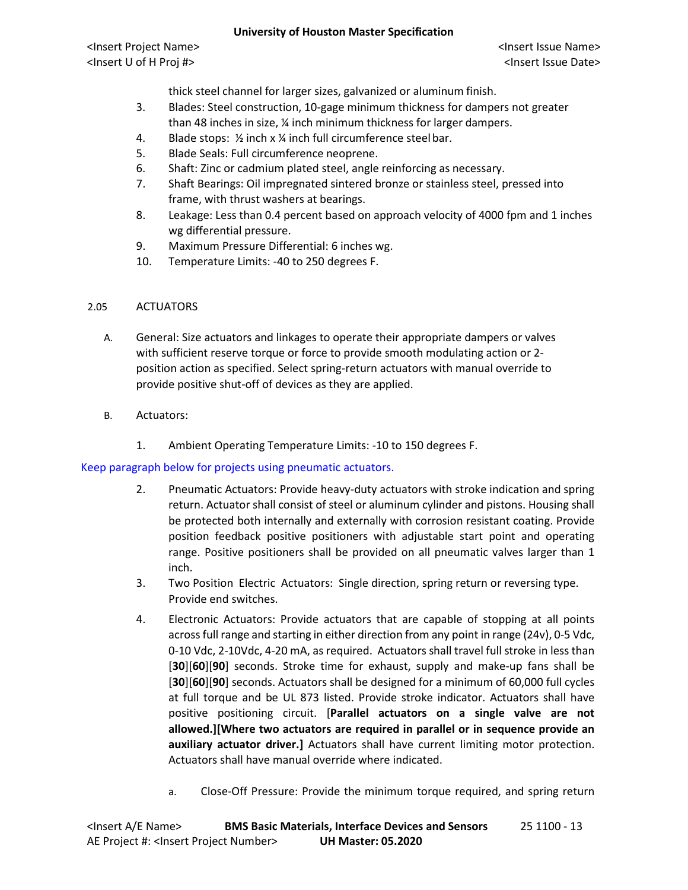thick steel channel for larger sizes, galvanized or aluminum finish.

3. Blades: Steel construction, 10-gage minimum thickness for dampers not greater than 48 inches in size, ¼ inch minimum thickness for larger dampers.
4. Blade stops: ½ inch x ¼ inch full circumference steel bar.
5. Blade Seals: Full circumference neoprene.
6. Shaft: Zinc or cadmium plated steel, angle reinforcing as necessary.
7. Shaft Bearings: Oil impregnated sintered bronze or stainless steel, pressed into frame, with thrust washers at bearings.
8. Leakage: Less than 0.4 percent based on approach velocity of 4000 fpm and 1 inches wg differential pressure.
9. Maximum Pressure Differential: 6 inches wg.
10. Temperature Limits: -40 to 250 degrees F.

## 2.05 ACTUATORS

A. General: Size actuators and linkages to operate their appropriate dampers or valves with sufficient reserve torque or force to provide smooth modulating action or 2-position action as specified. Select spring-return actuators with manual override to provide positive shut-off of devices as they are applied.

B. Actuators:

1. Ambient Operating Temperature Limits: -10 to 150 degrees F.

Keep paragraph below for projects using pneumatic actuators.

2. Pneumatic Actuators: Provide heavy-duty actuators with stroke indication and spring return. Actuator shall consist of steel or aluminum cylinder and pistons. Housing shall be protected both internally and externally with corrosion resistant coating. Provide position feedback positive positioners with adjustable start point and operating range. Positive positioners shall be provided on all pneumatic valves larger than 1 inch.
3. Two Position Electric Actuators: Single direction, spring return or reversing type. Provide end switches.
4. Electronic Actuators: Provide actuators that are capable of stopping at all points across full range and starting in either direction from any point in range (24v), 0-5 Vdc, 0-10 Vdc, 2-10Vdc, 4-20 mA, as required. Actuators shall travel full stroke in less than [**30**][**60**][**90**] seconds. Stroke time for exhaust, supply and make-up fans shall be [**30**][**60**][**90**] seconds. Actuators shall be designed for a minimum of 60,000 full cycles at full torque and be UL 873 listed. Provide stroke indicator. Actuators shall have positive positioning circuit. [**Parallel actuators on a single valve are not allowed.**][**Where two actuators are required in parallel or in sequence provide an auxiliary actuator driver.**] Actuators shall have current limiting motor protection. Actuators shall have manual override where indicated.

   a. Close-Off Pressure: Provide the minimum torque required, and spring return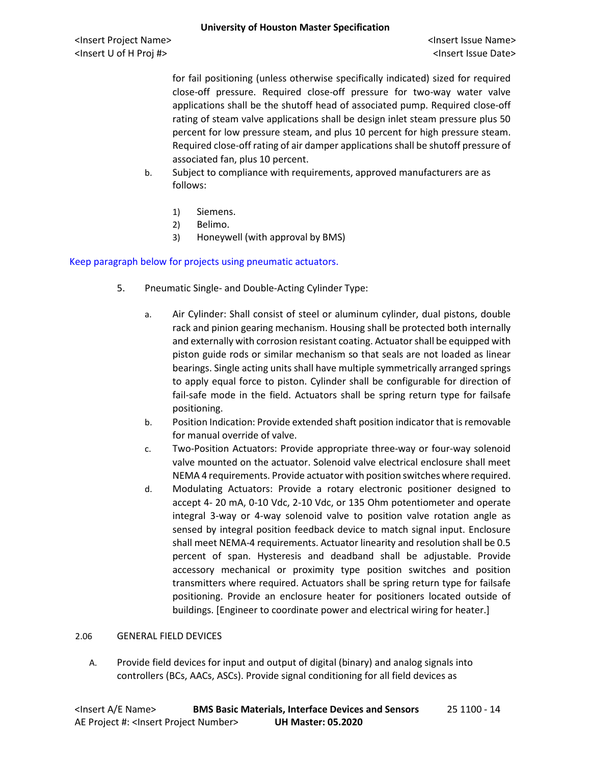for fail positioning (unless otherwise specifically indicated) sized for required close-off pressure. Required close-off pressure for two-way water valve applications shall be the shutoff head of associated pump. Required close-off rating of steam valve applications shall be design inlet steam pressure plus 50 percent for low pressure steam, and plus 10 percent for high pressure steam. Required close-off rating of air damper applications shall be shutoff pressure of associated fan, plus 10 percent.

b. Subject to compliance with requirements, approved manufacturers are as follows:

   1) Siemens.
   2) Belimo.
   3) Honeywell (with approval by BMS)

Keep paragraph below for projects using pneumatic actuators.

5. Pneumatic Single- and Double-Acting Cylinder Type:

   a. Air Cylinder: Shall consist of steel or aluminum cylinder, dual pistons, double rack and pinion gearing mechanism. Housing shall be protected both internally and externally with corrosion resistant coating. Actuator shall be equipped with piston guide rods or similar mechanism so that seals are not loaded as linear bearings. Single acting units shall have multiple symmetrically arranged springs to apply equal force to piston. Cylinder shall be configurable for direction of fail-safe mode in the field. Actuators shall be spring return type for failsafe positioning.
   b. Position Indication: Provide extended shaft position indicator that is removable for manual override of valve.
   c. Two-Position Actuators: Provide appropriate three-way or four-way solenoid valve mounted on the actuator. Solenoid valve electrical enclosure shall meet NEMA 4 requirements. Provide actuator with position switches where required.
   d. Modulating Actuators: Provide a rotary electronic positioner designed to accept 4- 20 mA, 0-10 Vdc, 2-10 Vdc, or 135 Ohm potentiometer and operate integral 3-way or 4-way solenoid valve to position valve rotation angle as sensed by integral position feedback device to match signal input. Enclosure shall meet NEMA-4 requirements. Actuator linearity and resolution shall be 0.5 percent of span. Hysteresis and deadband shall be adjustable. Provide accessory mechanical or proximity type position switches and position transmitters where required. Actuators shall be spring return type for failsafe positioning. Provide an enclosure heater for positioners located outside of buildings. [Engineer to coordinate power and electrical wiring for heater.]

## 2.06 GENERAL FIELD DEVICES

A. Provide field devices for input and output of digital (binary) and analog signals into controllers (BCs, AACs, ASCs). Provide signal conditioning for all field devices as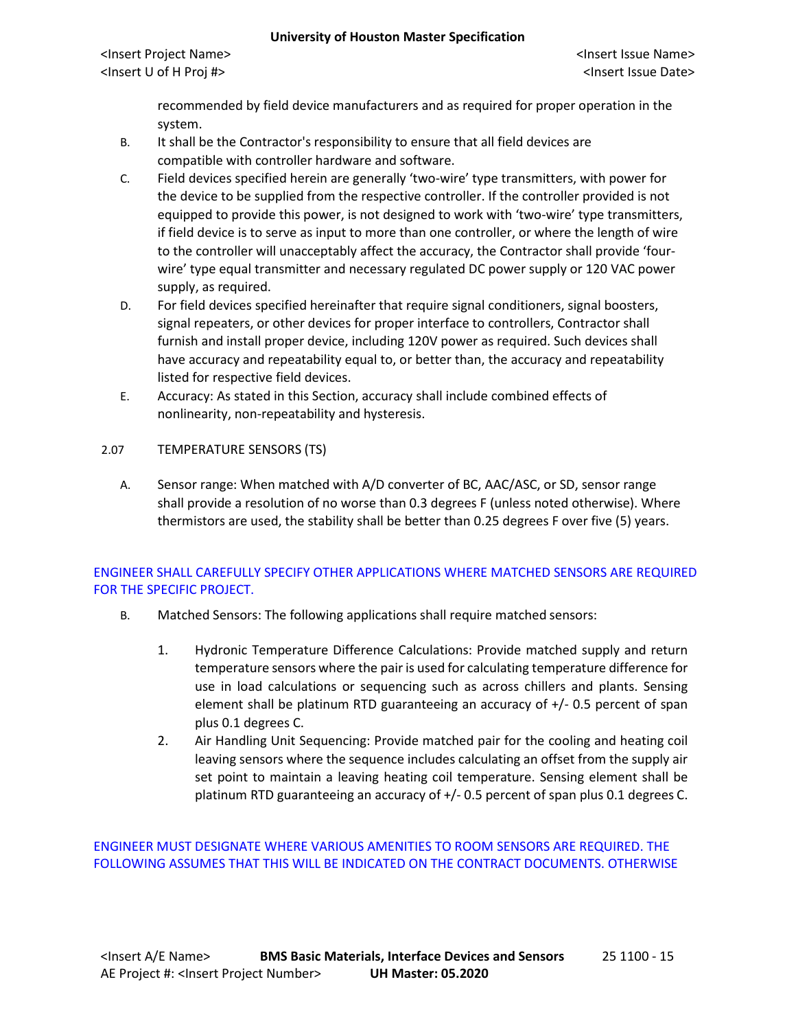recommended by field device manufacturers and as required for proper operation in the system.

B. It shall be the Contractor's responsibility to ensure that all field devices are compatible with controller hardware and software.

C. Field devices specified herein are generally 'two-wire' type transmitters, with power for the device to be supplied from the respective controller. If the controller provided is not equipped to provide this power, is not designed to work with 'two-wire' type transmitters, if field device is to serve as input to more than one controller, or where the length of wire to the controller will unacceptably affect the accuracy, the Contractor shall provide 'four-wire' type equal transmitter and necessary regulated DC power supply or 120 VAC power supply, as required.

D. For field devices specified hereinafter that require signal conditioners, signal boosters, signal repeaters, or other devices for proper interface to controllers, Contractor shall furnish and install proper device, including 120V power as required. Such devices shall have accuracy and repeatability equal to, or better than, the accuracy and repeatability listed for respective field devices.

E. Accuracy: As stated in this Section, accuracy shall include combined effects of nonlinearity, non-repeatability and hysteresis.

2.07 TEMPERATURE SENSORS (TS)

A. Sensor range: When matched with A/D converter of BC, AAC/ASC, or SD, sensor range shall provide a resolution of no worse than 0.3 degrees F (unless noted otherwise). Where thermistors are used, the stability shall be better than 0.25 degrees F over five (5) years.

ENGINEER SHALL CAREFULLY SPECIFY OTHER APPLICATIONS WHERE MATCHED SENSORS ARE REQUIRED FOR THE SPECIFIC PROJECT.

B. Matched Sensors: The following applications shall require matched sensors:

1. Hydronic Temperature Difference Calculations: Provide matched supply and return temperature sensors where the pair is used for calculating temperature difference for use in load calculations or sequencing such as across chillers and plants. Sensing element shall be platinum RTD guaranteeing an accuracy of +/- 0.5 percent of span plus 0.1 degrees C.

2. Air Handling Unit Sequencing: Provide matched pair for the cooling and heating coil leaving sensors where the sequence includes calculating an offset from the supply air set point to maintain a leaving heating coil temperature. Sensing element shall be platinum RTD guaranteeing an accuracy of +/- 0.5 percent of span plus 0.1 degrees C.

ENGINEER MUST DESIGNATE WHERE VARIOUS AMENITIES TO ROOM SENSORS ARE REQUIRED. THE FOLLOWING ASSUMES THAT THIS WILL BE INDICATED ON THE CONTRACT DOCUMENTS. OTHERWISE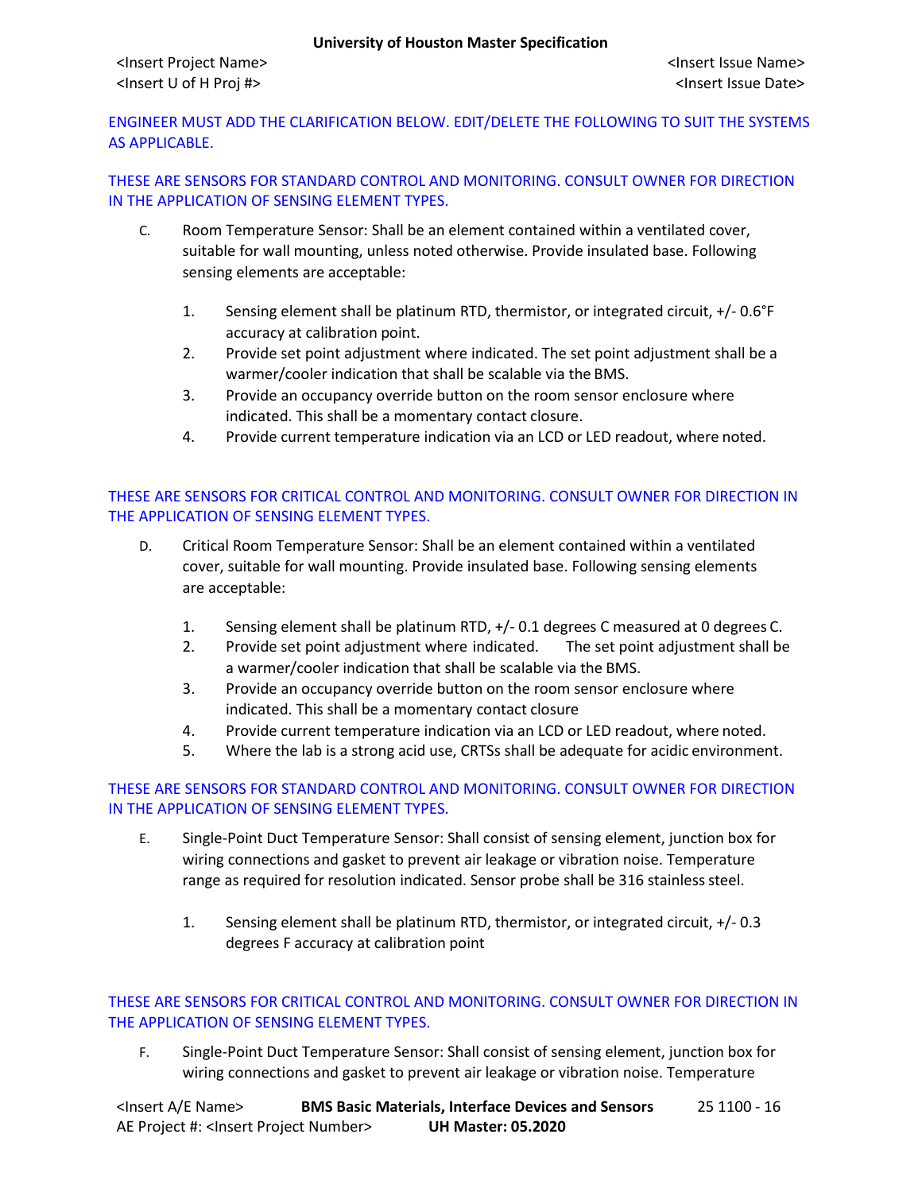ENGINEER MUST ADD THE CLARIFICATION BELOW. EDIT/DELETE THE FOLLOWING TO SUIT THE SYSTEMS AS APPLICABLE.

THESE ARE SENSORS FOR STANDARD CONTROL AND MONITORING. CONSULT OWNER FOR DIRECTION IN THE APPLICATION OF SENSING ELEMENT TYPES.

C. Room Temperature Sensor: Shall be an element contained within a ventilated cover, suitable for wall mounting, unless noted otherwise. Provide insulated base. Following sensing elements are acceptable:

1. Sensing element shall be platinum RTD, thermistor, or integrated circuit, +/- 0.6°F accuracy at calibration point.
2. Provide set point adjustment where indicated. The set point adjustment shall be a warmer/cooler indication that shall be scalable via the BMS.
3. Provide an occupancy override button on the room sensor enclosure where indicated. This shall be a momentary contact closure.
4. Provide current temperature indication via an LCD or LED readout, where noted.

THESE ARE SENSORS FOR CRITICAL CONTROL AND MONITORING. CONSULT OWNER FOR DIRECTION IN THE APPLICATION OF SENSING ELEMENT TYPES.

D. Critical Room Temperature Sensor: Shall be an element contained within a ventilated cover, suitable for wall mounting. Provide insulated base. Following sensing elements are acceptable:

1. Sensing element shall be platinum RTD, +/- 0.1 degrees C measured at 0 degrees C.
2. Provide set point adjustment where indicated. The set point adjustment shall be a warmer/cooler indication that shall be scalable via the BMS.
3. Provide an occupancy override button on the room sensor enclosure where indicated. This shall be a momentary contact closure
4. Provide current temperature indication via an LCD or LED readout, where noted.
5. Where the lab is a strong acid use, CRTSs shall be adequate for acidic environment.

THESE ARE SENSORS FOR STANDARD CONTROL AND MONITORING. CONSULT OWNER FOR DIRECTION IN THE APPLICATION OF SENSING ELEMENT TYPES.

E. Single-Point Duct Temperature Sensor: Shall consist of sensing element, junction box for wiring connections and gasket to prevent air leakage or vibration noise. Temperature range as required for resolution indicated. Sensor probe shall be 316 stainless steel.

1. Sensing element shall be platinum RTD, thermistor, or integrated circuit, +/- 0.3 degrees F accuracy at calibration point

THESE ARE SENSORS FOR CRITICAL CONTROL AND MONITORING. CONSULT OWNER FOR DIRECTION IN THE APPLICATION OF SENSING ELEMENT TYPES.

F. Single-Point Duct Temperature Sensor: Shall consist of sensing element, junction box for wiring connections and gasket to prevent air leakage or vibration noise. Temperature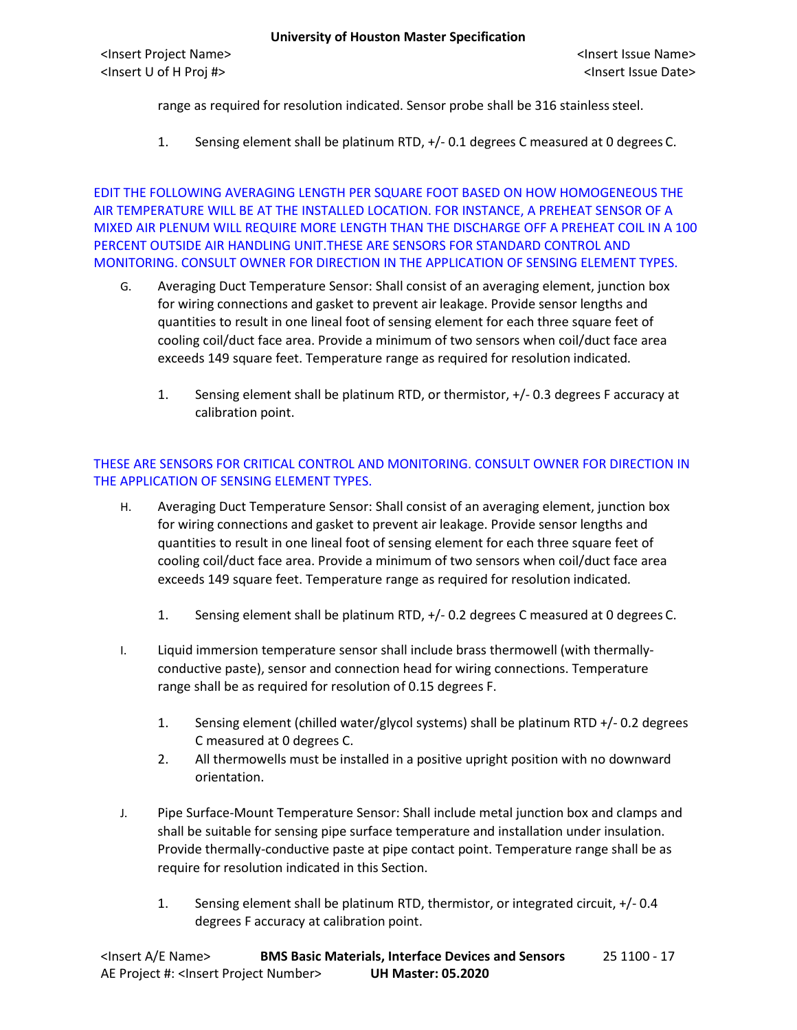range as required for resolution indicated. Sensor probe shall be 316 stainless steel.

1. Sensing element shall be platinum RTD, +/- 0.1 degrees C measured at 0 degrees C.

EDIT THE FOLLOWING AVERAGING LENGTH PER SQUARE FOOT BASED ON HOW HOMOGENEOUS THE AIR TEMPERATURE WILL BE AT THE INSTALLED LOCATION. FOR INSTANCE, A PREHEAT SENSOR OF A MIXED AIR PLENUM WILL REQUIRE MORE LENGTH THAN THE DISCHARGE OFF A PREHEAT COIL IN A 100 PERCENT OUTSIDE AIR HANDLING UNIT.THESE ARE SENSORS FOR STANDARD CONTROL AND MONITORING. CONSULT OWNER FOR DIRECTION IN THE APPLICATION OF SENSING ELEMENT TYPES.

G. Averaging Duct Temperature Sensor: Shall consist of an averaging element, junction box for wiring connections and gasket to prevent air leakage. Provide sensor lengths and quantities to result in one lineal foot of sensing element for each three square feet of cooling coil/duct face area. Provide a minimum of two sensors when coil/duct face area exceeds 149 square feet. Temperature range as required for resolution indicated.

    1. Sensing element shall be platinum RTD, or thermistor, +/- 0.3 degrees F accuracy at calibration point.

THESE ARE SENSORS FOR CRITICAL CONTROL AND MONITORING. CONSULT OWNER FOR DIRECTION IN THE APPLICATION OF SENSING ELEMENT TYPES.

H. Averaging Duct Temperature Sensor: Shall consist of an averaging element, junction box for wiring connections and gasket to prevent air leakage. Provide sensor lengths and quantities to result in one lineal foot of sensing element for each three square feet of cooling coil/duct face area. Provide a minimum of two sensors when coil/duct face area exceeds 149 square feet. Temperature range as required for resolution indicated.

    1. Sensing element shall be platinum RTD, +/- 0.2 degrees C measured at 0 degrees C.

I. Liquid immersion temperature sensor shall include brass thermowell (with thermally-conductive paste), sensor and connection head for wiring connections. Temperature range shall be as required for resolution of 0.15 degrees F.

    1. Sensing element (chilled water/glycol systems) shall be platinum RTD +/- 0.2 degrees C measured at 0 degrees C.
    2. All thermowells must be installed in a positive upright position with no downward orientation.

J. Pipe Surface-Mount Temperature Sensor: Shall include metal junction box and clamps and shall be suitable for sensing pipe surface temperature and installation under insulation. Provide thermally-conductive paste at pipe contact point. Temperature range shall be as require for resolution indicated in this Section.

    1. Sensing element shall be platinum RTD, thermistor, or integrated circuit, +/- 0.4 degrees F accuracy at calibration point.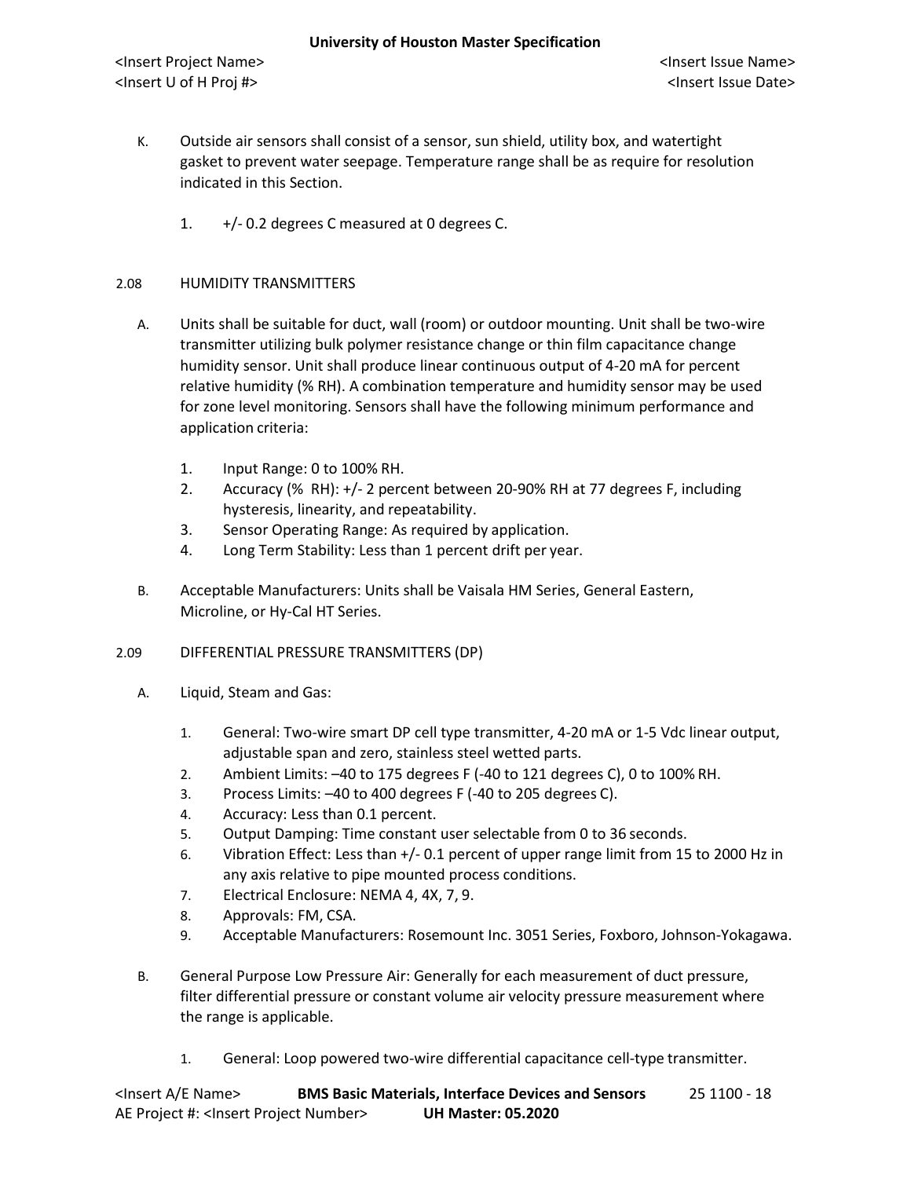K. Outside air sensors shall consist of a sensor, sun shield, utility box, and watertight gasket to prevent water seepage. Temperature range shall be as require for resolution indicated in this Section.

   1. +/- 0.2 degrees C measured at 0 degrees C.

## 2.08 HUMIDITY TRANSMITTERS

A. Units shall be suitable for duct, wall (room) or outdoor mounting. Unit shall be two-wire transmitter utilizing bulk polymer resistance change or thin film capacitance change humidity sensor. Unit shall produce linear continuous output of 4-20 mA for percent relative humidity (% RH). A combination temperature and humidity sensor may be used for zone level monitoring. Sensors shall have the following minimum performance and application criteria:

   1. Input Range: 0 to 100% RH.
   2. Accuracy (% RH): +/- 2 percent between 20-90% RH at 77 degrees F, including hysteresis, linearity, and repeatability.
   3. Sensor Operating Range: As required by application.
   4. Long Term Stability: Less than 1 percent drift per year.

B. Acceptable Manufacturers: Units shall be Vaisala HM Series, General Eastern, Microline, or Hy-Cal HT Series.

## 2.09 DIFFERENTIAL PRESSURE TRANSMITTERS (DP)

A. Liquid, Steam and Gas:

   1. General: Two-wire smart DP cell type transmitter, 4-20 mA or 1-5 Vdc linear output, adjustable span and zero, stainless steel wetted parts.
   2. Ambient Limits: –40 to 175 degrees F (-40 to 121 degrees C), 0 to 100% RH.
   3. Process Limits: –40 to 400 degrees F (-40 to 205 degrees C).
   4. Accuracy: Less than 0.1 percent.
   5. Output Damping: Time constant user selectable from 0 to 36 seconds.
   6. Vibration Effect: Less than +/- 0.1 percent of upper range limit from 15 to 2000 Hz in any axis relative to pipe mounted process conditions.
   7. Electrical Enclosure: NEMA 4, 4X, 7, 9.
   8. Approvals: FM, CSA.
   9. Acceptable Manufacturers: Rosemount Inc. 3051 Series, Foxboro, Johnson-Yokagawa.

B. General Purpose Low Pressure Air: Generally for each measurement of duct pressure, filter differential pressure or constant volume air velocity pressure measurement where the range is applicable.

   1. General: Loop powered two-wire differential capacitance cell-type transmitter.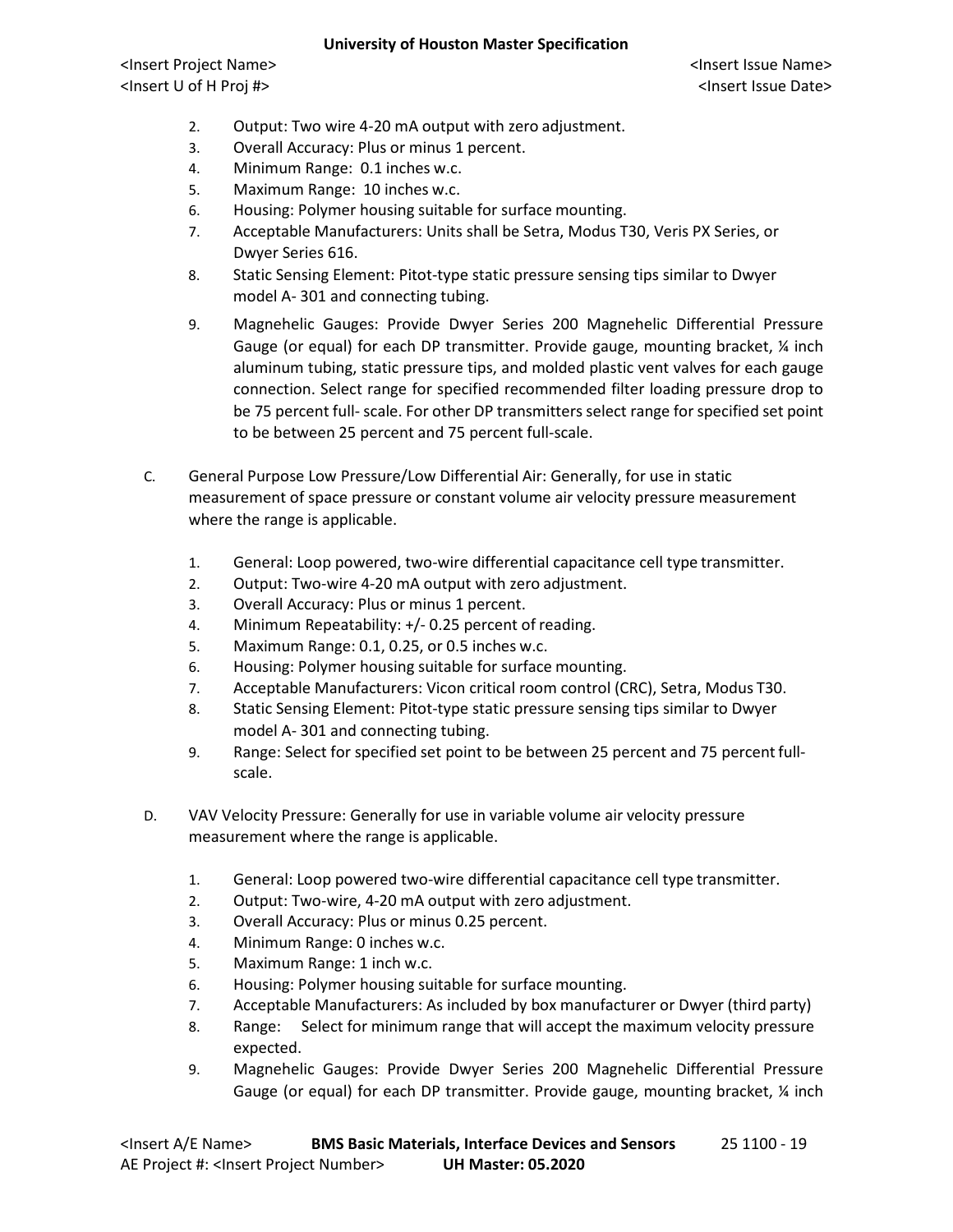2. Output: Two wire 4-20 mA output with zero adjustment.
3. Overall Accuracy: Plus or minus 1 percent.
4. Minimum Range: 0.1 inches w.c.
5. Maximum Range: 10 inches w.c.
6. Housing: Polymer housing suitable for surface mounting.
7. Acceptable Manufacturers: Units shall be Setra, Modus T30, Veris PX Series, or Dwyer Series 616.
8. Static Sensing Element: Pitot-type static pressure sensing tips similar to Dwyer model A- 301 and connecting tubing.
9. Magnehelic Gauges: Provide Dwyer Series 200 Magnehelic Differential Pressure Gauge (or equal) for each DP transmitter. Provide gauge, mounting bracket, ¼ inch aluminum tubing, static pressure tips, and molded plastic vent valves for each gauge connection. Select range for specified recommended filter loading pressure drop to be 75 percent full- scale. For other DP transmitters select range for specified set point to be between 25 percent and 75 percent full-scale.

C. General Purpose Low Pressure/Low Differential Air: Generally, for use in static measurement of space pressure or constant volume air velocity pressure measurement where the range is applicable.

1. General: Loop powered, two-wire differential capacitance cell type transmitter.
2. Output: Two-wire 4-20 mA output with zero adjustment.
3. Overall Accuracy: Plus or minus 1 percent.
4. Minimum Repeatability: +/- 0.25 percent of reading.
5. Maximum Range: 0.1, 0.25, or 0.5 inches w.c.
6. Housing: Polymer housing suitable for surface mounting.
7. Acceptable Manufacturers: Vicon critical room control (CRC), Setra, Modus T30.
8. Static Sensing Element: Pitot-type static pressure sensing tips similar to Dwyer model A- 301 and connecting tubing.
9. Range: Select for specified set point to be between 25 percent and 75 percent full-scale.

D. VAV Velocity Pressure: Generally for use in variable volume air velocity pressure measurement where the range is applicable.

1. General: Loop powered two-wire differential capacitance cell type transmitter.
2. Output: Two-wire, 4-20 mA output with zero adjustment.
3. Overall Accuracy: Plus or minus 0.25 percent.
4. Minimum Range: 0 inches w.c.
5. Maximum Range: 1 inch w.c.
6. Housing: Polymer housing suitable for surface mounting.
7. Acceptable Manufacturers: As included by box manufacturer or Dwyer (third party)
8. Range: Select for minimum range that will accept the maximum velocity pressure expected.
9. Magnehelic Gauges: Provide Dwyer Series 200 Magnehelic Differential Pressure Gauge (or equal) for each DP transmitter. Provide gauge, mounting bracket, ¼ inch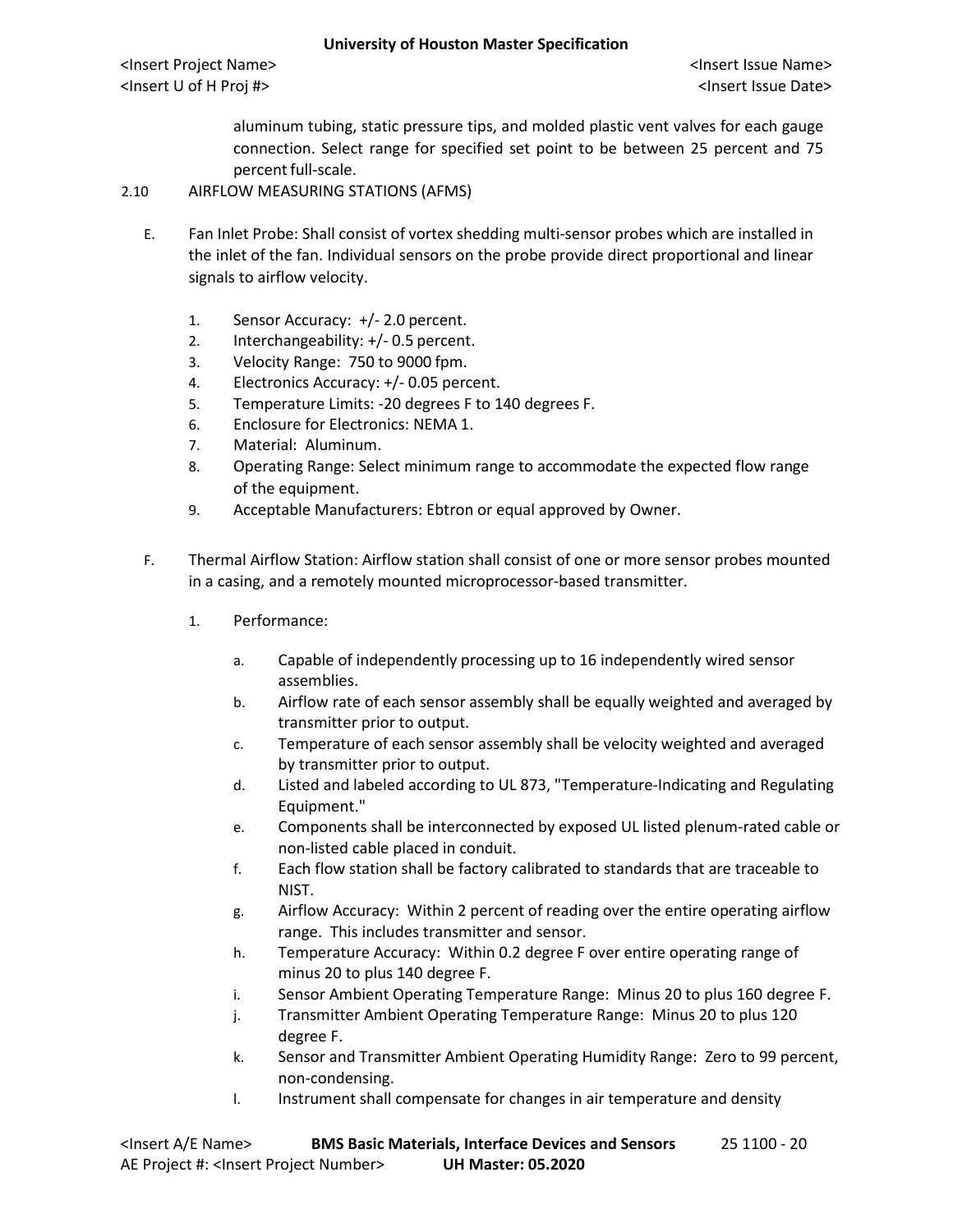aluminum tubing, static pressure tips, and molded plastic vent valves for each gauge connection. Select range for specified set point to be between 25 percent and 75 percent full-scale.

2.10 AIRFLOW MEASURING STATIONS (AFMS)

E. Fan Inlet Probe: Shall consist of vortex shedding multi-sensor probes which are installed in the inlet of the fan. Individual sensors on the probe provide direct proportional and linear signals to airflow velocity.

1. Sensor Accuracy: +/- 2.0 percent.
2. Interchangeability: +/- 0.5 percent.
3. Velocity Range: 750 to 9000 fpm.
4. Electronics Accuracy: +/- 0.05 percent.
5. Temperature Limits: -20 degrees F to 140 degrees F.
6. Enclosure for Electronics: NEMA 1.
7. Material: Aluminum.
8. Operating Range: Select minimum range to accommodate the expected flow range of the equipment.
9. Acceptable Manufacturers: Ebtron or equal approved by Owner.

F. Thermal Airflow Station: Airflow station shall consist of one or more sensor probes mounted in a casing, and a remotely mounted microprocessor-based transmitter.

1. Performance:
   a. Capable of independently processing up to 16 independently wired sensor assemblies.
   b. Airflow rate of each sensor assembly shall be equally weighted and averaged by transmitter prior to output.
   c. Temperature of each sensor assembly shall be velocity weighted and averaged by transmitter prior to output.
   d. Listed and labeled according to UL 873, "Temperature-Indicating and Regulating Equipment."
   e. Components shall be interconnected by exposed UL listed plenum-rated cable or non-listed cable placed in conduit.
   f. Each flow station shall be factory calibrated to standards that are traceable to NIST.
   g. Airflow Accuracy: Within 2 percent of reading over the entire operating airflow range. This includes transmitter and sensor.
   h. Temperature Accuracy: Within 0.2 degree F over entire operating range of minus 20 to plus 140 degree F.
   i. Sensor Ambient Operating Temperature Range: Minus 20 to plus 160 degree F.
   j. Transmitter Ambient Operating Temperature Range: Minus 20 to plus 120 degree F.
   k. Sensor and Transmitter Ambient Operating Humidity Range: Zero to 99 percent, non-condensing.
   l. Instrument shall compensate for changes in air temperature and density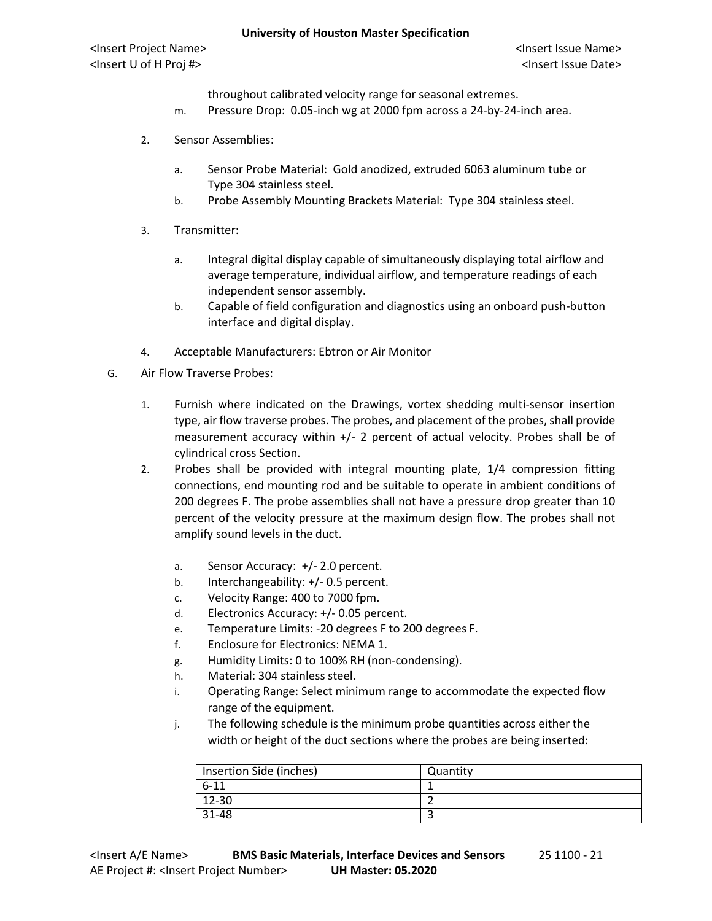throughout calibrated velocity range for seasonal extremes.

m. Pressure Drop: 0.05-inch wg at 2000 fpm across a 24-by-24-inch area.

2. Sensor Assemblies:

   a. Sensor Probe Material: Gold anodized, extruded 6063 aluminum tube or Type 304 stainless steel.
   b. Probe Assembly Mounting Brackets Material: Type 304 stainless steel.

3. Transmitter:

   a. Integral digital display capable of simultaneously displaying total airflow and average temperature, individual airflow, and temperature readings of each independent sensor assembly.
   b. Capable of field configuration and diagnostics using an onboard push-button interface and digital display.

4. Acceptable Manufacturers: Ebtron or Air Monitor

G. Air Flow Traverse Probes:

1. Furnish where indicated on the Drawings, vortex shedding multi-sensor insertion type, air flow traverse probes. The probes, and placement of the probes, shall provide measurement accuracy within +/- 2 percent of actual velocity. Probes shall be of cylindrical cross Section.
2. Probes shall be provided with integral mounting plate, 1/4 compression fitting connections, end mounting rod and be suitable to operate in ambient conditions of 200 degrees F. The probe assemblies shall not have a pressure drop greater than 10 percent of the velocity pressure at the maximum design flow. The probes shall not amplify sound levels in the duct.

   a. Sensor Accuracy: +/- 2.0 percent.
   b. Interchangeability: +/- 0.5 percent.
   c. Velocity Range: 400 to 7000 fpm.
   d. Electronics Accuracy: +/- 0.05 percent.
   e. Temperature Limits: -20 degrees F to 200 degrees F.
   f. Enclosure for Electronics: NEMA 1.
   g. Humidity Limits: 0 to 100% RH (non-condensing).
   h. Material: 304 stainless steel.
   i. Operating Range: Select minimum range to accommodate the expected flow range of the equipment.
   j. The following schedule is the minimum probe quantities across either the width or height of the duct sections where the probes are being inserted:

| Insertion Side (inches) | Quantity |
|---|---|
| 6-11 | 1 |
| 12-30 | 2 |
| 31-48 | 3 |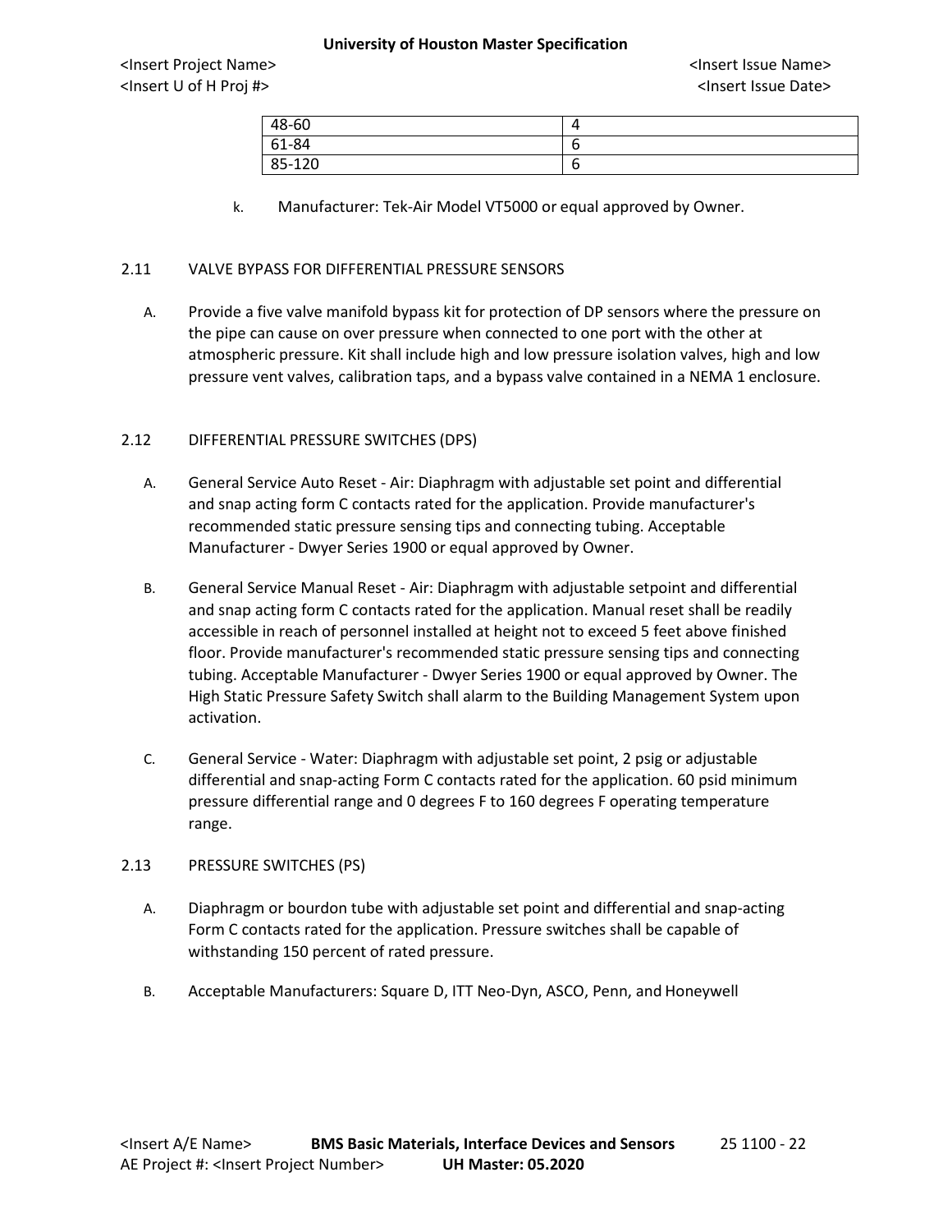| | |
|---|---|
| 48-60 | 4 |
| 61-84 | 6 |
| 85-120 | 6 |

k. Manufacturer: Tek-Air Model VT5000 or equal approved by Owner.

## 2.11 VALVE BYPASS FOR DIFFERENTIAL PRESSURE SENSORS

A. Provide a five valve manifold bypass kit for protection of DP sensors where the pressure on the pipe can cause on over pressure when connected to one port with the other at atmospheric pressure. Kit shall include high and low pressure isolation valves, high and low pressure vent valves, calibration taps, and a bypass valve contained in a NEMA 1 enclosure.

## 2.12 DIFFERENTIAL PRESSURE SWITCHES (DPS)

A. General Service Auto Reset - Air: Diaphragm with adjustable set point and differential and snap acting form C contacts rated for the application. Provide manufacturer's recommended static pressure sensing tips and connecting tubing. Acceptable Manufacturer - Dwyer Series 1900 or equal approved by Owner.

B. General Service Manual Reset - Air: Diaphragm with adjustable setpoint and differential and snap acting form C contacts rated for the application. Manual reset shall be readily accessible in reach of personnel installed at height not to exceed 5 feet above finished floor. Provide manufacturer's recommended static pressure sensing tips and connecting tubing. Acceptable Manufacturer - Dwyer Series 1900 or equal approved by Owner. The High Static Pressure Safety Switch shall alarm to the Building Management System upon activation.

C. General Service - Water: Diaphragm with adjustable set point, 2 psig or adjustable differential and snap-acting Form C contacts rated for the application. 60 psid minimum pressure differential range and 0 degrees F to 160 degrees F operating temperature range.

## 2.13 PRESSURE SWITCHES (PS)

A. Diaphragm or bourdon tube with adjustable set point and differential and snap-acting Form C contacts rated for the application. Pressure switches shall be capable of withstanding 150 percent of rated pressure.

B. Acceptable Manufacturers: Square D, ITT Neo-Dyn, ASCO, Penn, and Honeywell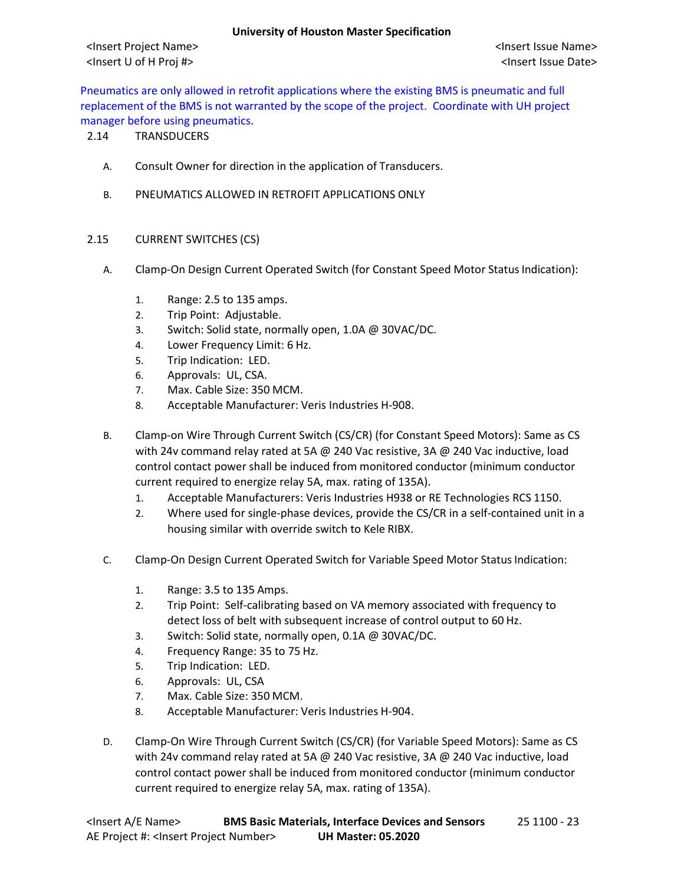Pneumatics are only allowed in retrofit applications where the existing BMS is pneumatic and full replacement of the BMS is not warranted by the scope of the project. Coordinate with UH project manager before using pneumatics.

2.14 TRANSDUCERS

A. Consult Owner for direction in the application of Transducers.

B. PNEUMATICS ALLOWED IN RETROFIT APPLICATIONS ONLY

2.15 CURRENT SWITCHES (CS)

A. Clamp-On Design Current Operated Switch (for Constant Speed Motor Status Indication):

1. Range: 2.5 to 135 amps.
2. Trip Point: Adjustable.
3. Switch: Solid state, normally open, 1.0A @ 30VAC/DC.
4. Lower Frequency Limit: 6 Hz.
5. Trip Indication: LED.
6. Approvals: UL, CSA.
7. Max. Cable Size: 350 MCM.
8. Acceptable Manufacturer: Veris Industries H-908.

B. Clamp-on Wire Through Current Switch (CS/CR) (for Constant Speed Motors): Same as CS with 24v command relay rated at 5A @ 240 Vac resistive, 3A @ 240 Vac inductive, load control contact power shall be induced from monitored conductor (minimum conductor current required to energize relay 5A, max. rating of 135A).

1. Acceptable Manufacturers: Veris Industries H938 or RE Technologies RCS 1150.
2. Where used for single-phase devices, provide the CS/CR in a self-contained unit in a housing similar with override switch to Kele RIBX.

C. Clamp-On Design Current Operated Switch for Variable Speed Motor Status Indication:

1. Range: 3.5 to 135 Amps.
2. Trip Point: Self-calibrating based on VA memory associated with frequency to detect loss of belt with subsequent increase of control output to 60 Hz.
3. Switch: Solid state, normally open, 0.1A @ 30VAC/DC.
4. Frequency Range: 35 to 75 Hz.
5. Trip Indication: LED.
6. Approvals: UL, CSA
7. Max. Cable Size: 350 MCM.
8. Acceptable Manufacturer: Veris Industries H-904.

D. Clamp-On Wire Through Current Switch (CS/CR) (for Variable Speed Motors): Same as CS with 24v command relay rated at 5A @ 240 Vac resistive, 3A @ 240 Vac inductive, load control contact power shall be induced from monitored conductor (minimum conductor current required to energize relay 5A, max. rating of 135A).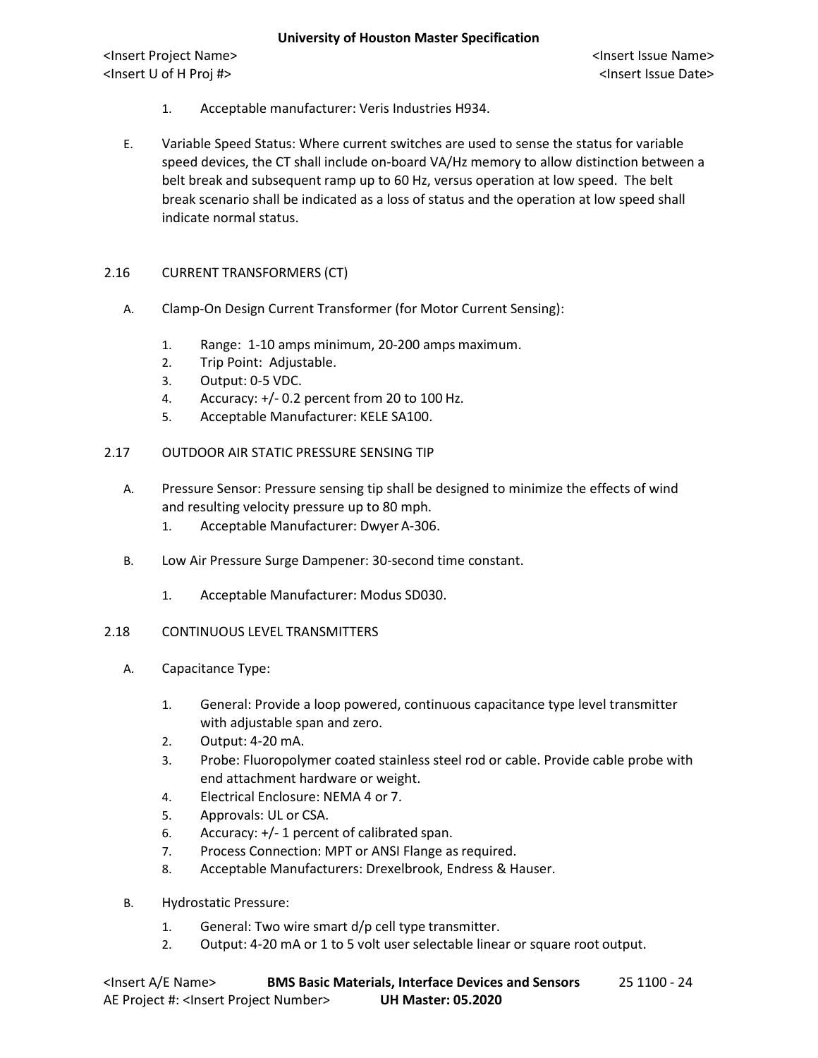1. Acceptable manufacturer: Veris Industries H934.

E. Variable Speed Status: Where current switches are used to sense the status for variable speed devices, the CT shall include on-board VA/Hz memory to allow distinction between a belt break and subsequent ramp up to 60 Hz, versus operation at low speed. The belt break scenario shall be indicated as a loss of status and the operation at low speed shall indicate normal status.

## 2.16 CURRENT TRANSFORMERS (CT)

A. Clamp-On Design Current Transformer (for Motor Current Sensing):

1. Range: 1-10 amps minimum, 20-200 amps maximum.
2. Trip Point: Adjustable.
3. Output: 0-5 VDC.
4. Accuracy: +/- 0.2 percent from 20 to 100 Hz.
5. Acceptable Manufacturer: KELE SA100.

## 2.17 OUTDOOR AIR STATIC PRESSURE SENSING TIP

A. Pressure Sensor: Pressure sensing tip shall be designed to minimize the effects of wind and resulting velocity pressure up to 80 mph.
   1. Acceptable Manufacturer: Dwyer A-306.

B. Low Air Pressure Surge Dampener: 30-second time constant.

   1. Acceptable Manufacturer: Modus SD030.

## 2.18 CONTINUOUS LEVEL TRANSMITTERS

A. Capacitance Type:

1. General: Provide a loop powered, continuous capacitance type level transmitter with adjustable span and zero.
2. Output: 4-20 mA.
3. Probe: Fluoropolymer coated stainless steel rod or cable. Provide cable probe with end attachment hardware or weight.
4. Electrical Enclosure: NEMA 4 or 7.
5. Approvals: UL or CSA.
6. Accuracy: +/- 1 percent of calibrated span.
7. Process Connection: MPT or ANSI Flange as required.
8. Acceptable Manufacturers: Drexelbrook, Endress & Hauser.

B. Hydrostatic Pressure:

1. General: Two wire smart d/p cell type transmitter.
2. Output: 4-20 mA or 1 to 5 volt user selectable linear or square root output.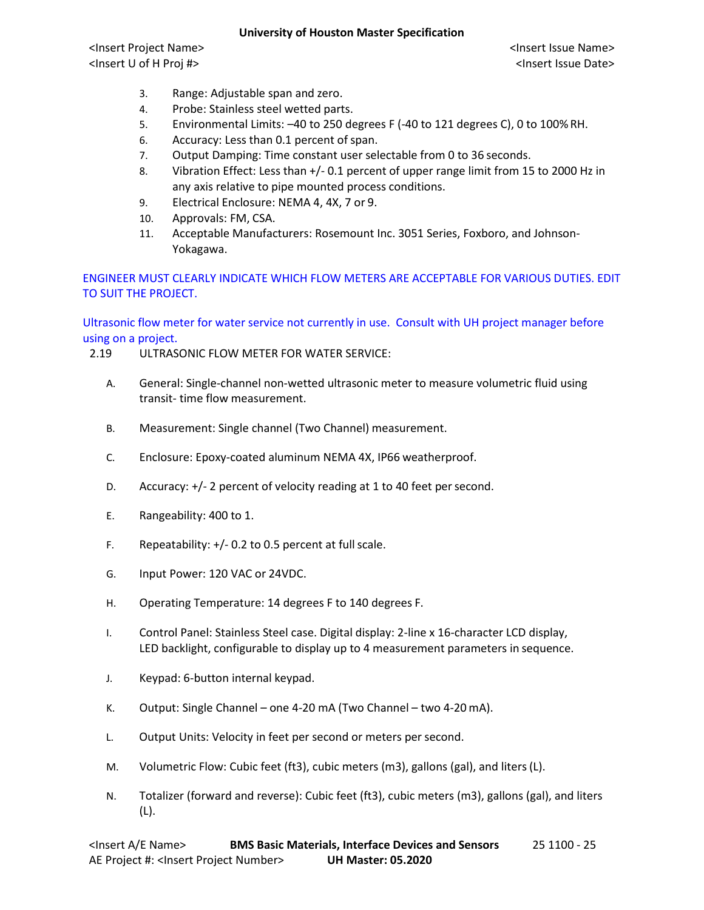3. Range: Adjustable span and zero.
4. Probe: Stainless steel wetted parts.
5. Environmental Limits: –40 to 250 degrees F (-40 to 121 degrees C), 0 to 100% RH.
6. Accuracy: Less than 0.1 percent of span.
7. Output Damping: Time constant user selectable from 0 to 36 seconds.
8. Vibration Effect: Less than +/- 0.1 percent of upper range limit from 15 to 2000 Hz in any axis relative to pipe mounted process conditions.
9. Electrical Enclosure: NEMA 4, 4X, 7 or 9.
10. Approvals: FM, CSA.
11. Acceptable Manufacturers: Rosemount Inc. 3051 Series, Foxboro, and Johnson-Yokagawa.

ENGINEER MUST CLEARLY INDICATE WHICH FLOW METERS ARE ACCEPTABLE FOR VARIOUS DUTIES. EDIT TO SUIT THE PROJECT.

Ultrasonic flow meter for water service not currently in use. Consult with UH project manager before using on a project.

2.19 ULTRASONIC FLOW METER FOR WATER SERVICE:

A. General: Single-channel non-wetted ultrasonic meter to measure volumetric fluid using transit- time flow measurement.

B. Measurement: Single channel (Two Channel) measurement.

C. Enclosure: Epoxy-coated aluminum NEMA 4X, IP66 weatherproof.

D. Accuracy: +/- 2 percent of velocity reading at 1 to 40 feet per second.

E. Rangeability: 400 to 1.

F. Repeatability: +/- 0.2 to 0.5 percent at full scale.

G. Input Power: 120 VAC or 24VDC.

H. Operating Temperature: 14 degrees F to 140 degrees F.

I. Control Panel: Stainless Steel case. Digital display: 2-line x 16-character LCD display, LED backlight, configurable to display up to 4 measurement parameters in sequence.

J. Keypad: 6-button internal keypad.

K. Output: Single Channel – one 4-20 mA (Two Channel – two 4-20 mA).

L. Output Units: Velocity in feet per second or meters per second.

M. Volumetric Flow: Cubic feet (ft3), cubic meters (m3), gallons (gal), and liters (L).

N. Totalizer (forward and reverse): Cubic feet (ft3), cubic meters (m3), gallons (gal), and liters (L).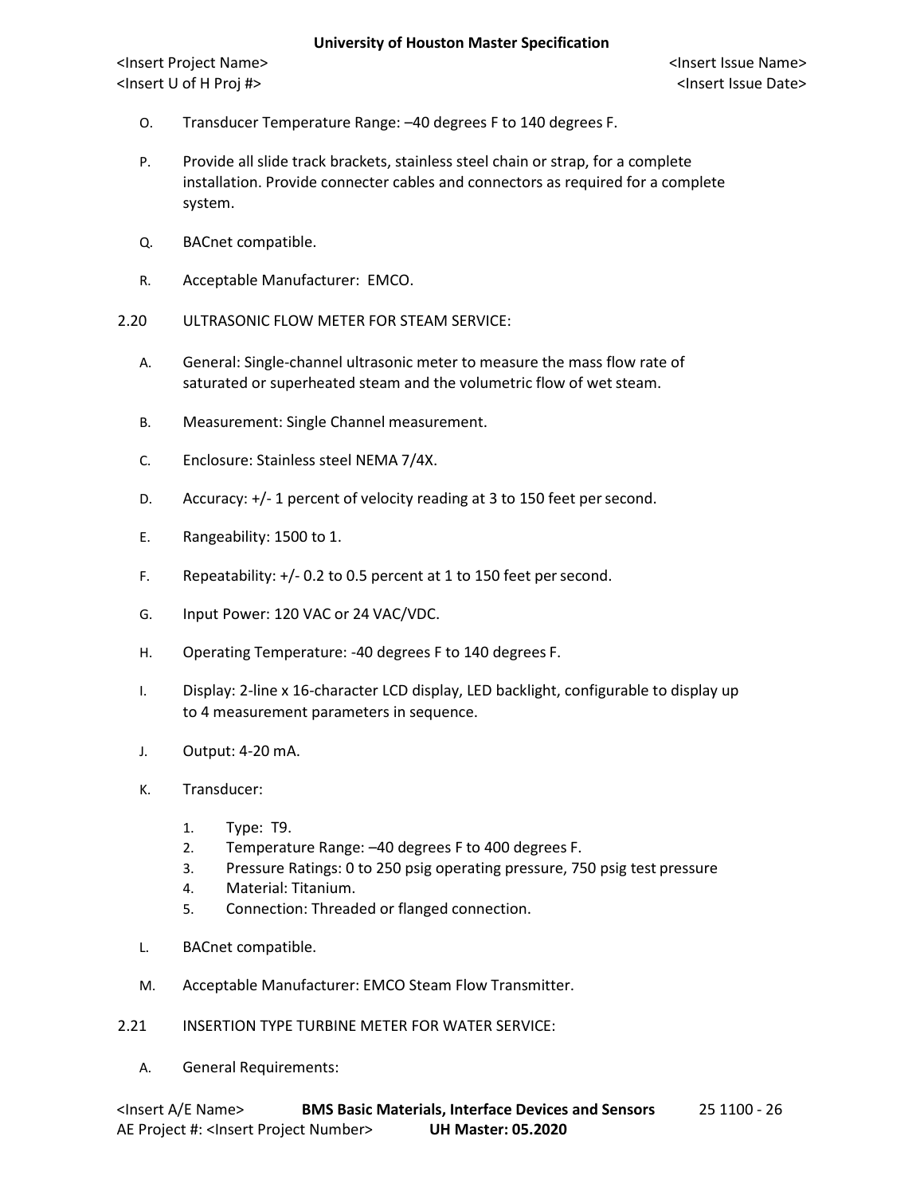O. Transducer Temperature Range: –40 degrees F to 140 degrees F.

P. Provide all slide track brackets, stainless steel chain or strap, for a complete installation. Provide connecter cables and connectors as required for a complete system.

Q. BACnet compatible.

R. Acceptable Manufacturer: EMCO.

2.20 ULTRASONIC FLOW METER FOR STEAM SERVICE:

A. General: Single-channel ultrasonic meter to measure the mass flow rate of saturated or superheated steam and the volumetric flow of wet steam.

B. Measurement: Single Channel measurement.

C. Enclosure: Stainless steel NEMA 7/4X.

D. Accuracy: +/- 1 percent of velocity reading at 3 to 150 feet per second.

E. Rangeability: 1500 to 1.

F. Repeatability: +/- 0.2 to 0.5 percent at 1 to 150 feet per second.

G. Input Power: 120 VAC or 24 VAC/VDC.

H. Operating Temperature: -40 degrees F to 140 degrees F.

I. Display: 2-line x 16-character LCD display, LED backlight, configurable to display up to 4 measurement parameters in sequence.

J. Output: 4-20 mA.

K. Transducer:

1. Type: T9.
2. Temperature Range: –40 degrees F to 400 degrees F.
3. Pressure Ratings: 0 to 250 psig operating pressure, 750 psig test pressure
4. Material: Titanium.
5. Connection: Threaded or flanged connection.

L. BACnet compatible.

M. Acceptable Manufacturer: EMCO Steam Flow Transmitter.

2.21 INSERTION TYPE TURBINE METER FOR WATER SERVICE:

A. General Requirements: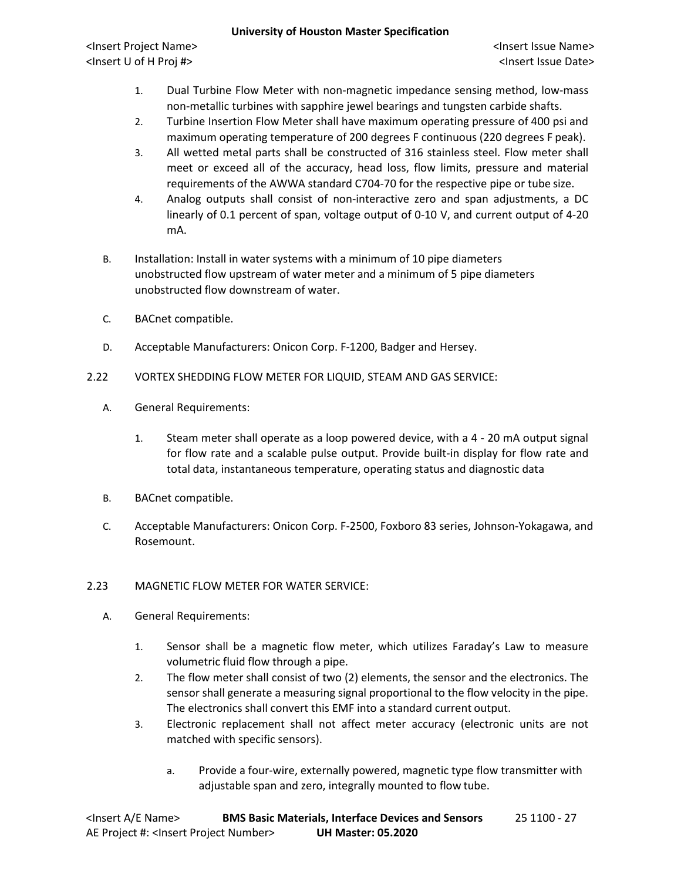1. Dual Turbine Flow Meter with non-magnetic impedance sensing method, low-mass non-metallic turbines with sapphire jewel bearings and tungsten carbide shafts.
2. Turbine Insertion Flow Meter shall have maximum operating pressure of 400 psi and maximum operating temperature of 200 degrees F continuous (220 degrees F peak).
3. All wetted metal parts shall be constructed of 316 stainless steel. Flow meter shall meet or exceed all of the accuracy, head loss, flow limits, pressure and material requirements of the AWWA standard C704-70 for the respective pipe or tube size.
4. Analog outputs shall consist of non-interactive zero and span adjustments, a DC linearly of 0.1 percent of span, voltage output of 0-10 V, and current output of 4-20 mA.

B. Installation: Install in water systems with a minimum of 10 pipe diameters unobstructed flow upstream of water meter and a minimum of 5 pipe diameters unobstructed flow downstream of water.

C. BACnet compatible.

D. Acceptable Manufacturers: Onicon Corp. F-1200, Badger and Hersey.

## 2.22 VORTEX SHEDDING FLOW METER FOR LIQUID, STEAM AND GAS SERVICE:

A. General Requirements:

1. Steam meter shall operate as a loop powered device, with a 4 - 20 mA output signal for flow rate and a scalable pulse output. Provide built-in display for flow rate and total data, instantaneous temperature, operating status and diagnostic data

B. BACnet compatible.

C. Acceptable Manufacturers: Onicon Corp. F-2500, Foxboro 83 series, Johnson-Yokagawa, and Rosemount.

## 2.23 MAGNETIC FLOW METER FOR WATER SERVICE:

A. General Requirements:

1. Sensor shall be a magnetic flow meter, which utilizes Faraday's Law to measure volumetric fluid flow through a pipe.
2. The flow meter shall consist of two (2) elements, the sensor and the electronics. The sensor shall generate a measuring signal proportional to the flow velocity in the pipe. The electronics shall convert this EMF into a standard current output.
3. Electronic replacement shall not affect meter accuracy (electronic units are not matched with specific sensors).
   a. Provide a four-wire, externally powered, magnetic type flow transmitter with adjustable span and zero, integrally mounted to flow tube.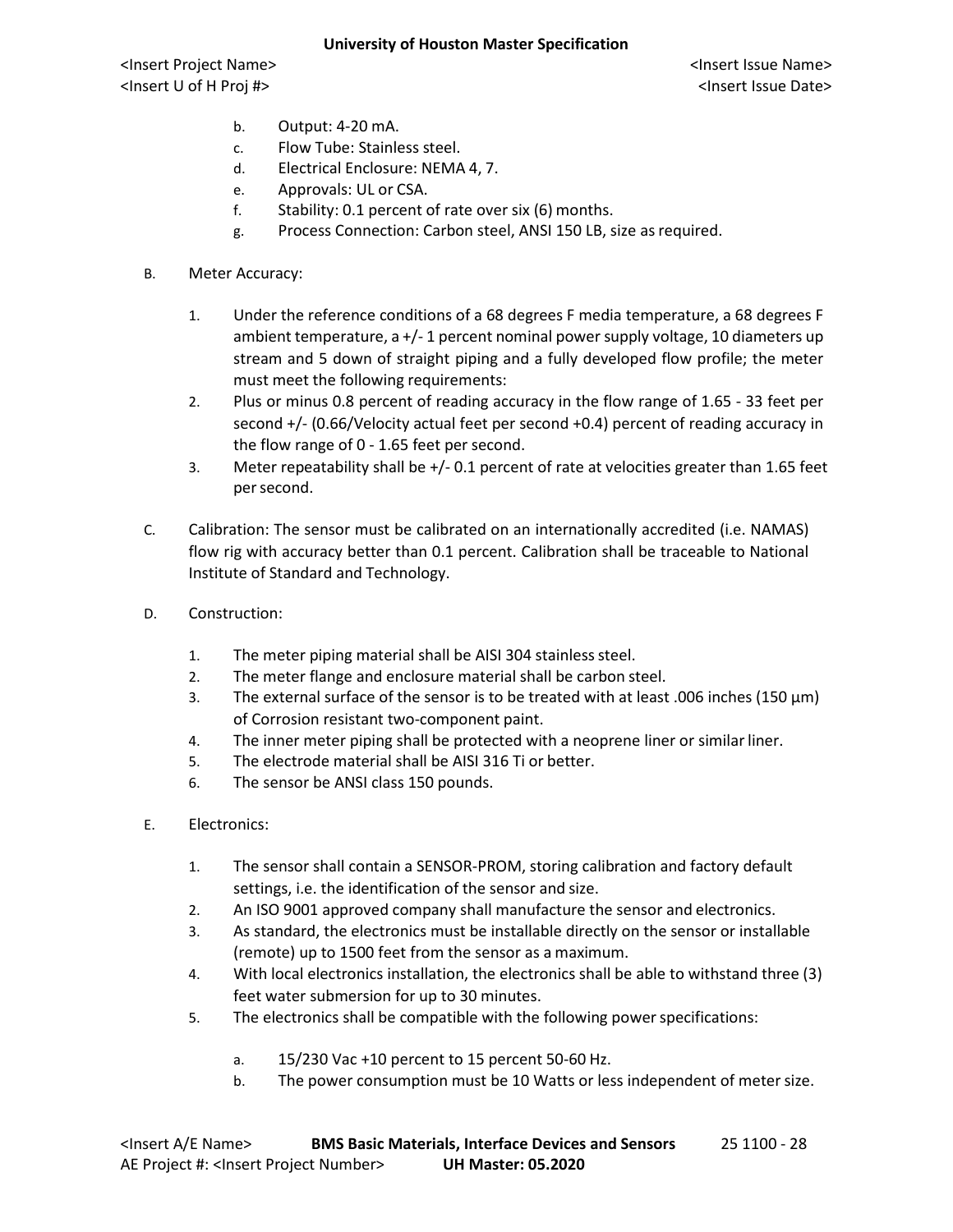b. Output: 4-20 mA.
c. Flow Tube: Stainless steel.
d. Electrical Enclosure: NEMA 4, 7.
e. Approvals: UL or CSA.
f. Stability: 0.1 percent of rate over six (6) months.
g. Process Connection: Carbon steel, ANSI 150 LB, size as required.

B. Meter Accuracy:

1. Under the reference conditions of a 68 degrees F media temperature, a 68 degrees F ambient temperature, a +/- 1 percent nominal power supply voltage, 10 diameters up stream and 5 down of straight piping and a fully developed flow profile; the meter must meet the following requirements:
2. Plus or minus 0.8 percent of reading accuracy in the flow range of 1.65 - 33 feet per second +/- (0.66/Velocity actual feet per second +0.4) percent of reading accuracy in the flow range of 0 - 1.65 feet per second.
3. Meter repeatability shall be +/- 0.1 percent of rate at velocities greater than 1.65 feet per second.

C. Calibration: The sensor must be calibrated on an internationally accredited (i.e. NAMAS) flow rig with accuracy better than 0.1 percent. Calibration shall be traceable to National Institute of Standard and Technology.

D. Construction:

1. The meter piping material shall be AISI 304 stainless steel.
2. The meter flange and enclosure material shall be carbon steel.
3. The external surface of the sensor is to be treated with at least .006 inches (150 µm) of Corrosion resistant two-component paint.
4. The inner meter piping shall be protected with a neoprene liner or similar liner.
5. The electrode material shall be AISI 316 Ti or better.
6. The sensor be ANSI class 150 pounds.

E. Electronics:

1. The sensor shall contain a SENSOR-PROM, storing calibration and factory default settings, i.e. the identification of the sensor and size.
2. An ISO 9001 approved company shall manufacture the sensor and electronics.
3. As standard, the electronics must be installable directly on the sensor or installable (remote) up to 1500 feet from the sensor as a maximum.
4. With local electronics installation, the electronics shall be able to withstand three (3) feet water submersion for up to 30 minutes.
5. The electronics shall be compatible with the following power specifications:

   a. 15/230 Vac +10 percent to 15 percent 50-60 Hz.
   b. The power consumption must be 10 Watts or less independent of meter size.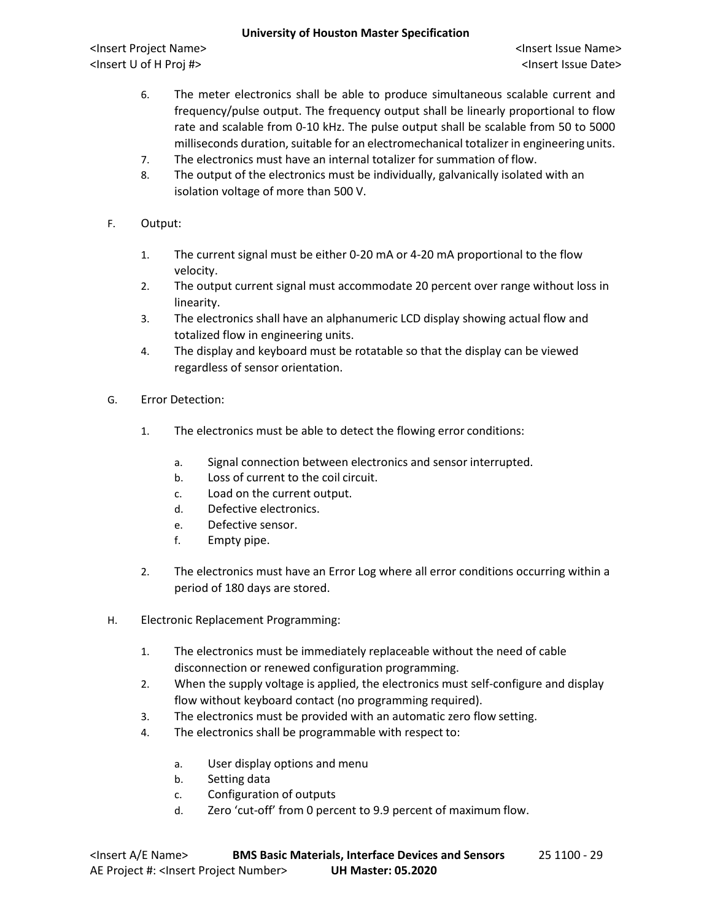6. The meter electronics shall be able to produce simultaneous scalable current and frequency/pulse output. The frequency output shall be linearly proportional to flow rate and scalable from 0-10 kHz. The pulse output shall be scalable from 50 to 5000 milliseconds duration, suitable for an electromechanical totalizer in engineering units.
7. The electronics must have an internal totalizer for summation of flow.
8. The output of the electronics must be individually, galvanically isolated with an isolation voltage of more than 500 V.

F. Output:

1. The current signal must be either 0-20 mA or 4-20 mA proportional to the flow velocity.
2. The output current signal must accommodate 20 percent over range without loss in linearity.
3. The electronics shall have an alphanumeric LCD display showing actual flow and totalized flow in engineering units.
4. The display and keyboard must be rotatable so that the display can be viewed regardless of sensor orientation.

G. Error Detection:

1. The electronics must be able to detect the flowing error conditions:

   a. Signal connection between electronics and sensor interrupted.
   b. Loss of current to the coil circuit.
   c. Load on the current output.
   d. Defective electronics.
   e. Defective sensor.
   f. Empty pipe.

2. The electronics must have an Error Log where all error conditions occurring within a period of 180 days are stored.

H. Electronic Replacement Programming:

1. The electronics must be immediately replaceable without the need of cable disconnection or renewed configuration programming.
2. When the supply voltage is applied, the electronics must self-configure and display flow without keyboard contact (no programming required).
3. The electronics must be provided with an automatic zero flow setting.
4. The electronics shall be programmable with respect to:

   a. User display options and menu
   b. Setting data
   c. Configuration of outputs
   d. Zero ‘cut-off’ from 0 percent to 9.9 percent of maximum flow.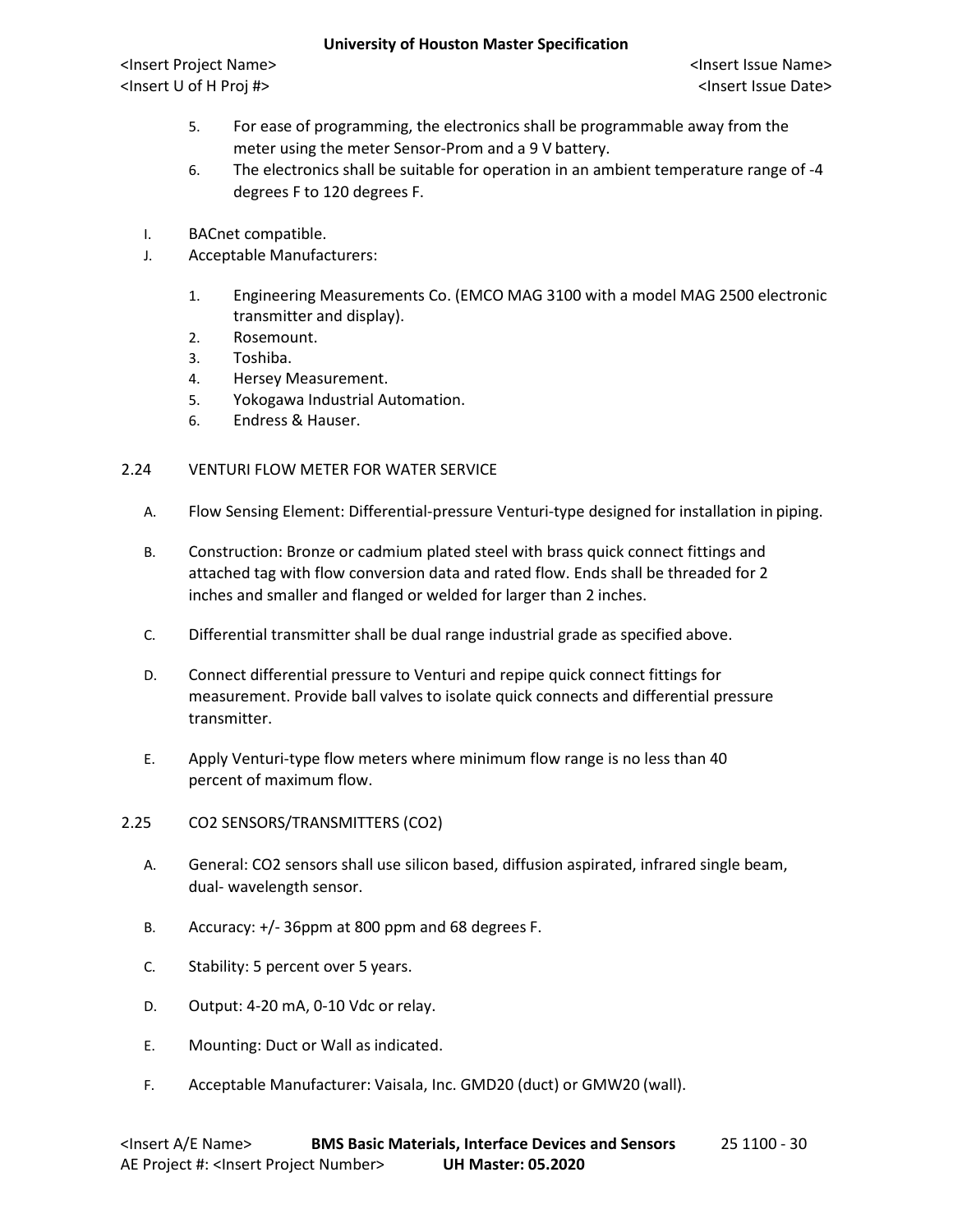5. For ease of programming, the electronics shall be programmable away from the meter using the meter Sensor-Prom and a 9 V battery.
6. The electronics shall be suitable for operation in an ambient temperature range of -4 degrees F to 120 degrees F.

I. BACnet compatible.

J. Acceptable Manufacturers:

1. Engineering Measurements Co. (EMCO MAG 3100 with a model MAG 2500 electronic transmitter and display).
2. Rosemount.
3. Toshiba.
4. Hersey Measurement.
5. Yokogawa Industrial Automation.
6. Endress & Hauser.

## 2.24 VENTURI FLOW METER FOR WATER SERVICE

A. Flow Sensing Element: Differential-pressure Venturi-type designed for installation in piping.

B. Construction: Bronze or cadmium plated steel with brass quick connect fittings and attached tag with flow conversion data and rated flow. Ends shall be threaded for 2 inches and smaller and flanged or welded for larger than 2 inches.

C. Differential transmitter shall be dual range industrial grade as specified above.

D. Connect differential pressure to Venturi and repipe quick connect fittings for measurement. Provide ball valves to isolate quick connects and differential pressure transmitter.

E. Apply Venturi-type flow meters where minimum flow range is no less than 40 percent of maximum flow.

## 2.25 CO2 SENSORS/TRANSMITTERS (CO2)

A. General: CO2 sensors shall use silicon based, diffusion aspirated, infrared single beam, dual- wavelength sensor.

B. Accuracy: +/- 36ppm at 800 ppm and 68 degrees F.

C. Stability: 5 percent over 5 years.

D. Output: 4-20 mA, 0-10 Vdc or relay.

E. Mounting: Duct or Wall as indicated.

F. Acceptable Manufacturer: Vaisala, Inc. GMD20 (duct) or GMW20 (wall).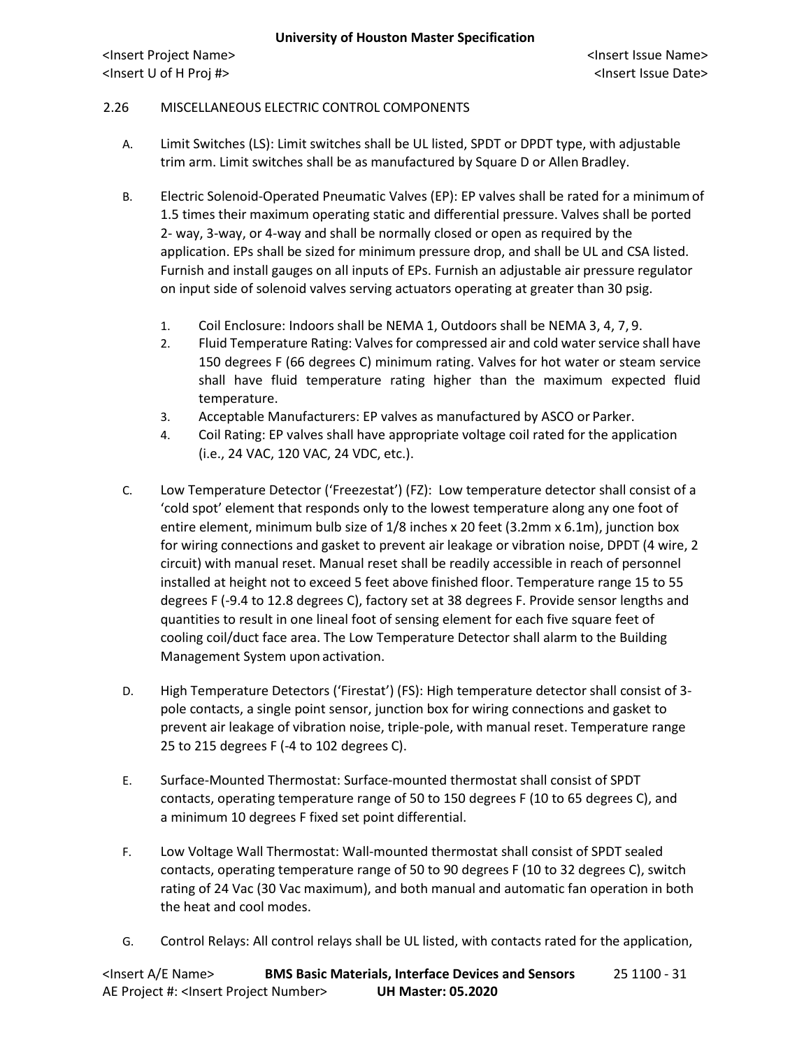2.26 MISCELLANEOUS ELECTRIC CONTROL COMPONENTS

A. Limit Switches (LS): Limit switches shall be UL listed, SPDT or DPDT type, with adjustable trim arm. Limit switches shall be as manufactured by Square D or Allen Bradley.

B. Electric Solenoid-Operated Pneumatic Valves (EP): EP valves shall be rated for a minimum of 1.5 times their maximum operating static and differential pressure. Valves shall be ported 2- way, 3-way, or 4-way and shall be normally closed or open as required by the application. EPs shall be sized for minimum pressure drop, and shall be UL and CSA listed. Furnish and install gauges on all inputs of EPs. Furnish an adjustable air pressure regulator on input side of solenoid valves serving actuators operating at greater than 30 psig.

1. Coil Enclosure: Indoors shall be NEMA 1, Outdoors shall be NEMA 3, 4, 7, 9.
2. Fluid Temperature Rating: Valves for compressed air and cold water service shall have 150 degrees F (66 degrees C) minimum rating. Valves for hot water or steam service shall have fluid temperature rating higher than the maximum expected fluid temperature.
3. Acceptable Manufacturers: EP valves as manufactured by ASCO or Parker.
4. Coil Rating: EP valves shall have appropriate voltage coil rated for the application (i.e., 24 VAC, 120 VAC, 24 VDC, etc.).

C. Low Temperature Detector ('Freezestat') (FZ): Low temperature detector shall consist of a 'cold spot' element that responds only to the lowest temperature along any one foot of entire element, minimum bulb size of 1/8 inches x 20 feet (3.2mm x 6.1m), junction box for wiring connections and gasket to prevent air leakage or vibration noise, DPDT (4 wire, 2 circuit) with manual reset. Manual reset shall be readily accessible in reach of personnel installed at height not to exceed 5 feet above finished floor. Temperature range 15 to 55 degrees F (-9.4 to 12.8 degrees C), factory set at 38 degrees F. Provide sensor lengths and quantities to result in one lineal foot of sensing element for each five square feet of cooling coil/duct face area. The Low Temperature Detector shall alarm to the Building Management System upon activation.

D. High Temperature Detectors ('Firestat') (FS): High temperature detector shall consist of 3-pole contacts, a single point sensor, junction box for wiring connections and gasket to prevent air leakage of vibration noise, triple-pole, with manual reset. Temperature range 25 to 215 degrees F (-4 to 102 degrees C).

E. Surface-Mounted Thermostat: Surface-mounted thermostat shall consist of SPDT contacts, operating temperature range of 50 to 150 degrees F (10 to 65 degrees C), and a minimum 10 degrees F fixed set point differential.

F. Low Voltage Wall Thermostat: Wall-mounted thermostat shall consist of SPDT sealed contacts, operating temperature range of 50 to 90 degrees F (10 to 32 degrees C), switch rating of 24 Vac (30 Vac maximum), and both manual and automatic fan operation in both the heat and cool modes.

G. Control Relays: All control relays shall be UL listed, with contacts rated for the application,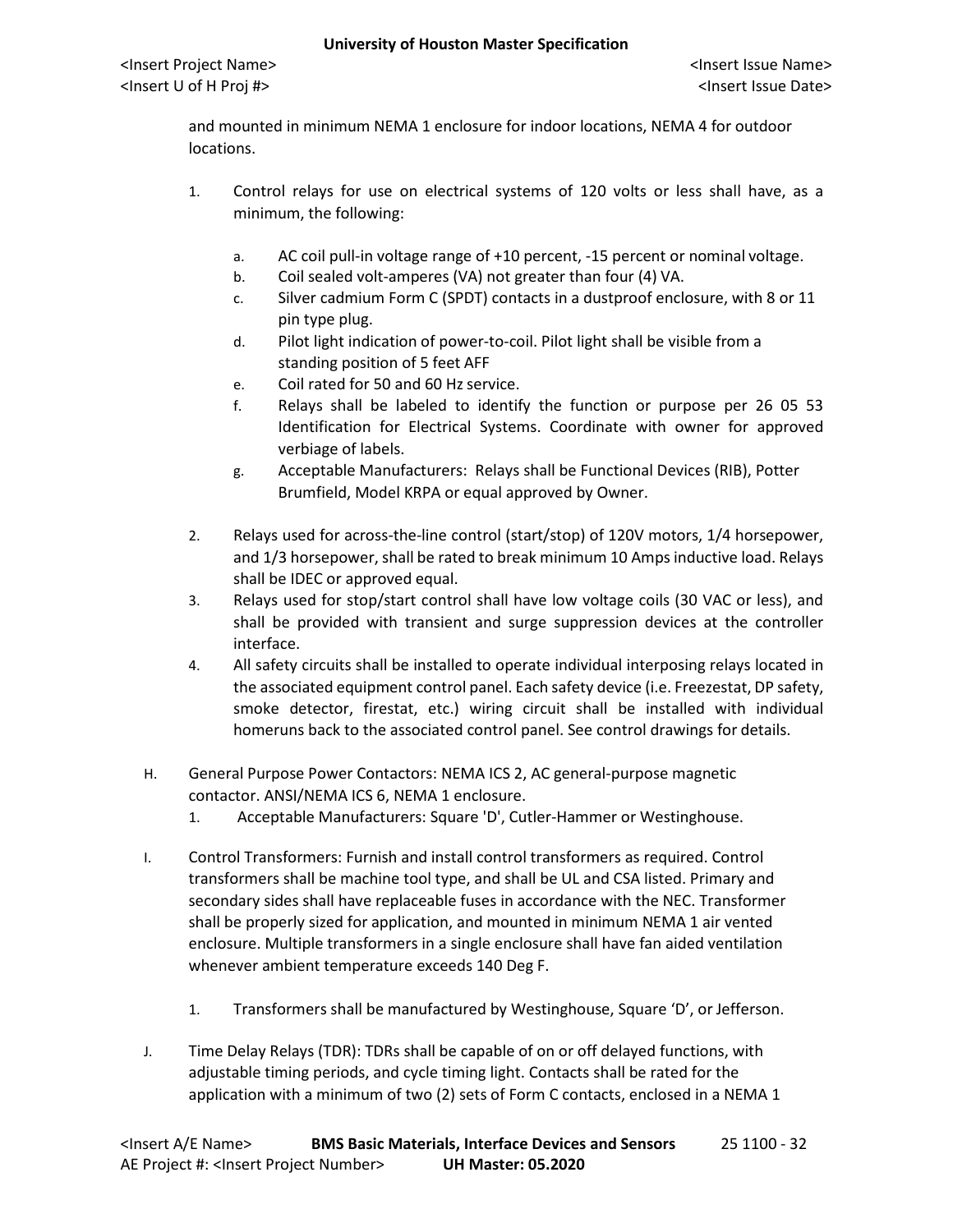and mounted in minimum NEMA 1 enclosure for indoor locations, NEMA 4 for outdoor locations.

1. Control relays for use on electrical systems of 120 volts or less shall have, as a minimum, the following:

   a. AC coil pull-in voltage range of +10 percent, -15 percent or nominal voltage.
   b. Coil sealed volt-amperes (VA) not greater than four (4) VA.
   c. Silver cadmium Form C (SPDT) contacts in a dustproof enclosure, with 8 or 11 pin type plug.
   d. Pilot light indication of power-to-coil. Pilot light shall be visible from a standing position of 5 feet AFF
   e. Coil rated for 50 and 60 Hz service.
   f. Relays shall be labeled to identify the function or purpose per 26 05 53 Identification for Electrical Systems. Coordinate with owner for approved verbiage of labels.
   g. Acceptable Manufacturers: Relays shall be Functional Devices (RIB), Potter Brumfield, Model KRPA or equal approved by Owner.

2. Relays used for across-the-line control (start/stop) of 120V motors, 1/4 horsepower, and 1/3 horsepower, shall be rated to break minimum 10 Amps inductive load. Relays shall be IDEC or approved equal.
3. Relays used for stop/start control shall have low voltage coils (30 VAC or less), and shall be provided with transient and surge suppression devices at the controller interface.
4. All safety circuits shall be installed to operate individual interposing relays located in the associated equipment control panel. Each safety device (i.e. Freezestat, DP safety, smoke detector, firestat, etc.) wiring circuit shall be installed with individual homeruns back to the associated control panel. See control drawings for details.

H. General Purpose Power Contactors: NEMA ICS 2, AC general-purpose magnetic contactor. ANSI/NEMA ICS 6, NEMA 1 enclosure.
   1. Acceptable Manufacturers: Square 'D', Cutler-Hammer or Westinghouse.

I. Control Transformers: Furnish and install control transformers as required. Control transformers shall be machine tool type, and shall be UL and CSA listed. Primary and secondary sides shall have replaceable fuses in accordance with the NEC. Transformer shall be properly sized for application, and mounted in minimum NEMA 1 air vented enclosure. Multiple transformers in a single enclosure shall have fan aided ventilation whenever ambient temperature exceeds 140 Deg F.

   1. Transformers shall be manufactured by Westinghouse, Square 'D', or Jefferson.

J. Time Delay Relays (TDR): TDRs shall be capable of on or off delayed functions, with adjustable timing periods, and cycle timing light. Contacts shall be rated for the application with a minimum of two (2) sets of Form C contacts, enclosed in a NEMA 1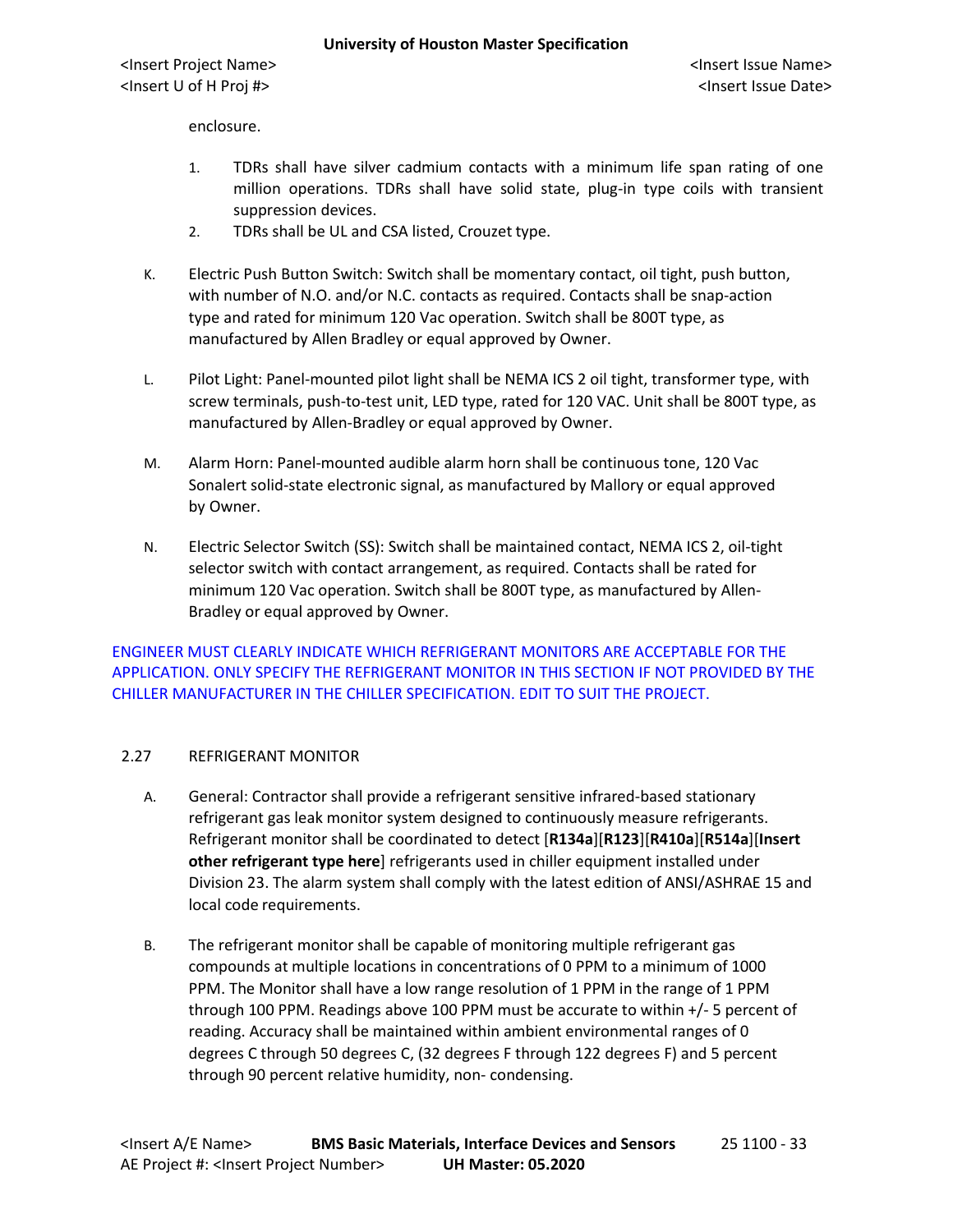enclosure.

1. TDRs shall have silver cadmium contacts with a minimum life span rating of one million operations. TDRs shall have solid state, plug-in type coils with transient suppression devices.
2. TDRs shall be UL and CSA listed, Crouzet type.

K. Electric Push Button Switch: Switch shall be momentary contact, oil tight, push button, with number of N.O. and/or N.C. contacts as required. Contacts shall be snap-action type and rated for minimum 120 Vac operation. Switch shall be 800T type, as manufactured by Allen Bradley or equal approved by Owner.

L. Pilot Light: Panel-mounted pilot light shall be NEMA ICS 2 oil tight, transformer type, with screw terminals, push-to-test unit, LED type, rated for 120 VAC. Unit shall be 800T type, as manufactured by Allen-Bradley or equal approved by Owner.

M. Alarm Horn: Panel-mounted audible alarm horn shall be continuous tone, 120 Vac Sonalert solid-state electronic signal, as manufactured by Mallory or equal approved by Owner.

N. Electric Selector Switch (SS): Switch shall be maintained contact, NEMA ICS 2, oil-tight selector switch with contact arrangement, as required. Contacts shall be rated for minimum 120 Vac operation. Switch shall be 800T type, as manufactured by Allen-Bradley or equal approved by Owner.

ENGINEER MUST CLEARLY INDICATE WHICH REFRIGERANT MONITORS ARE ACCEPTABLE FOR THE APPLICATION. ONLY SPECIFY THE REFRIGERANT MONITOR IN THIS SECTION IF NOT PROVIDED BY THE CHILLER MANUFACTURER IN THE CHILLER SPECIFICATION. EDIT TO SUIT THE PROJECT.

## 2.27 REFRIGERANT MONITOR

A. General: Contractor shall provide a refrigerant sensitive infrared-based stationary refrigerant gas leak monitor system designed to continuously measure refrigerants. Refrigerant monitor shall be coordinated to detect [**R134a**][**R123**][**R410a**][**R514a**][**Insert other refrigerant type here**] refrigerants used in chiller equipment installed under Division 23. The alarm system shall comply with the latest edition of ANSI/ASHRAE 15 and local code requirements.

B. The refrigerant monitor shall be capable of monitoring multiple refrigerant gas compounds at multiple locations in concentrations of 0 PPM to a minimum of 1000 PPM. The Monitor shall have a low range resolution of 1 PPM in the range of 1 PPM through 100 PPM. Readings above 100 PPM must be accurate to within +/- 5 percent of reading. Accuracy shall be maintained within ambient environmental ranges of 0 degrees C through 50 degrees C, (32 degrees F through 122 degrees F) and 5 percent through 90 percent relative humidity, non- condensing.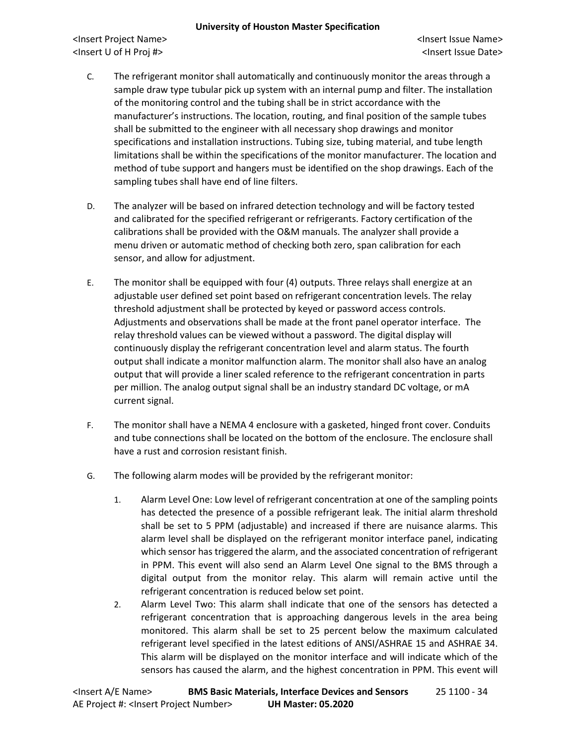C. The refrigerant monitor shall automatically and continuously monitor the areas through a sample draw type tubular pick up system with an internal pump and filter. The installation of the monitoring control and the tubing shall be in strict accordance with the manufacturer's instructions. The location, routing, and final position of the sample tubes shall be submitted to the engineer with all necessary shop drawings and monitor specifications and installation instructions. Tubing size, tubing material, and tube length limitations shall be within the specifications of the monitor manufacturer. The location and method of tube support and hangers must be identified on the shop drawings. Each of the sampling tubes shall have end of line filters.

D. The analyzer will be based on infrared detection technology and will be factory tested and calibrated for the specified refrigerant or refrigerants. Factory certification of the calibrations shall be provided with the O&M manuals. The analyzer shall provide a menu driven or automatic method of checking both zero, span calibration for each sensor, and allow for adjustment.

E. The monitor shall be equipped with four (4) outputs. Three relays shall energize at an adjustable user defined set point based on refrigerant concentration levels. The relay threshold adjustment shall be protected by keyed or password access controls. Adjustments and observations shall be made at the front panel operator interface. The relay threshold values can be viewed without a password. The digital display will continuously display the refrigerant concentration level and alarm status. The fourth output shall indicate a monitor malfunction alarm. The monitor shall also have an analog output that will provide a liner scaled reference to the refrigerant concentration in parts per million. The analog output signal shall be an industry standard DC voltage, or mA current signal.

F. The monitor shall have a NEMA 4 enclosure with a gasketed, hinged front cover. Conduits and tube connections shall be located on the bottom of the enclosure. The enclosure shall have a rust and corrosion resistant finish.

G. The following alarm modes will be provided by the refrigerant monitor:

1. Alarm Level One: Low level of refrigerant concentration at one of the sampling points has detected the presence of a possible refrigerant leak. The initial alarm threshold shall be set to 5 PPM (adjustable) and increased if there are nuisance alarms. This alarm level shall be displayed on the refrigerant monitor interface panel, indicating which sensor has triggered the alarm, and the associated concentration of refrigerant in PPM. This event will also send an Alarm Level One signal to the BMS through a digital output from the monitor relay. This alarm will remain active until the refrigerant concentration is reduced below set point.
2. Alarm Level Two: This alarm shall indicate that one of the sensors has detected a refrigerant concentration that is approaching dangerous levels in the area being monitored. This alarm shall be set to 25 percent below the maximum calculated refrigerant level specified in the latest editions of ANSI/ASHRAE 15 and ASHRAE 34. This alarm will be displayed on the monitor interface and will indicate which of the sensors has caused the alarm, and the highest concentration in PPM. This event will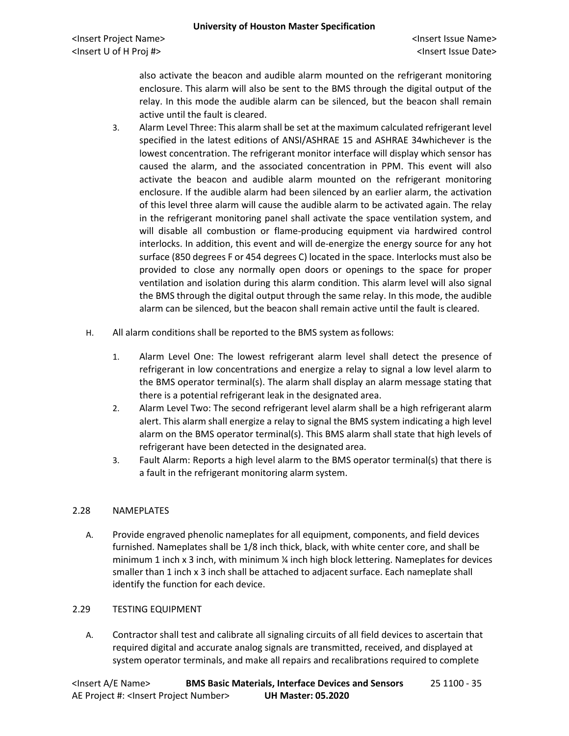also activate the beacon and audible alarm mounted on the refrigerant monitoring enclosure. This alarm will also be sent to the BMS through the digital output of the relay. In this mode the audible alarm can be silenced, but the beacon shall remain active until the fault is cleared.

3. Alarm Level Three: This alarm shall be set at the maximum calculated refrigerant level specified in the latest editions of ANSI/ASHRAE 15 and ASHRAE 34whichever is the lowest concentration. The refrigerant monitor interface will display which sensor has caused the alarm, and the associated concentration in PPM. This event will also activate the beacon and audible alarm mounted on the refrigerant monitoring enclosure. If the audible alarm had been silenced by an earlier alarm, the activation of this level three alarm will cause the audible alarm to be activated again. The relay in the refrigerant monitoring panel shall activate the space ventilation system, and will disable all combustion or flame-producing equipment via hardwired control interlocks. In addition, this event and will de-energize the energy source for any hot surface (850 degrees F or 454 degrees C) located in the space. Interlocks must also be provided to close any normally open doors or openings to the space for proper ventilation and isolation during this alarm condition. This alarm level will also signal the BMS through the digital output through the same relay. In this mode, the audible alarm can be silenced, but the beacon shall remain active until the fault is cleared.

H. All alarm conditions shall be reported to the BMS system as follows:

1. Alarm Level One: The lowest refrigerant alarm level shall detect the presence of refrigerant in low concentrations and energize a relay to signal a low level alarm to the BMS operator terminal(s). The alarm shall display an alarm message stating that there is a potential refrigerant leak in the designated area.
2. Alarm Level Two: The second refrigerant level alarm shall be a high refrigerant alarm alert. This alarm shall energize a relay to signal the BMS system indicating a high level alarm on the BMS operator terminal(s). This BMS alarm shall state that high levels of refrigerant have been detected in the designated area.
3. Fault Alarm: Reports a high level alarm to the BMS operator terminal(s) that there is a fault in the refrigerant monitoring alarm system.

## 2.28 NAMEPLATES

A. Provide engraved phenolic nameplates for all equipment, components, and field devices furnished. Nameplates shall be 1/8 inch thick, black, with white center core, and shall be minimum 1 inch x 3 inch, with minimum ¼ inch high block lettering. Nameplates for devices smaller than 1 inch x 3 inch shall be attached to adjacent surface. Each nameplate shall identify the function for each device.

## 2.29 TESTING EQUIPMENT

A. Contractor shall test and calibrate all signaling circuits of all field devices to ascertain that required digital and accurate analog signals are transmitted, received, and displayed at system operator terminals, and make all repairs and recalibrations required to complete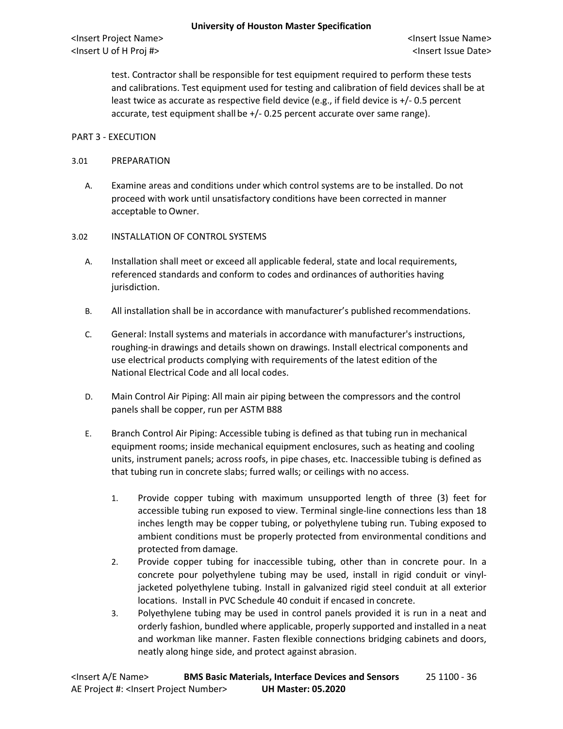test. Contractor shall be responsible for test equipment required to perform these tests and calibrations. Test equipment used for testing and calibration of field devices shall be at least twice as accurate as respective field device (e.g., if field device is +/- 0.5 percent accurate, test equipment shall be +/- 0.25 percent accurate over same range).

## PART 3 - EXECUTION

### 3.01 PREPARATION

A. Examine areas and conditions under which control systems are to be installed. Do not proceed with work until unsatisfactory conditions have been corrected in manner acceptable to Owner.

### 3.02 INSTALLATION OF CONTROL SYSTEMS

A. Installation shall meet or exceed all applicable federal, state and local requirements, referenced standards and conform to codes and ordinances of authorities having jurisdiction.

B. All installation shall be in accordance with manufacturer's published recommendations.

C. General: Install systems and materials in accordance with manufacturer's instructions, roughing-in drawings and details shown on drawings. Install electrical components and use electrical products complying with requirements of the latest edition of the National Electrical Code and all local codes.

D. Main Control Air Piping: All main air piping between the compressors and the control panels shall be copper, run per ASTM B88

E. Branch Control Air Piping: Accessible tubing is defined as that tubing run in mechanical equipment rooms; inside mechanical equipment enclosures, such as heating and cooling units, instrument panels; across roofs, in pipe chases, etc. Inaccessible tubing is defined as that tubing run in concrete slabs; furred walls; or ceilings with no access.

1. Provide copper tubing with maximum unsupported length of three (3) feet for accessible tubing run exposed to view. Terminal single-line connections less than 18 inches length may be copper tubing, or polyethylene tubing run. Tubing exposed to ambient conditions must be properly protected from environmental conditions and protected from damage.
2. Provide copper tubing for inaccessible tubing, other than in concrete pour. In a concrete pour polyethylene tubing may be used, install in rigid conduit or vinyl-jacketed polyethylene tubing. Install in galvanized rigid steel conduit at all exterior locations. Install in PVC Schedule 40 conduit if encased in concrete.
3. Polyethylene tubing may be used in control panels provided it is run in a neat and orderly fashion, bundled where applicable, properly supported and installed in a neat and workman like manner. Fasten flexible connections bridging cabinets and doors, neatly along hinge side, and protect against abrasion.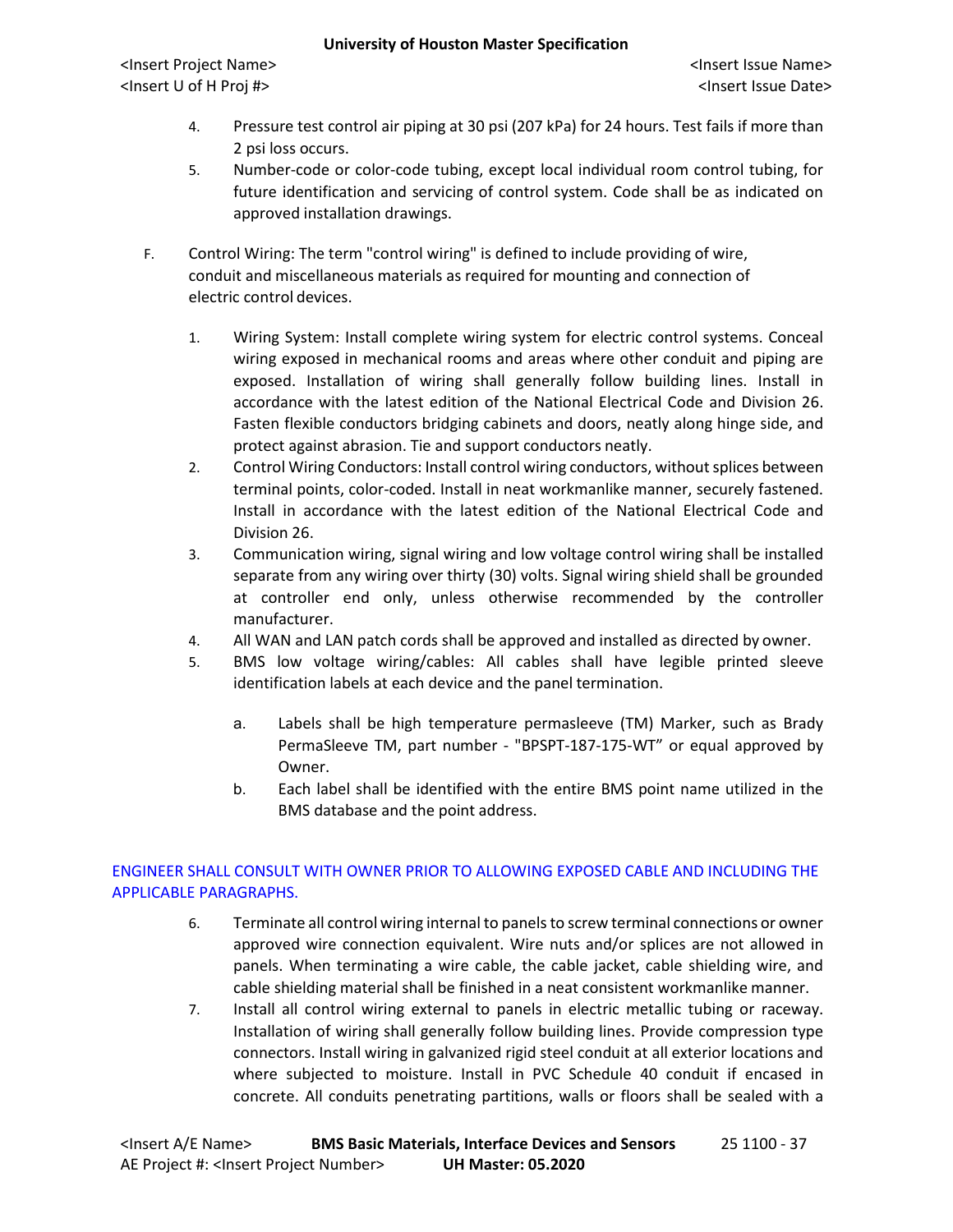4. Pressure test control air piping at 30 psi (207 kPa) for 24 hours. Test fails if more than 2 psi loss occurs.
5. Number-code or color-code tubing, except local individual room control tubing, for future identification and servicing of control system. Code shall be as indicated on approved installation drawings.

F. Control Wiring: The term "control wiring" is defined to include providing of wire, conduit and miscellaneous materials as required for mounting and connection of electric control devices.

1. Wiring System: Install complete wiring system for electric control systems. Conceal wiring exposed in mechanical rooms and areas where other conduit and piping are exposed. Installation of wiring shall generally follow building lines. Install in accordance with the latest edition of the National Electrical Code and Division 26. Fasten flexible conductors bridging cabinets and doors, neatly along hinge side, and protect against abrasion. Tie and support conductors neatly.
2. Control Wiring Conductors: Install control wiring conductors, without splices between terminal points, color-coded. Install in neat workmanlike manner, securely fastened. Install in accordance with the latest edition of the National Electrical Code and Division 26.
3. Communication wiring, signal wiring and low voltage control wiring shall be installed separate from any wiring over thirty (30) volts. Signal wiring shield shall be grounded at controller end only, unless otherwise recommended by the controller manufacturer.
4. All WAN and LAN patch cords shall be approved and installed as directed by owner.
5. BMS low voltage wiring/cables: All cables shall have legible printed sleeve identification labels at each device and the panel termination.
   a. Labels shall be high temperature permasleeve (TM) Marker, such as Brady PermaSleeve TM, part number - "BPSPT-187-175-WT" or equal approved by Owner.
   b. Each label shall be identified with the entire BMS point name utilized in the BMS database and the point address.

ENGINEER SHALL CONSULT WITH OWNER PRIOR TO ALLOWING EXPOSED CABLE AND INCLUDING THE APPLICABLE PARAGRAPHS.

6. Terminate all control wiring internal to panels to screw terminal connections or owner approved wire connection equivalent. Wire nuts and/or splices are not allowed in panels. When terminating a wire cable, the cable jacket, cable shielding wire, and cable shielding material shall be finished in a neat consistent workmanlike manner.
7. Install all control wiring external to panels in electric metallic tubing or raceway. Installation of wiring shall generally follow building lines. Provide compression type connectors. Install wiring in galvanized rigid steel conduit at all exterior locations and where subjected to moisture. Install in PVC Schedule 40 conduit if encased in concrete. All conduits penetrating partitions, walls or floors shall be sealed with a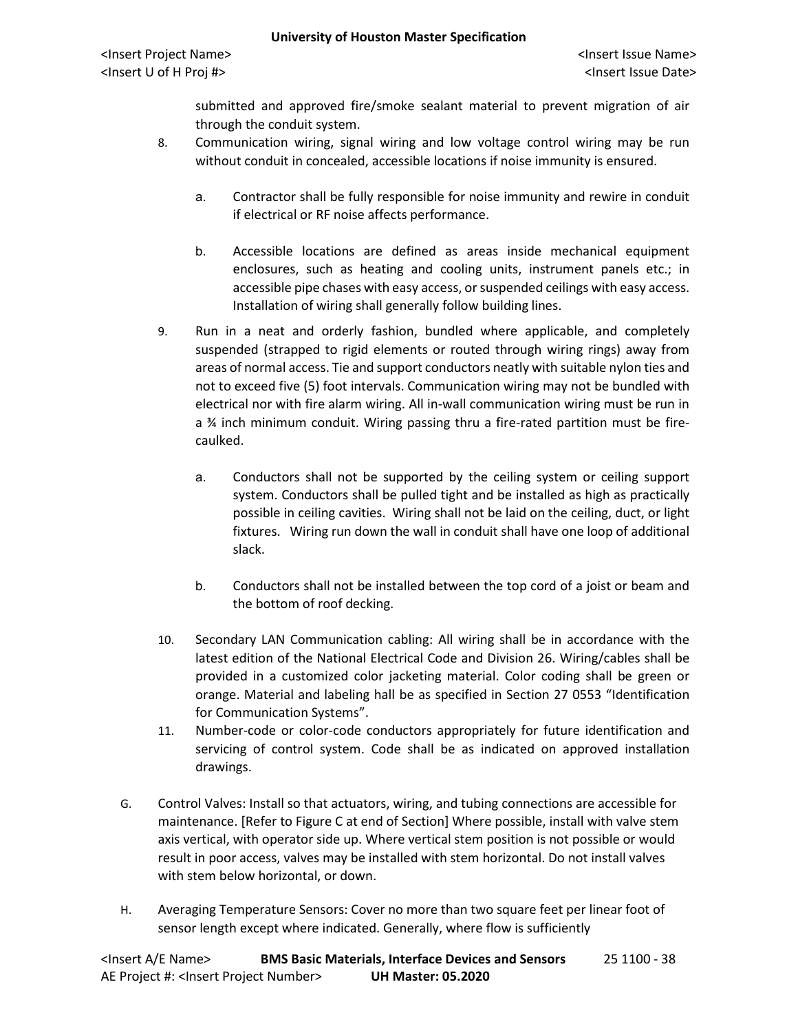submitted and approved fire/smoke sealant material to prevent migration of air through the conduit system.

8. Communication wiring, signal wiring and low voltage control wiring may be run without conduit in concealed, accessible locations if noise immunity is ensured.

   a. Contractor shall be fully responsible for noise immunity and rewire in conduit if electrical or RF noise affects performance.

   b. Accessible locations are defined as areas inside mechanical equipment enclosures, such as heating and cooling units, instrument panels etc.; in accessible pipe chases with easy access, or suspended ceilings with easy access. Installation of wiring shall generally follow building lines.

9. Run in a neat and orderly fashion, bundled where applicable, and completely suspended (strapped to rigid elements or routed through wiring rings) away from areas of normal access. Tie and support conductors neatly with suitable nylon ties and not to exceed five (5) foot intervals. Communication wiring may not be bundled with electrical nor with fire alarm wiring. All in-wall communication wiring must be run in a ¾ inch minimum conduit. Wiring passing thru a fire-rated partition must be fire-caulked.

   a. Conductors shall not be supported by the ceiling system or ceiling support system. Conductors shall be pulled tight and be installed as high as practically possible in ceiling cavities. Wiring shall not be laid on the ceiling, duct, or light fixtures. Wiring run down the wall in conduit shall have one loop of additional slack.

   b. Conductors shall not be installed between the top cord of a joist or beam and the bottom of roof decking.

10. Secondary LAN Communication cabling: All wiring shall be in accordance with the latest edition of the National Electrical Code and Division 26. Wiring/cables shall be provided in a customized color jacketing material. Color coding shall be green or orange. Material and labeling hall be as specified in Section 27 0553 "Identification for Communication Systems".

11. Number-code or color-code conductors appropriately for future identification and servicing of control system. Code shall be as indicated on approved installation drawings.

G. Control Valves: Install so that actuators, wiring, and tubing connections are accessible for maintenance. [Refer to Figure C at end of Section] Where possible, install with valve stem axis vertical, with operator side up. Where vertical stem position is not possible or would result in poor access, valves may be installed with stem horizontal. Do not install valves with stem below horizontal, or down.

H. Averaging Temperature Sensors: Cover no more than two square feet per linear foot of sensor length except where indicated. Generally, where flow is sufficiently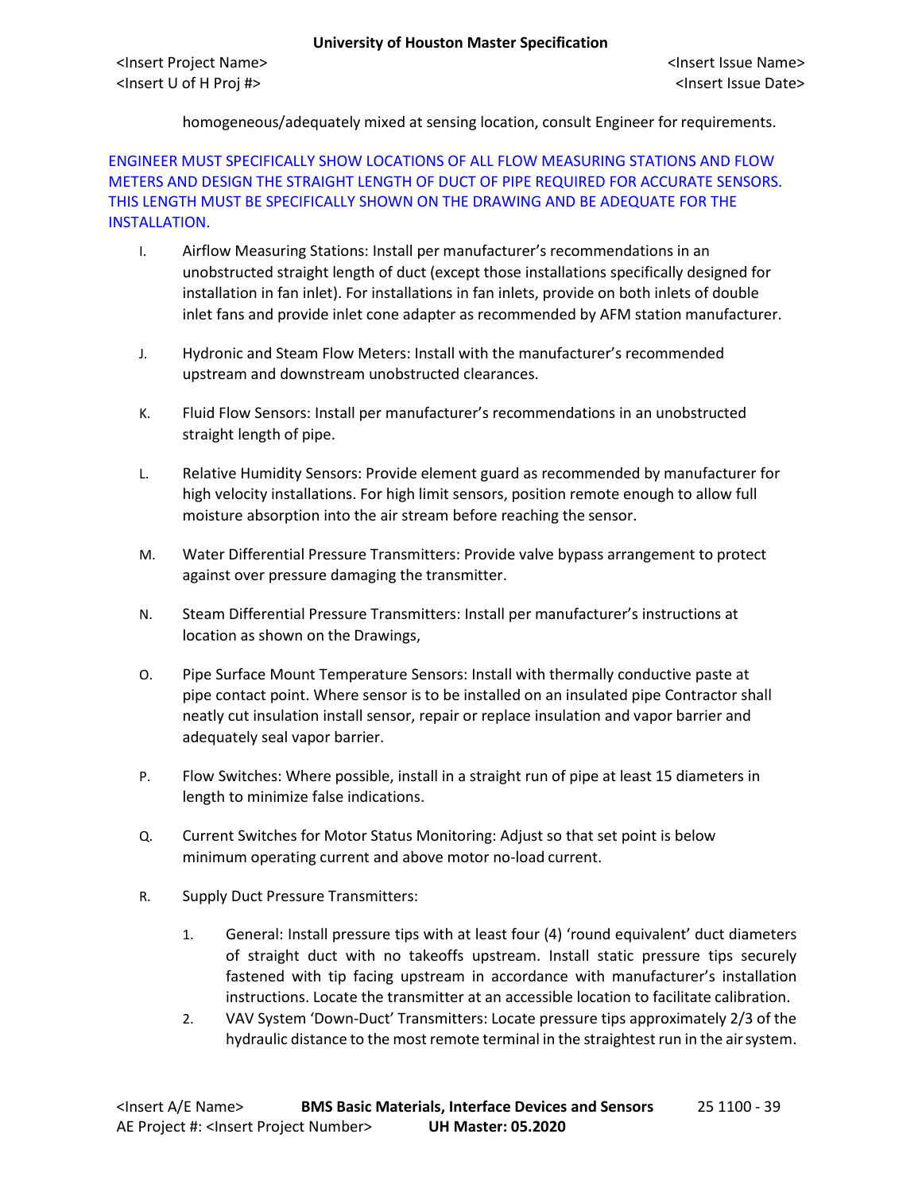homogeneous/adequately mixed at sensing location, consult Engineer for requirements.

ENGINEER MUST SPECIFICALLY SHOW LOCATIONS OF ALL FLOW MEASURING STATIONS AND FLOW METERS AND DESIGN THE STRAIGHT LENGTH OF DUCT OF PIPE REQUIRED FOR ACCURATE SENSORS. THIS LENGTH MUST BE SPECIFICALLY SHOWN ON THE DRAWING AND BE ADEQUATE FOR THE INSTALLATION.

I. Airflow Measuring Stations: Install per manufacturer's recommendations in an unobstructed straight length of duct (except those installations specifically designed for installation in fan inlet). For installations in fan inlets, provide on both inlets of double inlet fans and provide inlet cone adapter as recommended by AFM station manufacturer.

J. Hydronic and Steam Flow Meters: Install with the manufacturer's recommended upstream and downstream unobstructed clearances.

K. Fluid Flow Sensors: Install per manufacturer's recommendations in an unobstructed straight length of pipe.

L. Relative Humidity Sensors: Provide element guard as recommended by manufacturer for high velocity installations. For high limit sensors, position remote enough to allow full moisture absorption into the air stream before reaching the sensor.

M. Water Differential Pressure Transmitters: Provide valve bypass arrangement to protect against over pressure damaging the transmitter.

N. Steam Differential Pressure Transmitters: Install per manufacturer's instructions at location as shown on the Drawings,

O. Pipe Surface Mount Temperature Sensors: Install with thermally conductive paste at pipe contact point. Where sensor is to be installed on an insulated pipe Contractor shall neatly cut insulation install sensor, repair or replace insulation and vapor barrier and adequately seal vapor barrier.

P. Flow Switches: Where possible, install in a straight run of pipe at least 15 diameters in length to minimize false indications.

Q. Current Switches for Motor Status Monitoring: Adjust so that set point is below minimum operating current and above motor no-load current.

R. Supply Duct Pressure Transmitters:

1. General: Install pressure tips with at least four (4) 'round equivalent' duct diameters of straight duct with no takeoffs upstream. Install static pressure tips securely fastened with tip facing upstream in accordance with manufacturer's installation instructions. Locate the transmitter at an accessible location to facilitate calibration.
2. VAV System 'Down-Duct' Transmitters: Locate pressure tips approximately 2/3 of the hydraulic distance to the most remote terminal in the straightest run in the air system.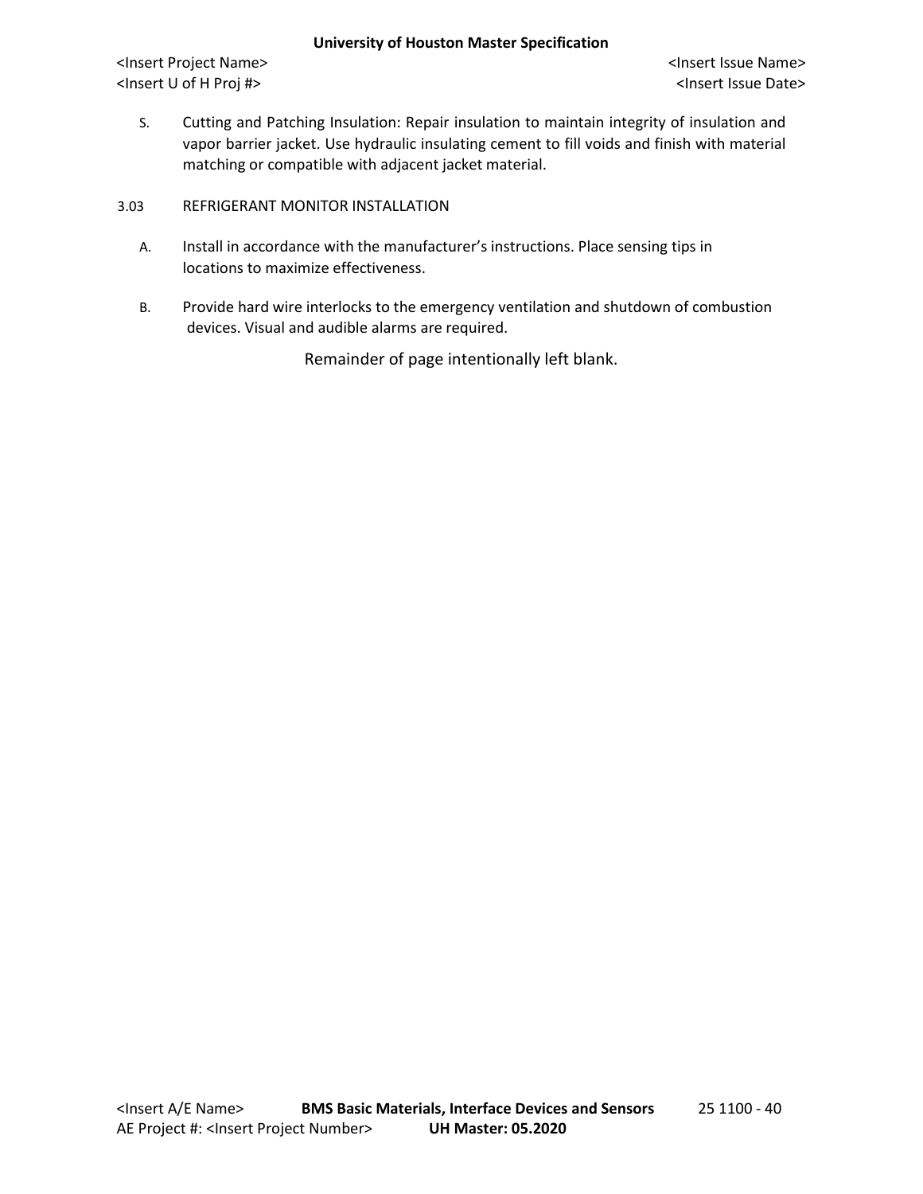S. Cutting and Patching Insulation: Repair insulation to maintain integrity of insulation and vapor barrier jacket. Use hydraulic insulating cement to fill voids and finish with material matching or compatible with adjacent jacket material.

3.03 REFRIGERANT MONITOR INSTALLATION

A. Install in accordance with the manufacturer's instructions. Place sensing tips in locations to maximize effectiveness.

B. Provide hard wire interlocks to the emergency ventilation and shutdown of combustion devices. Visual and audible alarms are required.

Remainder of page intentionally left blank.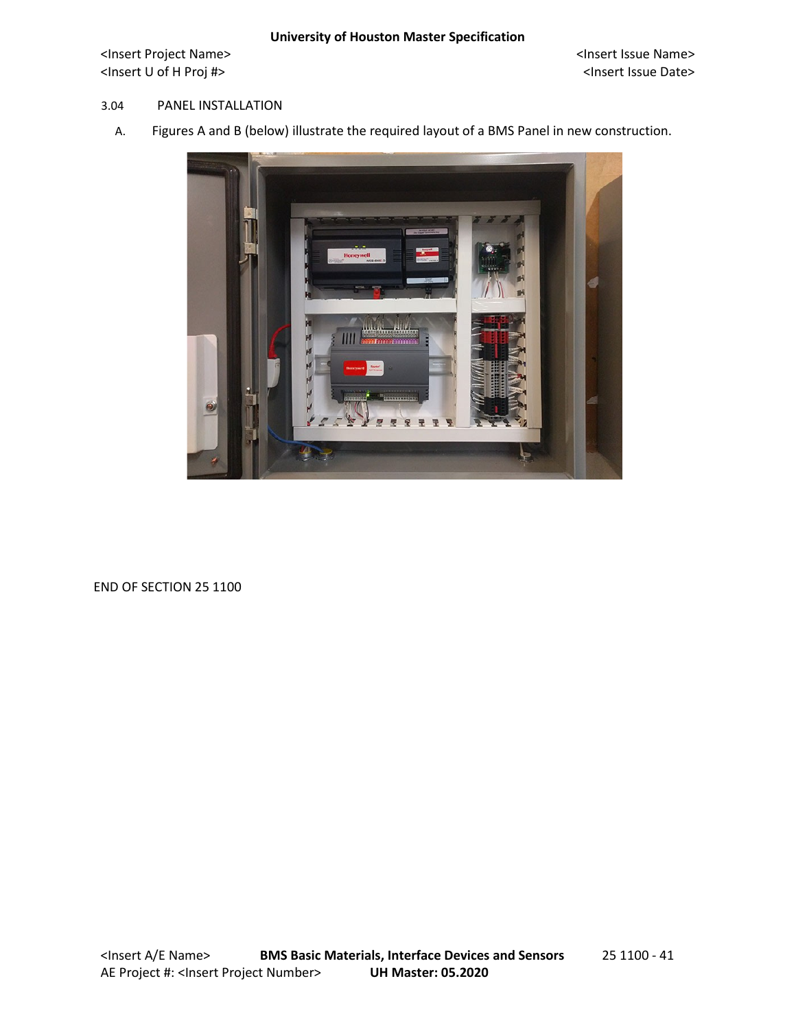3.04 PANEL INSTALLATION

A. Figures A and B (below) illustrate the required layout of a BMS Panel in new construction.

END OF SECTION 25 1100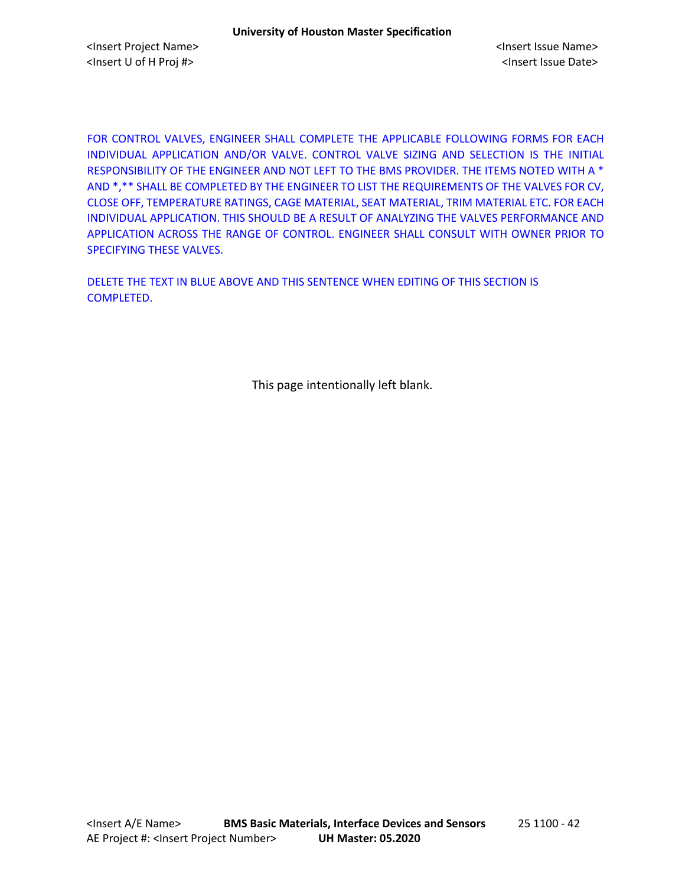FOR CONTROL VALVES, ENGINEER SHALL COMPLETE THE APPLICABLE FOLLOWING FORMS FOR EACH INDIVIDUAL APPLICATION AND/OR VALVE. CONTROL VALVE SIZING AND SELECTION IS THE INITIAL RESPONSIBILITY OF THE ENGINEER AND NOT LEFT TO THE BMS PROVIDER. THE ITEMS NOTED WITH A * AND *,** SHALL BE COMPLETED BY THE ENGINEER TO LIST THE REQUIREMENTS OF THE VALVES FOR CV, CLOSE OFF, TEMPERATURE RATINGS, CAGE MATERIAL, SEAT MATERIAL, TRIM MATERIAL ETC. FOR EACH INDIVIDUAL APPLICATION. THIS SHOULD BE A RESULT OF ANALYZING THE VALVES PERFORMANCE AND APPLICATION ACROSS THE RANGE OF CONTROL. ENGINEER SHALL CONSULT WITH OWNER PRIOR TO SPECIFYING THESE VALVES.

DELETE THE TEXT IN BLUE ABOVE AND THIS SENTENCE WHEN EDITING OF THIS SECTION IS COMPLETED.

This page intentionally left blank.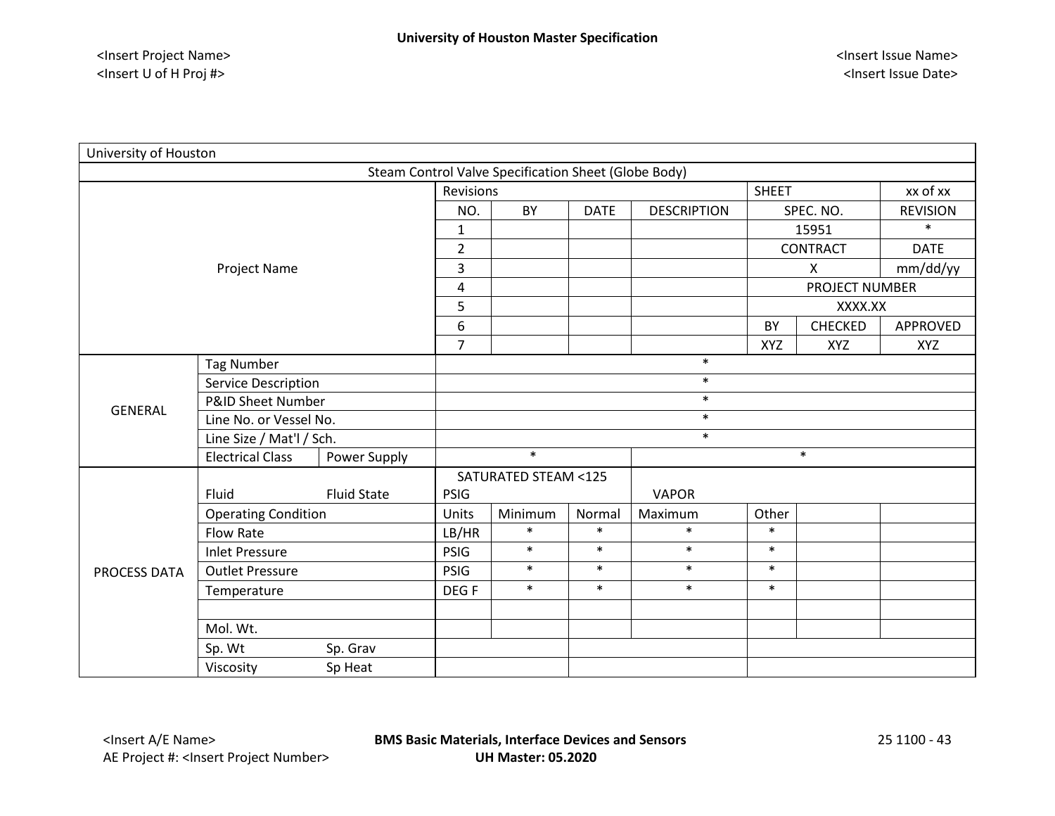| University of Houston | | | | | | | | | | |
|---|---|---|---|---|---|---|---|---|---|---|
| Steam Control Valve Specification Sheet (Globe Body) | | | | | | | | | | |
| Project Name | | | Revisions | | | | SHEET | | xx of xx | |
| | | | NO. | BY | DATE | DESCRIPTION | SPEC. NO. | | REVISION | |
| | | | 1 | | | | 15951 | | * | |
| | | | 2 | | | | CONTRACT | | DATE | |
| | | | 3 | | | | X | | mm/dd/yy | |
| | | | 4 | | | | PROJECT NUMBER | | | |
| | | | 5 | | | | XXXX.XX | | | |
| | | | 6 | | | | BY | CHECKED | APPROVED | |
| | | | 7 | | | | XYZ | XYZ | XYZ | |
| GENERAL | Tag Number | | * | | | | | | | |
| | Service Description | | * | | | | | | | |
| | P&ID Sheet Number | | * | | | | | | | |
| | Line No. or Vessel No. | | * | | | | | | | |
| | Line Size / Mat'l / Sch. | | * | | | | | | | |
| | Electrical Class | Power Supply | * | | | * | | | | |
| PROCESS DATA | Fluid | Fluid State | SATURATED STEAM <125 PSIG | | | VAPOR | | | | |
| | Operating Condition | | Units | Minimum | Normal | Maximum | Other | | | |
| | Flow Rate | | LB/HR | * | * | * | * | | | |
| | Inlet Pressure | | PSIG | * | * | * | * | | | |
| | Outlet Pressure | | PSIG | * | * | * | * | | | |
| | Temperature | | DEG F | * | * | * | * | | | |
| | | | | | | | | | | |
| | Mol. Wt. | | | | | | | | | |
| | Sp. Wt | Sp. Grav | | | | | | | | |
| | Viscosity | Sp Heat | | | | | | | | |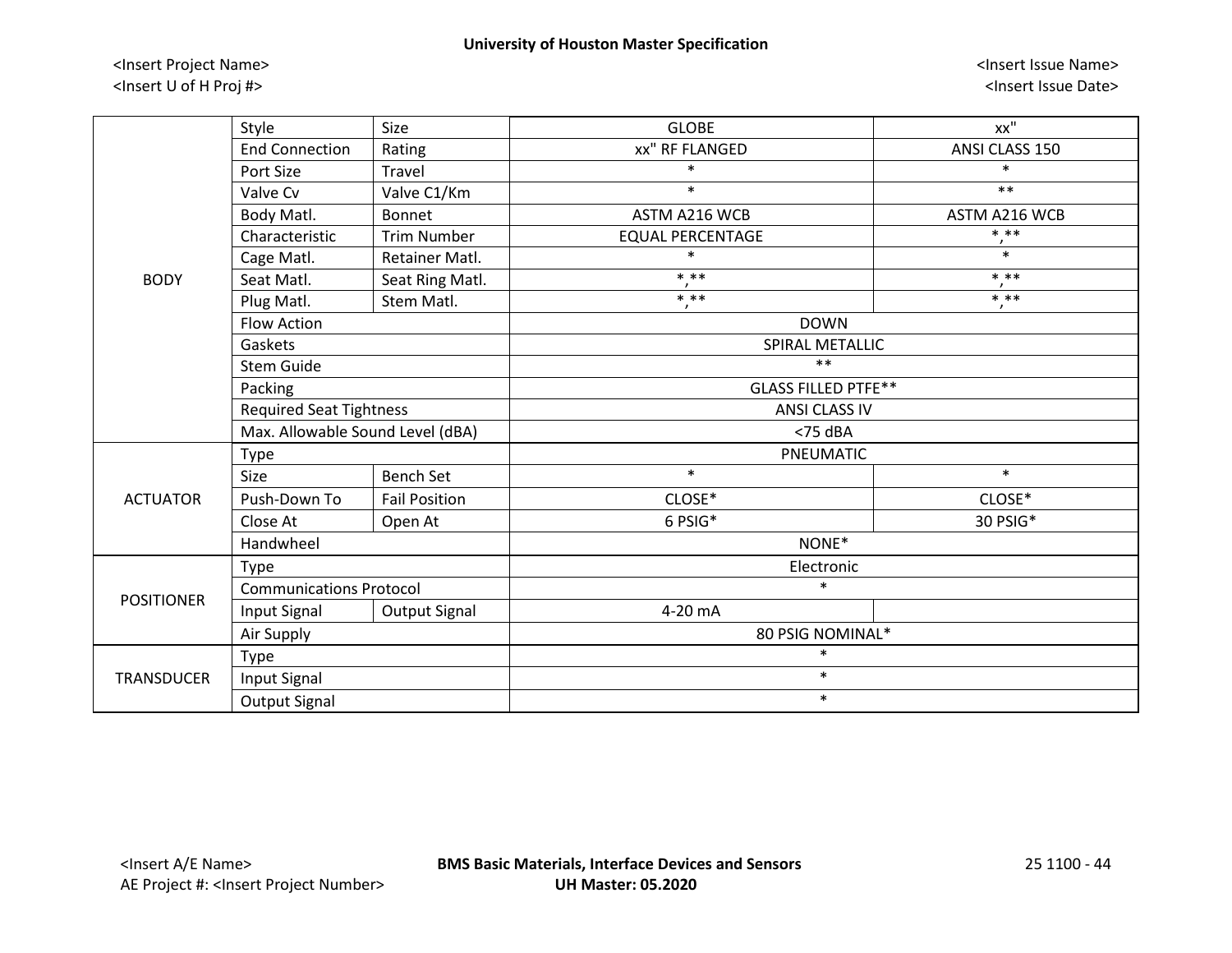| | | | | |
|---|---|---|---|---|
| BODY | Style | Size | GLOBE | xx" |
| | End Connection | Rating | xx" RF FLANGED | ANSI CLASS 150 |
| | Port Size | Travel | * | * |
| | Valve Cv | Valve C1/Km | * | ** |
| | Body Matl. | Bonnet | ASTM A216 WCB | ASTM A216 WCB |
| | Characteristic | Trim Number | EQUAL PERCENTAGE | *,** |
| | Cage Matl. | Retainer Matl. | * | * |
| | Seat Matl. | Seat Ring Matl. | *,** | *,** |
| | Plug Matl. | Stem Matl. | *,** | *,** |
| | Flow Action | | DOWN | |
| | Gaskets | | SPIRAL METALLIC | |
| | Stem Guide | | ** | |
| | Packing | | GLASS FILLED PTFE** | |
| | Required Seat Tightness | | ANSI CLASS IV | |
| | Max. Allowable Sound Level (dBA) | | <75 dBA | |
| ACTUATOR | Type | | PNEUMATIC | |
| | Size | Bench Set | * | * |
| | Push-Down To | Fail Position | CLOSE* | CLOSE* |
| | Close At | Open At | 6 PSIG* | 30 PSIG* |
| | Handwheel | | NONE* | |
| POSITIONER | Type | | Electronic | |
| | Communications Protocol | | * | |
| | Input Signal | Output Signal | 4-20 mA | |
| | Air Supply | | 80 PSIG NOMINAL* | |
| TRANSDUCER | Type | | * | |
| | Input Signal | | * | |
| | Output Signal | | * | |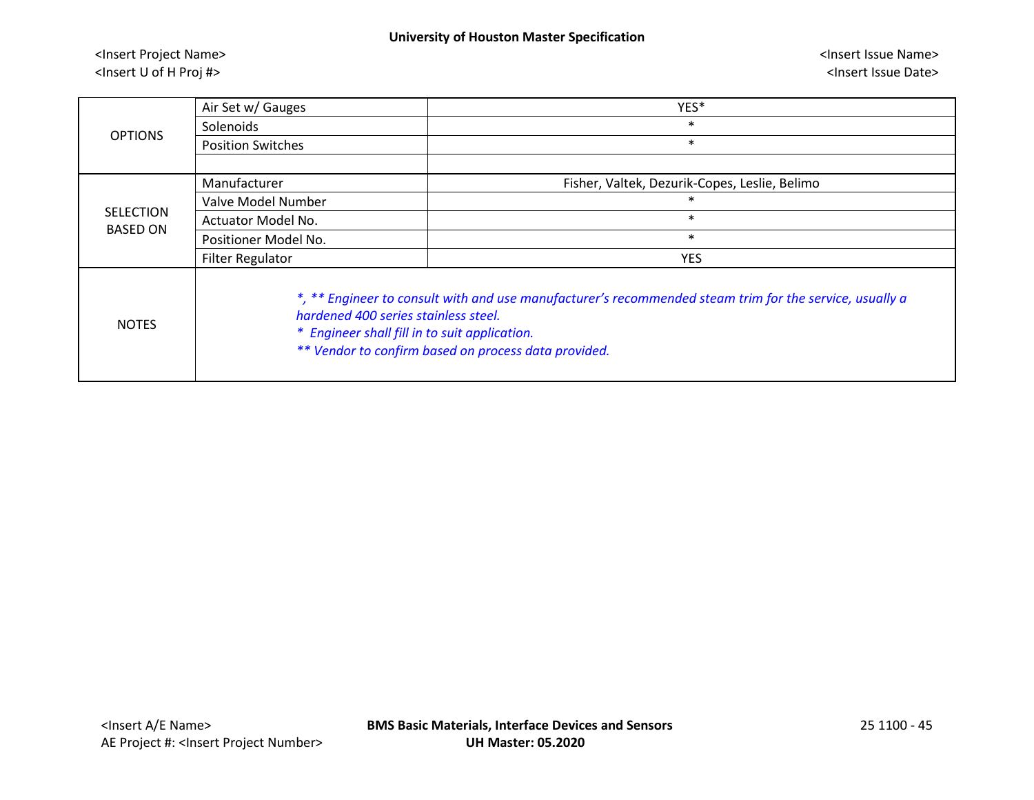| | | |
|---|---|---|
| OPTIONS | Air Set w/ Gauges | YES* |
| | Solenoids | * |
| | Position Switches | * |
| | | |
| SELECTION BASED ON | Manufacturer | Fisher, Valtek, Dezurik-Copes, Leslie, Belimo |
| | Valve Model Number | * |
| | Actuator Model No. | * |
| | Positioner Model No. | * |
| | Filter Regulator | YES |
| NOTES | *\*, \*\* Engineer to consult with and use manufacturer's recommended steam trim for the service, usually a hardened 400 series stainless steel.<br>\* Engineer shall fill in to suit application.<br>\*\* Vendor to confirm based on process data provided.* | |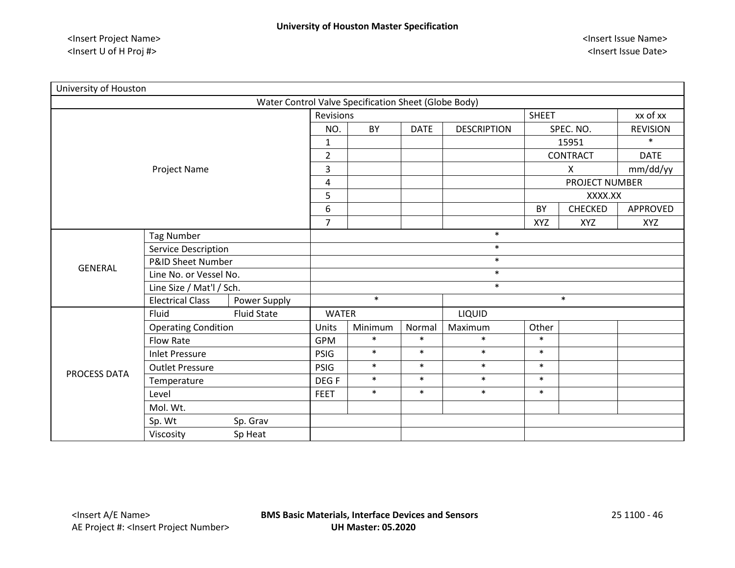| University of Houston | | | | | | | | | |
|---|---|---|---|---|---|---|---|---|---|
| Water Control Valve Specification Sheet (Globe Body) | | | | | | | | | |
| Project Name | | | Revisions | | | | SHEET | | xx of xx |
| | | | NO. | BY | DATE | DESCRIPTION | SPEC. NO. | | REVISION |
| | | | 1 | | | | 15951 | | * |
| | | | 2 | | | | CONTRACT | | DATE |
| | | | 3 | | | | X | | mm/dd/yy |
| | | | 4 | | | | PROJECT NUMBER | | |
| | | | 5 | | | | XXXX.XX | | |
| | | | 6 | | | | BY | CHECKED | APPROVED |
| | | | 7 | | | | XYZ | XYZ | XYZ |
| GENERAL | Tag Number | | * | | | | | | |
| | Service Description | | * | | | | | | |
| | P&ID Sheet Number | | * | | | | | | |
| | Line No. or Vessel No. | | * | | | | | | |
| | Line Size / Mat'l / Sch. | | * | | | | | | |
| | Electrical Class | Power Supply | * | | | * | | | |
| PROCESS DATA | Fluid | Fluid State | WATER | | | LIQUID | | | |
| | Operating Condition | | Units | Minimum | Normal | Maximum | Other | | |
| | Flow Rate | | GPM | * | * | * | * | | |
| | Inlet Pressure | | PSIG | * | * | * | * | | |
| | Outlet Pressure | | PSIG | * | * | * | * | | |
| | Temperature | | DEG F | * | * | * | * | | |
| | Level | | FEET | * | * | * | * | | |
| | Mol. Wt. | | | | | | | | |
| | Sp. Wt | Sp. Grav | | | | | | | |
| | Viscosity | Sp Heat | | | | | | | |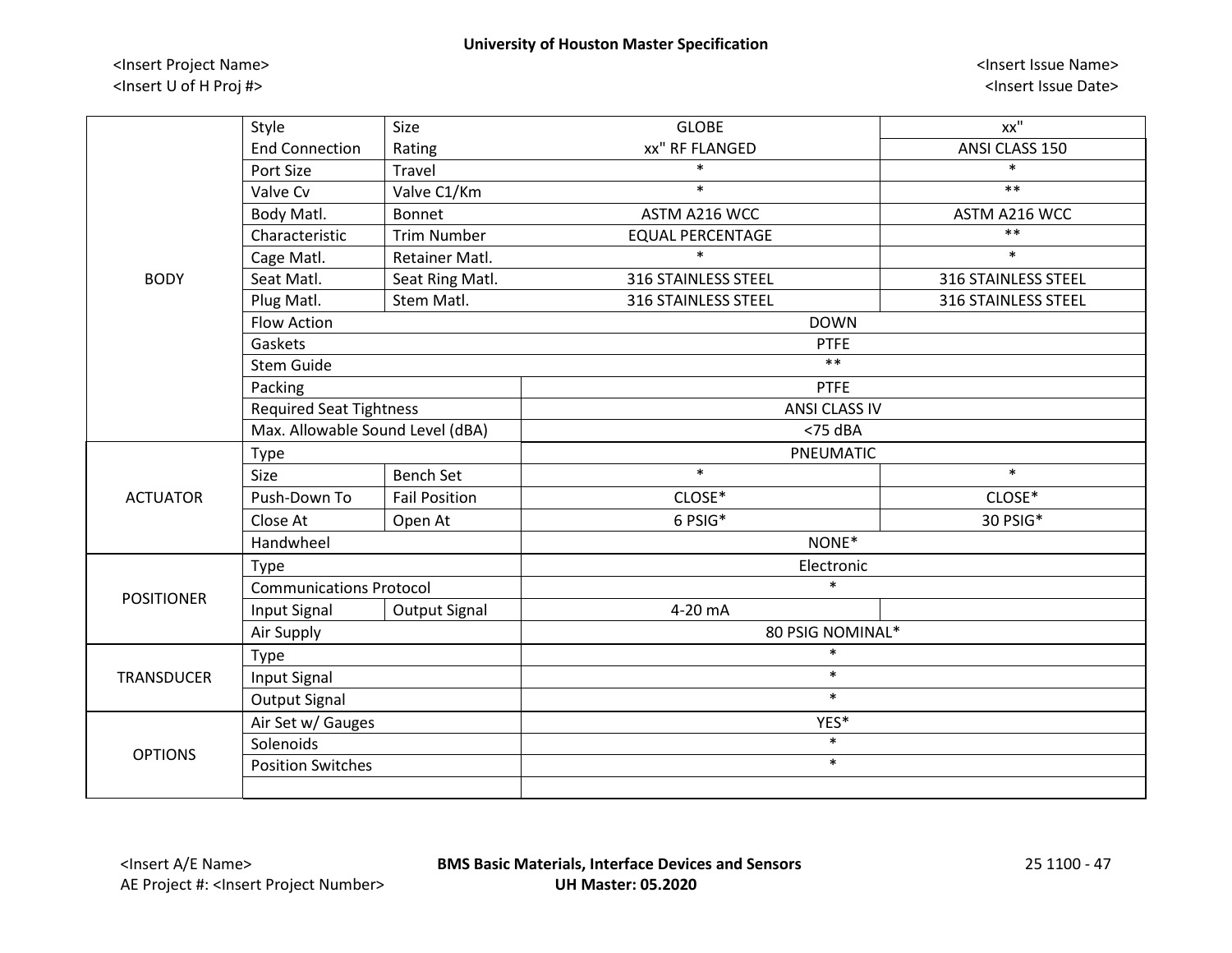| | | | | |
|---|---|---|---|---|
| BODY | Style | Size | GLOBE | xx" |
| | End Connection | Rating | xx" RF FLANGED | ANSI CLASS 150 |
| | Port Size | Travel | * | * |
| | Valve Cv | Valve C1/Km | * | ** |
| | Body Matl. | Bonnet | ASTM A216 WCC | ASTM A216 WCC |
| | Characteristic | Trim Number | EQUAL PERCENTAGE | ** |
| | Cage Matl. | Retainer Matl. | * | * |
| | Seat Matl. | Seat Ring Matl. | 316 STAINLESS STEEL | 316 STAINLESS STEEL |
| | Plug Matl. | Stem Matl. | 316 STAINLESS STEEL | 316 STAINLESS STEEL |
| | Flow Action | | DOWN | |
| | Gaskets | | PTFE | |
| | Stem Guide | | ** | |
| | Packing | | PTFE | |
| | Required Seat Tightness | | ANSI CLASS IV | |
| | Max. Allowable Sound Level (dBA) | | <75 dBA | |
| ACTUATOR | Type | | PNEUMATIC | |
| | Size | Bench Set | * | * |
| | Push-Down To | Fail Position | CLOSE* | CLOSE* |
| | Close At | Open At | 6 PSIG* | 30 PSIG* |
| | Handwheel | | NONE* | |
| POSITIONER | Type | | Electronic | |
| | Communications Protocol | | * | |
| | Input Signal | Output Signal | 4-20 mA | |
| | Air Supply | | 80 PSIG NOMINAL* | |
| TRANSDUCER | Type | | * | |
| | Input Signal | | * | |
| | Output Signal | | * | |
| OPTIONS | Air Set w/ Gauges | | YES* | |
| | Solenoids | | * | |
| | Position Switches | | * | |
| | | | | |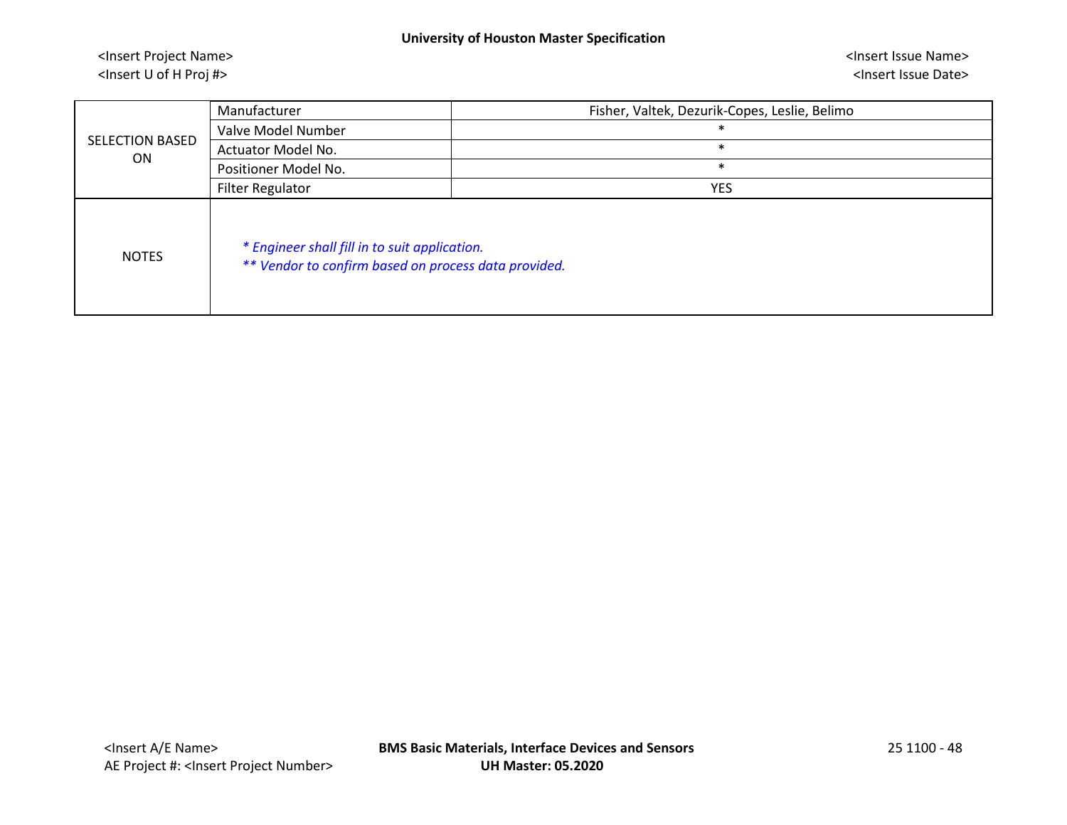| | | |
|---|---|---|
| SELECTION BASED ON | Manufacturer | Fisher, Valtek, Dezurik-Copes, Leslie, Belimo |
| | Valve Model Number | * |
| | Actuator Model No. | * |
| | Positioner Model No. | * |
| | Filter Regulator | YES |
| NOTES | *\* Engineer shall fill in to suit application.*<br>*\*\* Vendor to confirm based on process data provided.* | |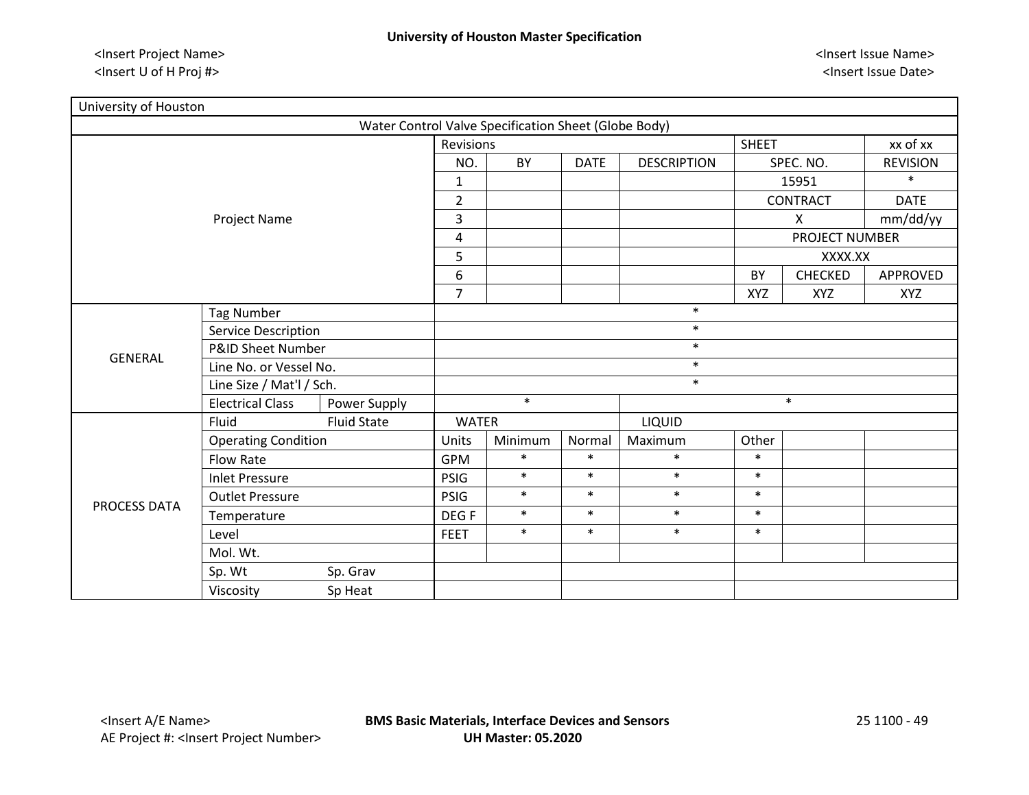| University of Houston | | | | | | | | | | |
|---|---|---|---|---|---|---|---|---|---|---|
| Water Control Valve Specification Sheet (Globe Body) | | | | | | | | | | |
| Project Name | | | Revisions | | | | SHEET | | | xx of xx |
| | | | NO. | BY | DATE | DESCRIPTION | SPEC. NO. | | | REVISION |
| | | | 1 | | | | 15951 | | | * |
| | | | 2 | | | | CONTRACT | | | DATE |
| | | | 3 | | | | X | | | mm/dd/yy |
| | | | 4 | | | | PROJECT NUMBER | | | |
| | | | 5 | | | | XXXX.XX | | | |
| | | | 6 | | | | BY | CHECKED | | APPROVED |
| | | | 7 | | | | XYZ | XYZ | | XYZ |
| GENERAL | Tag Number | | * | | | | | | | |
| | Service Description | | * | | | | | | | |
| | P&ID Sheet Number | | * | | | | | | | |
| | Line No. or Vessel No. | | * | | | | | | | |
| | Line Size / Mat'l / Sch. | | * | | | | | | | |
| | Electrical Class | Power Supply | * | | | * | | | | |
| PROCESS DATA | Fluid | Fluid State | WATER | | | LIQUID | | | | |
| | Operating Condition | | Units | Minimum | Normal | Maximum | Other | | | |
| | Flow Rate | | GPM | * | * | * | * | | | |
| | Inlet Pressure | | PSIG | * | * | * | * | | | |
| | Outlet Pressure | | PSIG | * | * | * | * | | | |
| | Temperature | | DEG F | * | * | * | * | | | |
| | Level | | FEET | * | * | * | * | | | |
| | Mol. Wt. | | | | | | | | | |
| | Sp. Wt | Sp. Grav | | | | | | | | |
| | Viscosity | Sp Heat | | | | | | | | |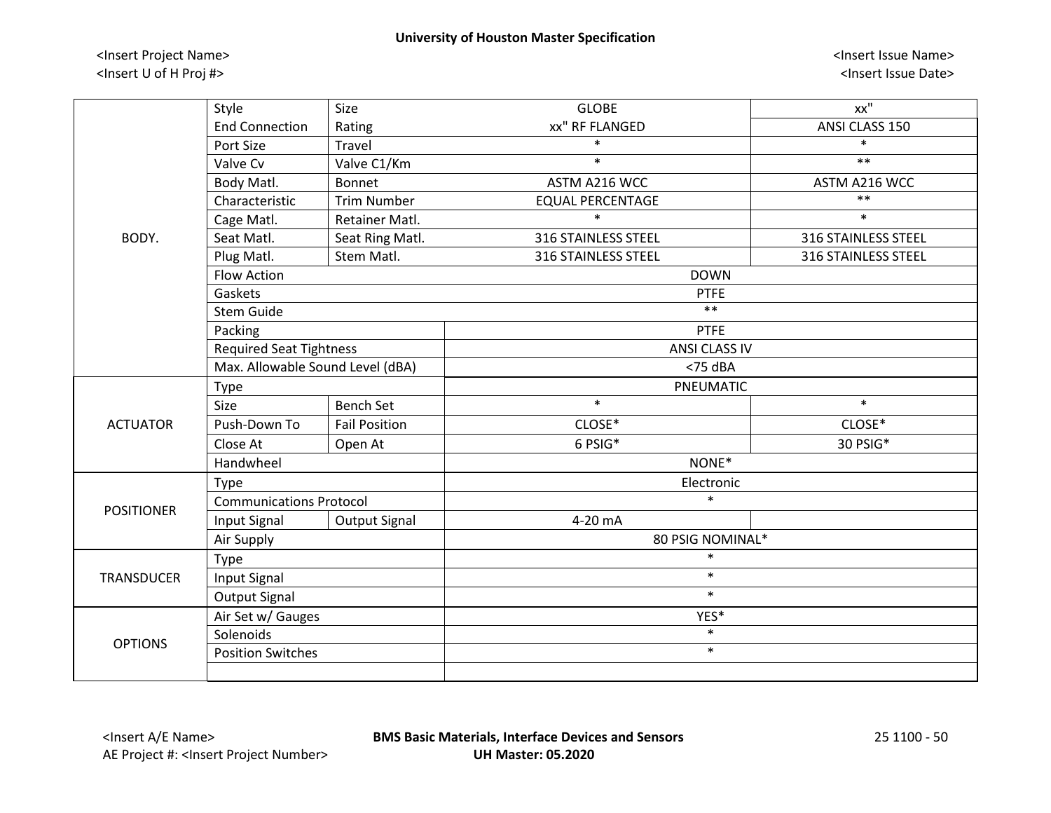| | | | | |
|---|---|---|---|---|
| BODY. | Style | Size | GLOBE | xx" |
| | End Connection | Rating | xx" RF FLANGED | ANSI CLASS 150 |
| | Port Size | Travel | * | * |
| | Valve Cv | Valve C1/Km | * | ** |
| | Body Matl. | Bonnet | ASTM A216 WCC | ASTM A216 WCC |
| | Characteristic | Trim Number | EQUAL PERCENTAGE | ** |
| | Cage Matl. | Retainer Matl. | * | * |
| | Seat Matl. | Seat Ring Matl. | 316 STAINLESS STEEL | 316 STAINLESS STEEL |
| | Plug Matl. | Stem Matl. | 316 STAINLESS STEEL | 316 STAINLESS STEEL |
| | Flow Action | | DOWN | |
| | Gaskets | | PTFE | |
| | Stem Guide | | ** | |
| | Packing | | PTFE | |
| | Required Seat Tightness | | ANSI CLASS IV | |
| | Max. Allowable Sound Level (dBA) | | <75 dBA | |
| ACTUATOR | Type | | PNEUMATIC | |
| | Size | Bench Set | * | * |
| | Push-Down To | Fail Position | CLOSE* | CLOSE* |
| | Close At | Open At | 6 PSIG* | 30 PSIG* |
| | Handwheel | | NONE* | |
| POSITIONER | Type | | Electronic | |
| | Communications Protocol | | * | |
| | Input Signal | Output Signal | 4-20 mA | |
| | Air Supply | | 80 PSIG NOMINAL* | |
| TRANSDUCER | Type | | * | |
| | Input Signal | | * | |
| | Output Signal | | * | |
| OPTIONS | Air Set w/ Gauges | | YES* | |
| | Solenoids | | * | |
| | Position Switches | | * | |
| | | | | |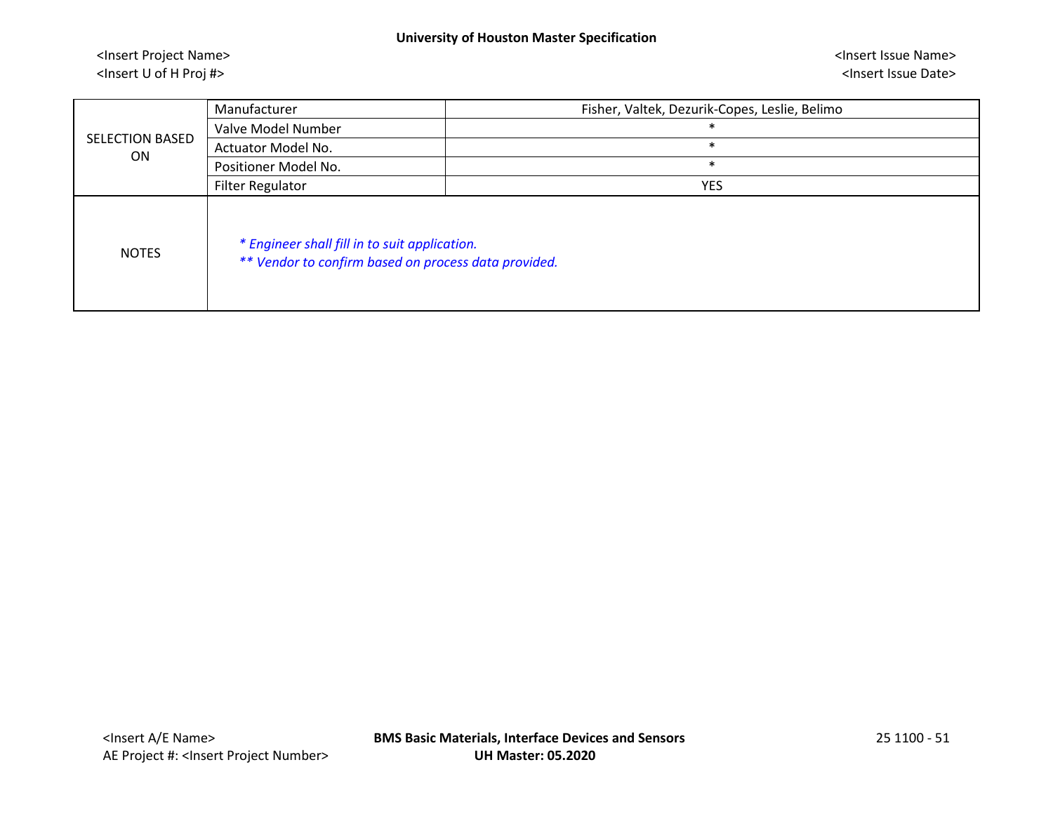| | | |
|---|---|---|
| SELECTION BASED ON | Manufacturer | Fisher, Valtek, Dezurik-Copes, Leslie, Belimo |
| | Valve Model Number | * |
| | Actuator Model No. | * |
| | Positioner Model No. | * |
| | Filter Regulator | YES |
| NOTES | *\* Engineer shall fill in to suit application.*<br>*\*\* Vendor to confirm based on process data provided.* | |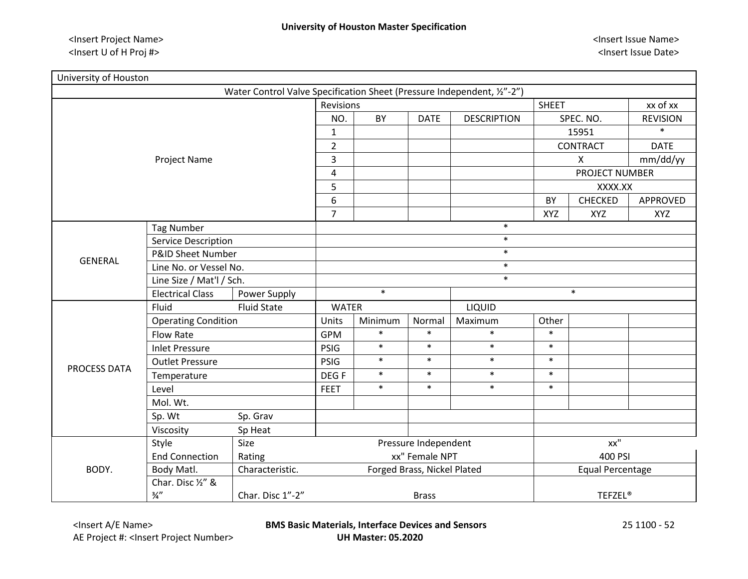| | | | | | | | | | |
|---|---|---|---|---|---|---|---|---|---|
| University of Houston | | | | | | | | | |
| Water Control Valve Specification Sheet (Pressure Independent, ½"-2") | | | | | | | | | |
| Project Name | | | Revisions | | | | SHEET | | xx of xx |
| | | | NO. | BY | DATE | DESCRIPTION | SPEC. NO. | | REVISION |
| | | | 1 | | | | 15951 | | * |
| | | | 2 | | | | CONTRACT | | DATE |
| | | | 3 | | | | X | | mm/dd/yy |
| | | | 4 | | | | PROJECT NUMBER | | |
| | | | 5 | | | | XXXX.XX | | |
| | | | 6 | | | | BY | CHECKED | APPROVED |
| | | | 7 | | | | XYZ | XYZ | XYZ |
| GENERAL | Tag Number | | * | | | | | | |
| | Service Description | | * | | | | | | |
| | P&ID Sheet Number | | * | | | | | | |
| | Line No. or Vessel No. | | * | | | | | | |
| | Line Size / Mat'l / Sch. | | * | | | | | | |
| | Electrical Class | Power Supply | * | | | * | | | |
| PROCESS DATA | Fluid | Fluid State | WATER | | | LIQUID | | | |
| | Operating Condition | | Units | Minimum | Normal | Maximum | Other | | |
| | Flow Rate | | GPM | * | * | * | * | | |
| | Inlet Pressure | | PSIG | * | * | * | * | | |
| | Outlet Pressure | | PSIG | * | * | * | * | | |
| | Temperature | | DEG F | * | * | * | * | | |
| | Level | | FEET | * | * | * | * | | |
| | Mol. Wt. | | | | | | | | |
| | Sp. Wt | Sp. Grav | | | | | | | |
| | Viscosity | Sp Heat | | | | | | | |
| BODY. | Style | Size | Pressure Independent | | | | xx" | | |
| | End Connection | Rating | xx" Female NPT | | | | 400 PSI | | |
| | Body Matl. | Characteristic. | Forged Brass, Nickel Plated | | | | Equal Percentage | | |
| | Char. Disc ½" & ¾" | Char. Disc 1"-2" | Brass | | | | TEFZEL® | | |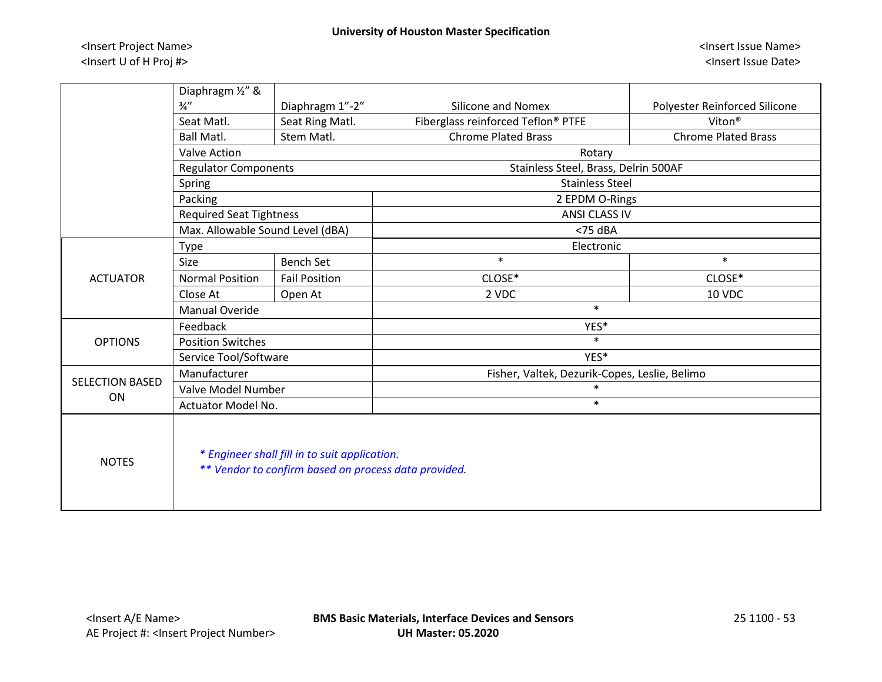| | | | | |
|---|---|---|---|---|
| | Diaphragm ½" & ¾" | Diaphragm 1"-2" | Silicone and Nomex | Polyester Reinforced Silicone |
| | Seat Matl. | Seat Ring Matl. | Fiberglass reinforced Teflon® PTFE | Viton® |
| | Ball Matl. | Stem Matl. | Chrome Plated Brass | Chrome Plated Brass |
| | Valve Action | | Rotary | |
| | Regulator Components | | Stainless Steel, Brass, Delrin 500AF | |
| | Spring | | Stainless Steel | |
| | Packing | | 2 EPDM O-Rings | |
| | Required Seat Tightness | | ANSI CLASS IV | |
| | Max. Allowable Sound Level (dBA) | | <75 dBA | |
| ACTUATOR | Type | | Electronic | |
| | Size | Bench Set | * | * |
| | Normal Position | Fail Position | CLOSE* | CLOSE* |
| | Close At | Open At | 2 VDC | 10 VDC |
| | Manual Overide | | * | |
| OPTIONS | Feedback | | YES* | |
| | Position Switches | | * | |
| | Service Tool/Software | | YES* | |
| SELECTION BASED ON | Manufacturer | | Fisher, Valtek, Dezurik-Copes, Leslie, Belimo | |
| | Valve Model Number | | * | |
| | Actuator Model No. | | * | |
| NOTES | *\* Engineer shall fill in to suit application.*<br>*\*\* Vendor to confirm based on process data provided.* | | | |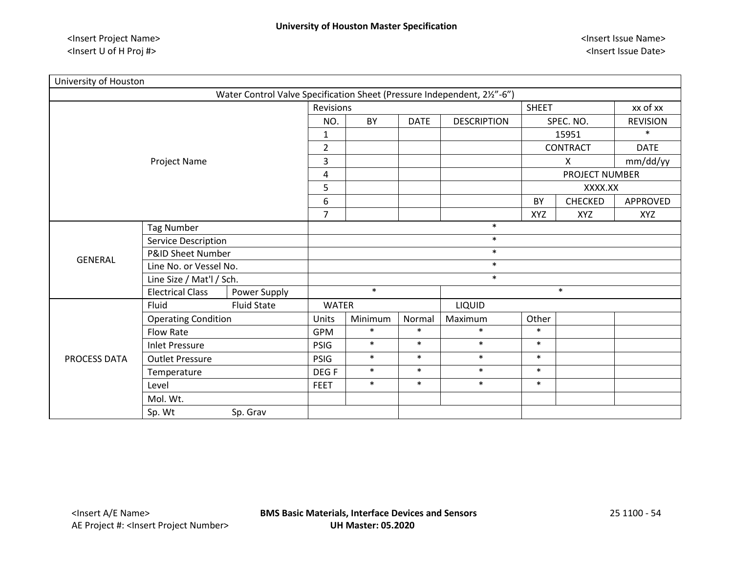| University of Houston | | | | | | | | | | |
|---|---|---|---|---|---|---|---|---|---|---|
| Water Control Valve Specification Sheet (Pressure Independent, 2½"-6") | | | | | | | | | | |
| Project Name | | | Revisions | | | | SHEET | | | xx of xx |
| | | | NO. | BY | DATE | DESCRIPTION | SPEC. NO. | | | REVISION |
| | | | 1 | | | | 15951 | | | * |
| | | | 2 | | | | CONTRACT | | | DATE |
| | | | 3 | | | | X | | | mm/dd/yy |
| | | | 4 | | | | PROJECT NUMBER | | | |
| | | | 5 | | | | XXXX.XX | | | |
| | | | 6 | | | | BY | CHECKED | | APPROVED |
| | | | 7 | | | | XYZ | XYZ | | XYZ |
| GENERAL | Tag Number | | * | | | | | | | |
| | Service Description | | * | | | | | | | |
| | P&ID Sheet Number | | * | | | | | | | |
| | Line No. or Vessel No. | | * | | | | | | | |
| | Line Size / Mat'l / Sch. | | * | | | | | | | |
| | Electrical Class | Power Supply | * | | | * | | | | |
| PROCESS DATA | Fluid | Fluid State | WATER | | | LIQUID | | | | |
| | Operating Condition | | Units | Minimum | Normal | Maximum | Other | | | |
| | Flow Rate | | GPM | * | * | * | * | | | |
| | Inlet Pressure | | PSIG | * | * | * | * | | | |
| | Outlet Pressure | | PSIG | * | * | * | * | | | |
| | Temperature | | DEG F | * | * | * | * | | | |
| | Level | | FEET | * | * | * | * | | | |
| | Mol. Wt. | | | | | | | | | |
| | Sp. Wt | Sp. Grav | | | | | | | | |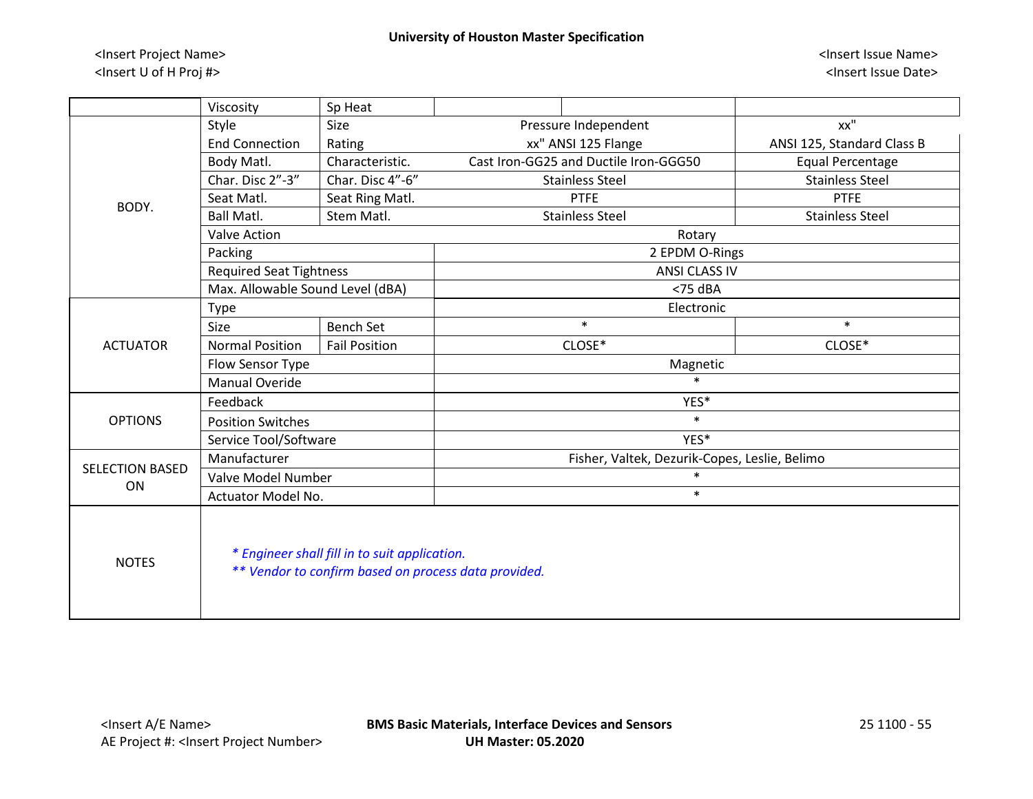| | | | | |
|---|---|---|---|---|
| | Viscosity | Sp Heat | | |
| BODY. | Style | Size | Pressure Independent | xx" |
| | End Connection | Rating | xx" ANSI 125 Flange | ANSI 125, Standard Class B |
| | Body Matl. | Characteristic. | Cast Iron-GG25 and Ductile Iron-GGG50 | Equal Percentage |
| | Char. Disc 2”-3” | Char. Disc 4”-6” | Stainless Steel | Stainless Steel |
| | Seat Matl. | Seat Ring Matl. | PTFE | PTFE |
| | Ball Matl. | Stem Matl. | Stainless Steel | Stainless Steel |
| | Valve Action | | Rotary | |
| | Packing | | 2 EPDM O-Rings | |
| | Required Seat Tightness | | ANSI CLASS IV | |
| | Max. Allowable Sound Level (dBA) | | <75 dBA | |
| ACTUATOR | Type | | Electronic | |
| | Size | Bench Set | * | * |
| | Normal Position | Fail Position | CLOSE* | CLOSE* |
| | Flow Sensor Type | | Magnetic | |
| | Manual Overide | | * | |
| OPTIONS | Feedback | | YES* | |
| | Position Switches | | * | |
| | Service Tool/Software | | YES* | |
| SELECTION BASED ON | Manufacturer | | Fisher, Valtek, Dezurik-Copes, Leslie, Belimo | |
| | Valve Model Number | | * | |
| | Actuator Model No. | | * | |
| NOTES | *\* Engineer shall fill in to suit application.*<br>*\*\* Vendor to confirm based on process data provided.* | | | |